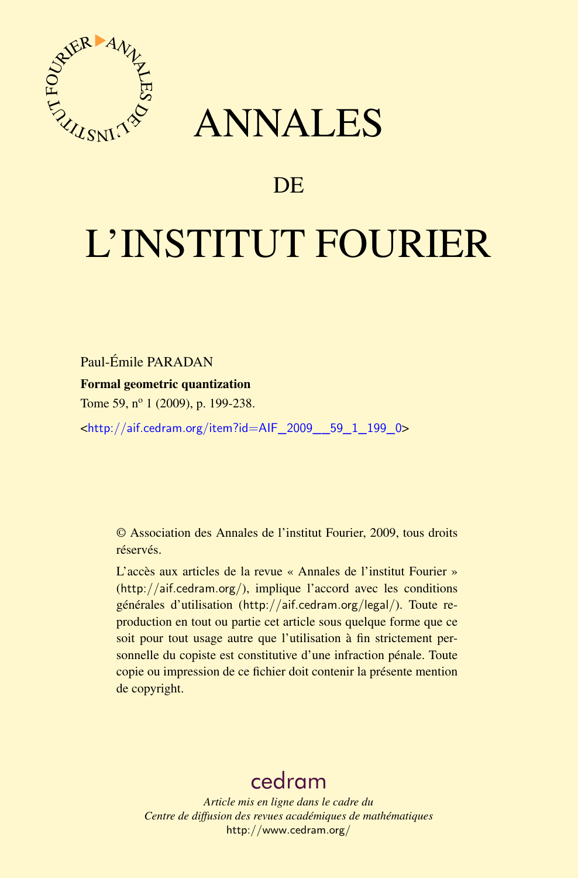# ANNALES

## DE

# L'INSTITUT FOURIER

Paul-Émile PARADAN

**Formal geometric quantization**

Tome 59, nº 1 (2009), p. 199-238.

<http://aif.cedram.org/item?id=AIF_2009__59_1_199_0>

© Association des Annales de l'institut Fourier, 2009, tous droits réservés.

L'accès aux articles de la revue « Annales de l'institut Fourier » (http://aif.cedram.org/), implique l'accord avec les conditions générales d'utilisation (http://aif.cedram.org/legal/). Toute reproduction en tout ou partie cet article sous quelque forme que ce soit pour tout usage autre que l'utilisation à fin strictement personnelle du copiste est constitutive d'une infraction pénale. Toute copie ou impression de ce fichier doit contenir la présente mention de copyright.

cedram

*Article mis en ligne dans le cadre du*
*Centre de diffusion des revues académiques de mathématiques*
http://www.cedram.org/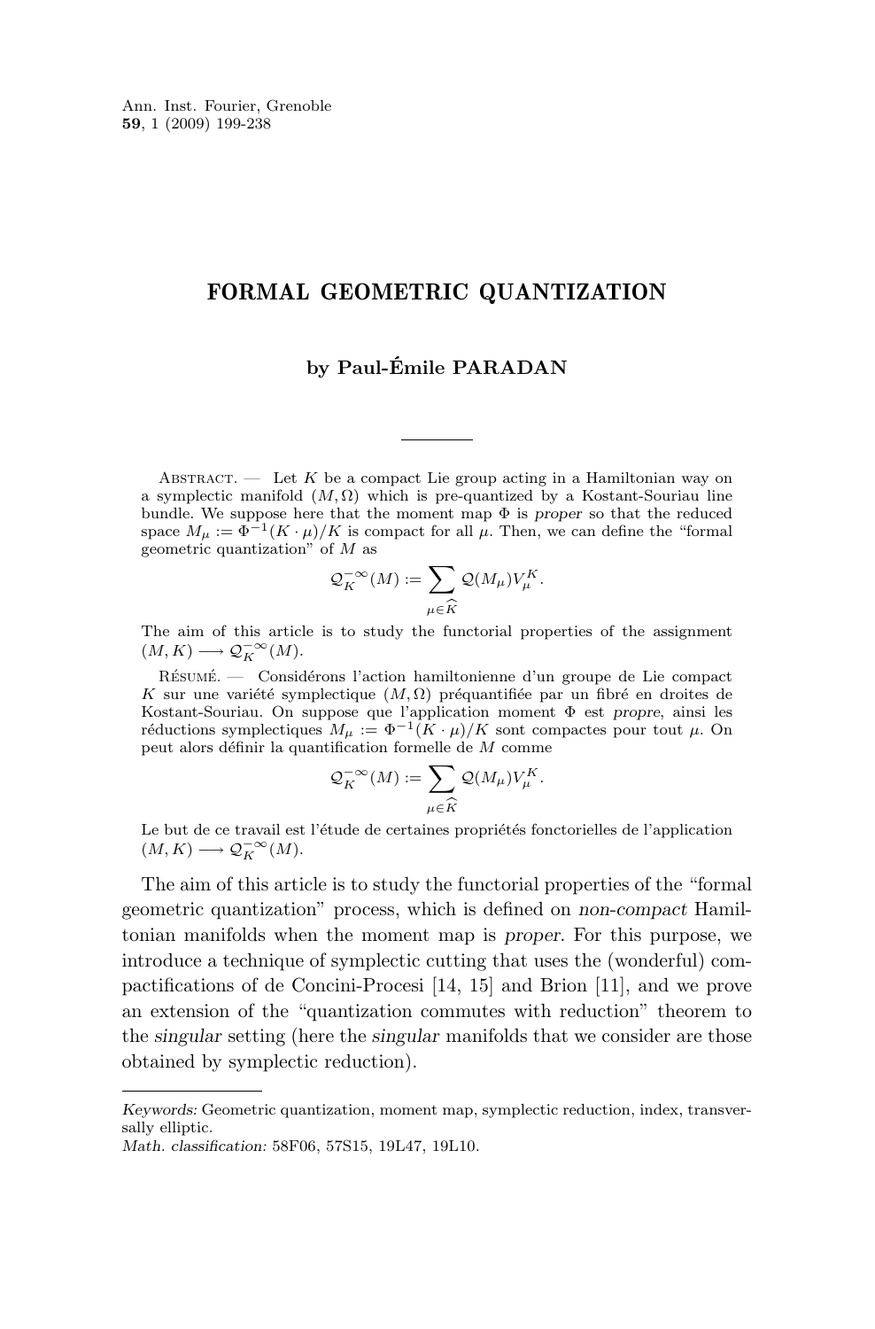Ann. Inst. Fourier, Grenoble
**59**, 1 (2009) 199-238

# FORMAL GEOMETRIC QUANTIZATION

**by Paul-Émile PARADAN**

Abstract. — Let $K$ be a compact Lie group acting in a Hamiltonian way on a symplectic manifold $(M,\Omega)$ which is pre-quantized by a Kostant-Souriau line bundle. We suppose here that the moment map $\Phi$ is *proper* so that the reduced space $M_\mu := \Phi^{-1}(K\cdot\mu)/K$ is compact for all $\mu$. Then, we can define the "formal geometric quantization" of $M$ as

$$\mathcal{Q}_K^{-\infty}(M) := \sum_{\mu\in\widehat{K}} \mathcal{Q}(M_\mu) V_\mu^K.$$

The aim of this article is to study the functorial properties of the assignment $(M,K) \longrightarrow \mathcal{Q}_K^{-\infty}(M)$.

Résumé. — Considérons l'action hamiltonienne d'un groupe de Lie compact $K$ sur une variété symplectique $(M,\Omega)$ préquantifiée par un fibré en droites de Kostant-Souriau. On suppose que l'application moment $\Phi$ est *propre*, ainsi les réductions symplectiques $M_\mu := \Phi^{-1}(K\cdot\mu)/K$ sont compactes pour tout $\mu$. On peut alors définir la quantification formelle de $M$ comme

$$\mathcal{Q}_K^{-\infty}(M) := \sum_{\mu\in\widehat{K}} \mathcal{Q}(M_\mu) V_\mu^K.$$

Le but de ce travail est l'étude de certaines propriétés fonctorielles de l'application $(M,K) \longrightarrow \mathcal{Q}_K^{-\infty}(M)$.

The aim of this article is to study the functorial properties of the "formal geometric quantization" process, which is defined on *non-compact* Hamiltonian manifolds when the moment map is *proper*. For this purpose, we introduce a technique of symplectic cutting that uses the (wonderful) compactifications of de Concini-Procesi [14, 15] and Brion [11], and we prove an extension of the "quantization commutes with reduction" theorem to the *singular* setting (here the *singular* manifolds that we consider are those obtained by symplectic reduction).

*Keywords:* Geometric quantization, moment map, symplectic reduction, index, transversally elliptic.
*Math. classification:* 58F06, 57S15, 19L47, 19L10.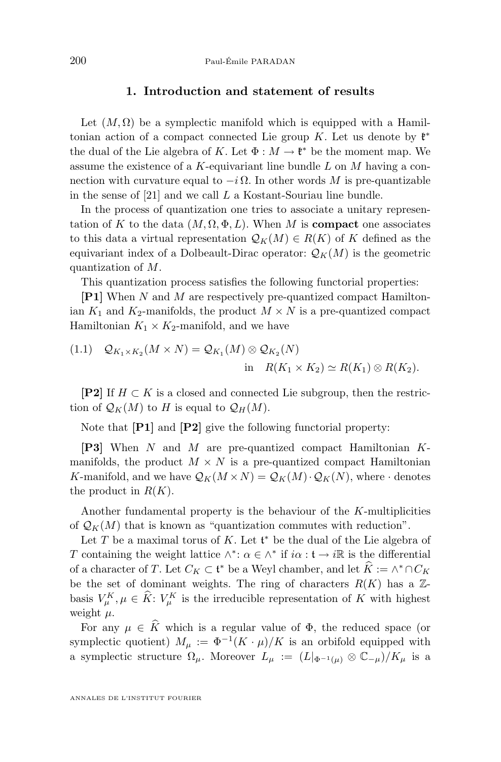## 1. Introduction and statement of results

Let $(M, \Omega)$ be a symplectic manifold which is equipped with a Hamiltonian action of a compact connected Lie group $K$. Let us denote by $\mathfrak{k}^*$ the dual of the Lie algebra of $K$. Let $\Phi : M \to \mathfrak{k}^*$ be the moment map. We assume the existence of a $K$-equivariant line bundle $L$ on $M$ having a connection with curvature equal to $-i\,\Omega$. In other words $M$ is pre-quantizable in the sense of [21] and we call $L$ a Kostant-Souriau line bundle.

In the process of quantization one tries to associate a unitary representation of $K$ to the data $(M, \Omega, \Phi, L)$. When $M$ is **compact** one associates to this data a virtual representation $\mathcal{Q}_K(M) \in R(K)$ of $K$ defined as the equivariant index of a Dolbeault-Dirac operator: $\mathcal{Q}_K(M)$ is the geometric quantization of $M$.

This quantization process satisfies the following functorial properties:

**[P1]** When $N$ and $M$ are respectively pre-quantized compact Hamiltonian $K_1$ and $K_2$-manifolds, the product $M \times N$ is a pre-quantized compact Hamiltonian $K_1 \times K_2$-manifold, and we have

$$(1.1) \quad \mathcal{Q}_{K_1\times K_2}(M \times N) = \mathcal{Q}_{K_1}(M) \otimes \mathcal{Q}_{K_2}(N) \quad \text{in} \quad R(K_1 \times K_2) \simeq R(K_1) \otimes R(K_2).$$

**[P2]** If $H \subset K$ is a closed and connected Lie subgroup, then the restriction of $\mathcal{Q}_K(M)$ to $H$ is equal to $\mathcal{Q}_H(M)$.

Note that **[P1]** and **[P2]** give the following functorial property:

**[P3]** When $N$ and $M$ are pre-quantized compact Hamiltonian $K$-manifolds, the product $M \times N$ is a pre-quantized compact Hamiltonian $K$-manifold, and we have $\mathcal{Q}_K(M \times N) = \mathcal{Q}_K(M) \cdot \mathcal{Q}_K(N)$, where $\cdot$ denotes the product in $R(K)$.

Another fundamental property is the behaviour of the $K$-multiplicities of $\mathcal{Q}_K(M)$ that is known as "quantization commutes with reduction".

Let $T$ be a maximal torus of $K$. Let $\mathfrak{t}^*$ be the dual of the Lie algebra of $T$ containing the weight lattice $\wedge^*$: $\alpha \in \wedge^*$ if $i\alpha : \mathfrak{t} \to i\mathbb{R}$ is the differential of a character of $T$. Let $C_K \subset \mathfrak{t}^*$ be a Weyl chamber, and let $\widehat{K} := \wedge^* \cap C_K$ be the set of dominant weights. The ring of characters $R(K)$ has a $\mathbb{Z}$-basis $V^K_\mu, \mu \in \widehat{K}$: $V^K_\mu$ is the irreducible representation of $K$ with highest weight $\mu$.

For any $\mu \in \widehat{K}$ which is a regular value of $\Phi$, the reduced space (or symplectic quotient) $M_\mu := \Phi^{-1}(K \cdot \mu)/K$ is an orbifold equipped with a symplectic structure $\Omega_\mu$. Moreover $L_\mu := (L|_{\Phi^{-1}(\mu)} \otimes \mathbb{C}_{-\mu})/K_\mu$ is a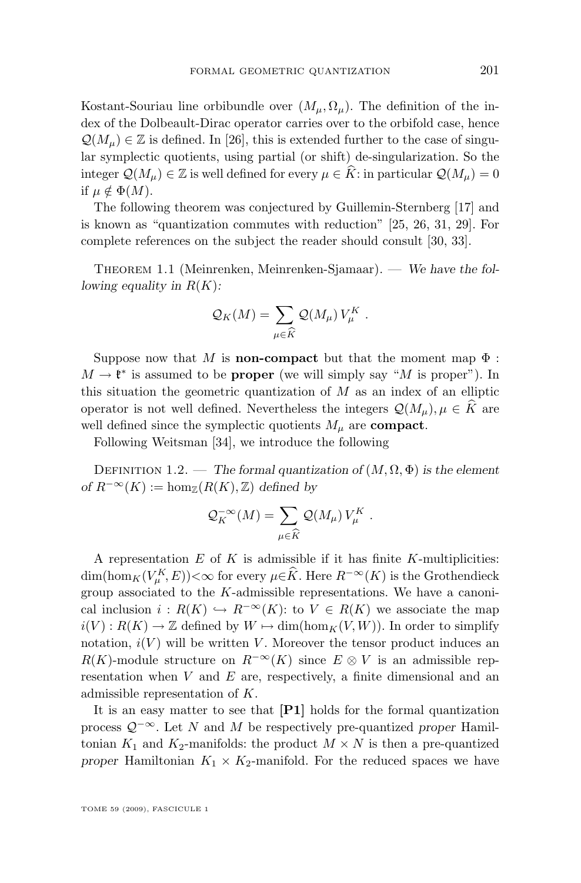Kostant-Souriau line orbibundle over $(M_\mu, \Omega_\mu)$. The definition of the index of the Dolbeault-Dirac operator carries over to the orbifold case, hence $\mathcal{Q}(M_\mu) \in \mathbb{Z}$ is defined. In [26], this is extended further to the case of singular symplectic quotients, using partial (or shift) de-singularization. So the integer $\mathcal{Q}(M_\mu) \in \mathbb{Z}$ is well defined for every $\mu \in \widehat{K}$: in particular $\mathcal{Q}(M_\mu) = 0$ if $\mu \notin \Phi(M)$.

The following theorem was conjectured by Guillemin-Sternberg [17] and is known as "quantization commutes with reduction" [25, 26, 31, 29]. For complete references on the subject the reader should consult [30, 33].

Theorem 1.1 (Meinrenken, Meinrenken-Sjamaar). — *We have the following equality in $R(K)$:*

$$\mathcal{Q}_K(M) = \sum_{\mu \in \widehat{K}} \mathcal{Q}(M_\mu)\, V_\mu^K \ .$$

Suppose now that $M$ is **non-compact** but that the moment map $\Phi : M \to \mathfrak{k}^*$ is assumed to be **proper** (we will simply say "$M$ is proper"). In this situation the geometric quantization of $M$ as an index of an elliptic operator is not well defined. Nevertheless the integers $\mathcal{Q}(M_\mu), \mu \in \widehat{K}$ are well defined since the symplectic quotients $M_\mu$ are **compact**.

Following Weitsman [34], we introduce the following

Definition 1.2. — *The formal quantization of $(M, \Omega, \Phi)$ is the element of $R^{-\infty}(K) := \hom_{\mathbb{Z}}(R(K), \mathbb{Z})$ defined by*

$$\mathcal{Q}_K^{-\infty}(M) = \sum_{\mu \in \widehat{K}} \mathcal{Q}(M_\mu)\, V_\mu^K \ .$$

A representation $E$ of $K$ is admissible if it has finite $K$-multiplicities: $\dim(\hom_K(V_\mu^K, E)) < \infty$ for every $\mu \in \widehat{K}$. Here $R^{-\infty}(K)$ is the Grothendieck group associated to the $K$-admissible representations. We have a canonical inclusion $i : R(K) \hookrightarrow R^{-\infty}(K)$: to $V \in R(K)$ we associate the map $i(V) : R(K) \to \mathbb{Z}$ defined by $W \mapsto \dim(\hom_K(V, W))$. In order to simplify notation, $i(V)$ will be written $V$. Moreover the tensor product induces an $R(K)$-module structure on $R^{-\infty}(K)$ since $E \otimes V$ is an admissible representation when $V$ and $E$ are, respectively, a finite dimensional and an admissible representation of $K$.

It is an easy matter to see that **[P1]** holds for the formal quantization process $\mathcal{Q}^{-\infty}$. Let $N$ and $M$ be respectively pre-quantized *proper* Hamiltonian $K_1$ and $K_2$-manifolds: the product $M \times N$ is then a pre-quantized *proper* Hamiltonian $K_1 \times K_2$-manifold. For the reduced spaces we have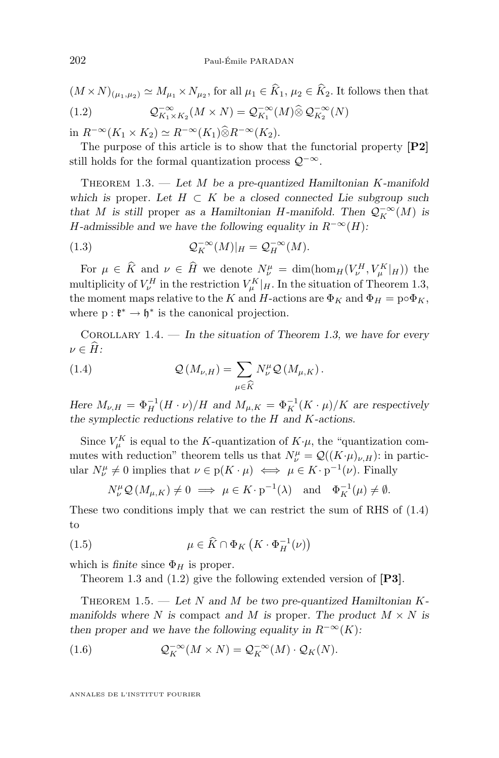$(M\times N)_{(\mu_1,\mu_2)}\simeq M_{\mu_1}\times N_{\mu_2}$, for all $\mu_1\in\widehat{K}_1$, $\mu_2\in\widehat{K}_2$. It follows then that

$$\mathcal{Q}^{-\infty}_{K_1\times K_2}(M\times N)=\mathcal{Q}^{-\infty}_{K_1}(M)\widehat{\otimes}\,\mathcal{Q}^{-\infty}_{K_2}(N) \tag{1.2}$$

in $R^{-\infty}(K_1\times K_2)\simeq R^{-\infty}(K_1)\widehat{\otimes}R^{-\infty}(K_2)$.

The purpose of this article is to show that the functorial property **[P2]** still holds for the formal quantization process $\mathcal{Q}^{-\infty}$.

Theorem 1.3. — *Let $M$ be a pre-quantized Hamiltonian $K$-manifold which is* proper. *Let $H\subset K$ be a closed connected Lie subgroup such that $M$ is still* proper *as a Hamiltonian $H$-manifold. Then $\mathcal{Q}^{-\infty}_K(M)$ is $H$-admissible and we have the following equality in $R^{-\infty}(H)$:*

$$\mathcal{Q}^{-\infty}_K(M)|_H=\mathcal{Q}^{-\infty}_H(M). \tag{1.3}$$

For $\mu\in\widehat{K}$ and $\nu\in\widehat{H}$ we denote $N^\mu_\nu=\dim(\hom_H(V^H_\nu,V^K_\mu|_H))$ the multiplicity of $V^H_\nu$ in the restriction $V^K_\mu|_H$. In the situation of Theorem 1.3, the moment maps relative to the $K$ and $H$-actions are $\Phi_K$ and $\Phi_H=\mathrm{p}\circ\Phi_K$, where $\mathrm{p}:\mathfrak{k}^*\to\mathfrak{h}^*$ is the canonical projection.

Corollary 1.4. — *In the situation of Theorem 1.3, we have for every $\nu\in\widehat{H}$:*

$$\mathcal{Q}\left(M_{\nu,H}\right)=\sum_{\mu\in\widehat{K}}N^\mu_\nu\,\mathcal{Q}\left(M_{\mu,K}\right). \tag{1.4}$$

*Here $M_{\nu,H}=\Phi_H^{-1}(H\cdot\nu)/H$ and $M_{\mu,K}=\Phi_K^{-1}(K\cdot\mu)/K$ are respectively the symplectic reductions relative to the $H$ and $K$-actions.*

Since $V^K_\mu$ is equal to the $K$-quantization of $K\cdot\mu$, the "quantization commutes with reduction" theorem tells us that $N^\mu_\nu=\mathcal{Q}((K\cdot\mu)_{\nu,H})$: in particular $N^\mu_\nu\neq 0$ implies that $\nu\in\mathrm{p}(K\cdot\mu)\iff\mu\in K\cdot\mathrm{p}^{-1}(\nu)$. Finally

$$N^\mu_\nu\,\mathcal{Q}\left(M_{\mu,K}\right)\neq 0\implies \mu\in K\cdot\mathrm{p}^{-1}(\lambda)\quad\text{and}\quad \Phi_K^{-1}(\mu)\neq\emptyset.$$

These two conditions imply that we can restrict the sum of RHS of (1.4) to

$$\mu\in\widehat{K}\cap\Phi_K\left(K\cdot\Phi_H^{-1}(\nu)\right) \tag{1.5}$$

which is *finite* since $\Phi_H$ is proper.

Theorem 1.3 and (1.2) give the following extended version of **[P3]**.

Theorem 1.5. — *Let $N$ and $M$ be two pre-quantized Hamiltonian $K$-manifolds where $N$ is* compact *and $M$ is* proper. *The product $M\times N$ is then proper and we have the following equality in $R^{-\infty}(K)$:*

$$\mathcal{Q}^{-\infty}_K(M\times N)=\mathcal{Q}^{-\infty}_K(M)\cdot\mathcal{Q}_K(N). \tag{1.6}$$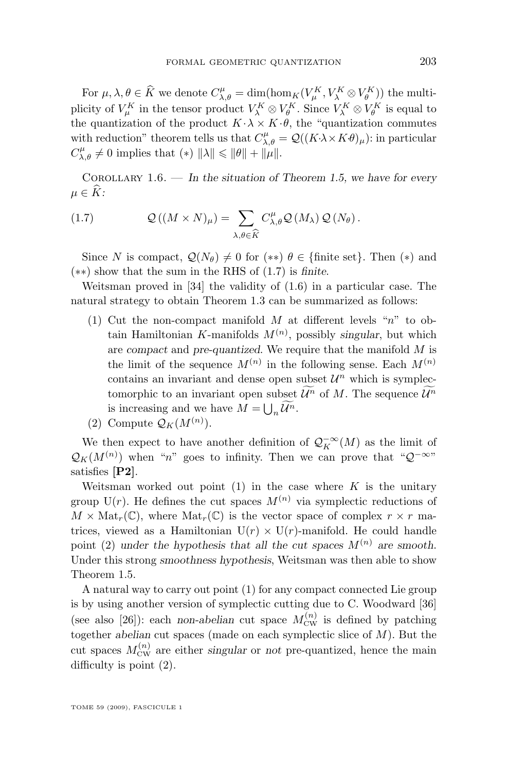For $\mu, \lambda, \theta \in \widehat{K}$ we denote $C^{\mu}_{\lambda,\theta} = \dim(\hom_K(V^K_\mu, V^K_\lambda \otimes V^K_\theta))$ the multiplicity of $V^K_\mu$ in the tensor product $V^K_\lambda \otimes V^K_\theta$. Since $V^K_\lambda \otimes V^K_\theta$ is equal to the quantization of the product $K\cdot\lambda \times K\cdot\theta$, the "quantization commutes with reduction" theorem tells us that $C^{\mu}_{\lambda,\theta} = \mathcal{Q}((K\cdot\lambda \times K\cdot\theta)_\mu)$: in particular $C^{\mu}_{\lambda,\theta} \neq 0$ implies that $(*)$ $\|\lambda\| \leqslant \|\theta\| + \|\mu\|$.

Corollary 1.6. — *In the situation of Theorem 1.5, we have for every $\mu \in \widehat{K}$:*

$$\mathcal{Q}\left((M \times N)_\mu\right) = \sum_{\lambda,\theta \in \widehat{K}} C^{\mu}_{\lambda,\theta} \mathcal{Q}\left(M_\lambda\right) \mathcal{Q}\left(N_\theta\right). \tag{1.7}$$

Since $N$ is compact, $\mathcal{Q}(N_\theta) \neq 0$ for $(**)$ $\theta \in \{\text{finite set}\}$. Then $(*)$ and $(**)$ show that the sum in the RHS of (1.7) is *finite*.

Weitsman proved in [34] the validity of (1.6) in a particular case. The natural strategy to obtain Theorem 1.3 can be summarized as follows:

1. Cut the non-compact manifold $M$ at different levels "$n$" to obtain Hamiltonian $K$-manifolds $M^{(n)}$, possibly *singular*, but which are *compact* and *pre-quantized*. We require that the manifold $M$ is the limit of the sequence $M^{(n)}$ in the following sense. Each $M^{(n)}$ contains an invariant and dense open subset $\mathcal{U}^n$ which is symplectomorphic to an invariant open subset $\widetilde{\mathcal{U}^n}$ of $M$. The sequence $\widetilde{\mathcal{U}^n}$ is increasing and we have $M = \bigcup_n \widetilde{\mathcal{U}^n}$.
2. Compute $\mathcal{Q}_K(M^{(n)})$.

We then expect to have another definition of $\mathcal{Q}^{-\infty}_K(M)$ as the limit of $\mathcal{Q}_K(M^{(n)})$ when "$n$" goes to infinity. Then we can prove that "$\mathcal{Q}^{-\infty}$" satisfies **[P2]**.

Weitsman worked out point (1) in the case where $K$ is the unitary group $\mathrm{U}(r)$. He defines the cut spaces $M^{(n)}$ via symplectic reductions of $M \times \mathrm{Mat}_r(\mathbb{C})$, where $\mathrm{Mat}_r(\mathbb{C})$ is the vector space of complex $r \times r$ matrices, viewed as a Hamiltonian $\mathrm{U}(r) \times \mathrm{U}(r)$-manifold. He could handle point (2) *under the hypothesis that all the cut spaces $M^{(n)}$ are smooth*. Under this strong *smoothness hypothesis*, Weitsman was then able to show Theorem 1.5.

A natural way to carry out point (1) for any compact connected Lie group is by using another version of symplectic cutting due to C. Woodward [36] (see also [26]): each *non-abelian* cut space $M^{(n)}_{\mathrm{CW}}$ is defined by patching together *abelian* cut spaces (made on each symplectic slice of $M$). But the cut spaces $M^{(n)}_{\mathrm{CW}}$ are either *singular* or *not* pre-quantized, hence the main difficulty is point (2).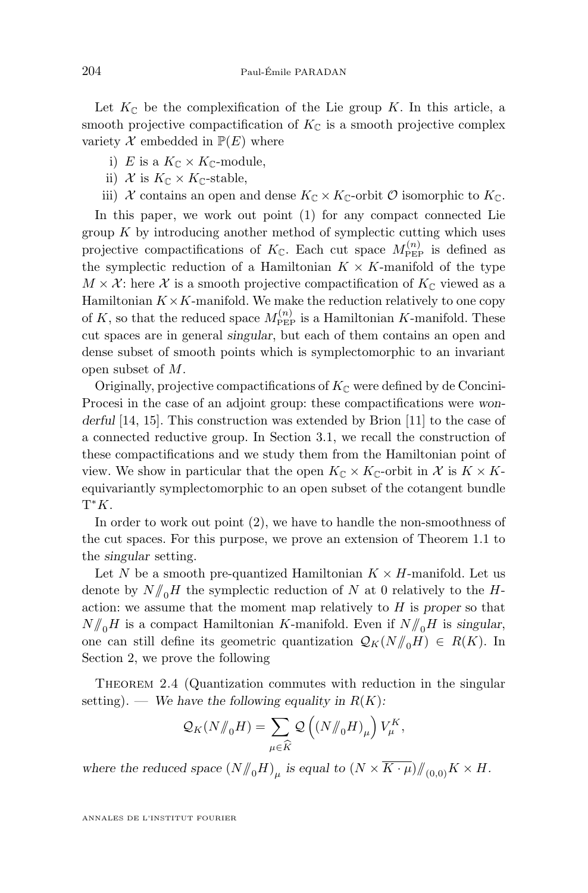Let $K_{\mathbb{C}}$ be the complexification of the Lie group $K$. In this article, a smooth projective compactification of $K_{\mathbb{C}}$ is a smooth projective complex variety $\mathcal{X}$ embedded in $\mathbb{P}(E)$ where

i) $E$ is a $K_{\mathbb{C}} \times K_{\mathbb{C}}$-module,

ii) $\mathcal{X}$ is $K_{\mathbb{C}} \times K_{\mathbb{C}}$-stable,

iii) $\mathcal{X}$ contains an open and dense $K_{\mathbb{C}} \times K_{\mathbb{C}}$-orbit $\mathcal{O}$ isomorphic to $K_{\mathbb{C}}$.

In this paper, we work out point (1) for any compact connected Lie group $K$ by introducing another method of symplectic cutting which uses projective compactifications of $K_{\mathbb{C}}$. Each cut space $M^{(n)}_{\rm PEP}$ is defined as the symplectic reduction of a Hamiltonian $K \times K$-manifold of the type $M \times \mathcal{X}$: here $\mathcal{X}$ is a smooth projective compactification of $K_{\mathbb{C}}$ viewed as a Hamiltonian $K \times K$-manifold. We make the reduction relatively to one copy of $K$, so that the reduced space $M^{(n)}_{\rm PEP}$ is a Hamiltonian $K$-manifold. These cut spaces are in general *singular*, but each of them contains an open and dense subset of smooth points which is symplectomorphic to an invariant open subset of $M$.

Originally, projective compactifications of $K_{\mathbb{C}}$ were defined by de Concini-Procesi in the case of an adjoint group: these compactifications were *wonderful* [14, 15]. This construction was extended by Brion [11] to the case of a connected reductive group. In Section 3.1, we recall the construction of these compactifications and we study them from the Hamiltonian point of view. We show in particular that the open $K_{\mathbb{C}} \times K_{\mathbb{C}}$-orbit in $\mathcal{X}$ is $K \times K$-equivariantly symplectomorphic to an open subset of the cotangent bundle $\mathrm{T}^*K$.

In order to work out point (2), we have to handle the non-smoothness of the cut spaces. For this purpose, we prove an extension of Theorem 1.1 to the *singular* setting.

Let $N$ be a smooth pre-quantized Hamiltonian $K \times H$-manifold. Let us denote by $N/\!\!/_0 H$ the symplectic reduction of $N$ at 0 relatively to the $H$-action: we assume that the moment map relatively to $H$ is *proper* so that $N/\!\!/_0 H$ is a compact Hamiltonian $K$-manifold. Even if $N/\!\!/_0 H$ is *singular*, one can still define its geometric quantization $\mathcal{Q}_K(N/\!\!/_0 H) \in R(K)$. In Section 2, we prove the following

Theorem 2.4 (Quantization commutes with reduction in the singular setting). — *We have the following equality in $R(K)$:*

$$\mathcal{Q}_K(N/\!\!/_0 H) = \sum_{\mu \in \widehat{K}} \mathcal{Q}\left( (N/\!\!/_0 H)_\mu \right) V^K_\mu,$$

*where the reduced space $(N/\!\!/_0 H)_\mu$ is equal to $(N \times \overline{K \cdot \mu})/\!\!/_{(0,0)} K \times H$.*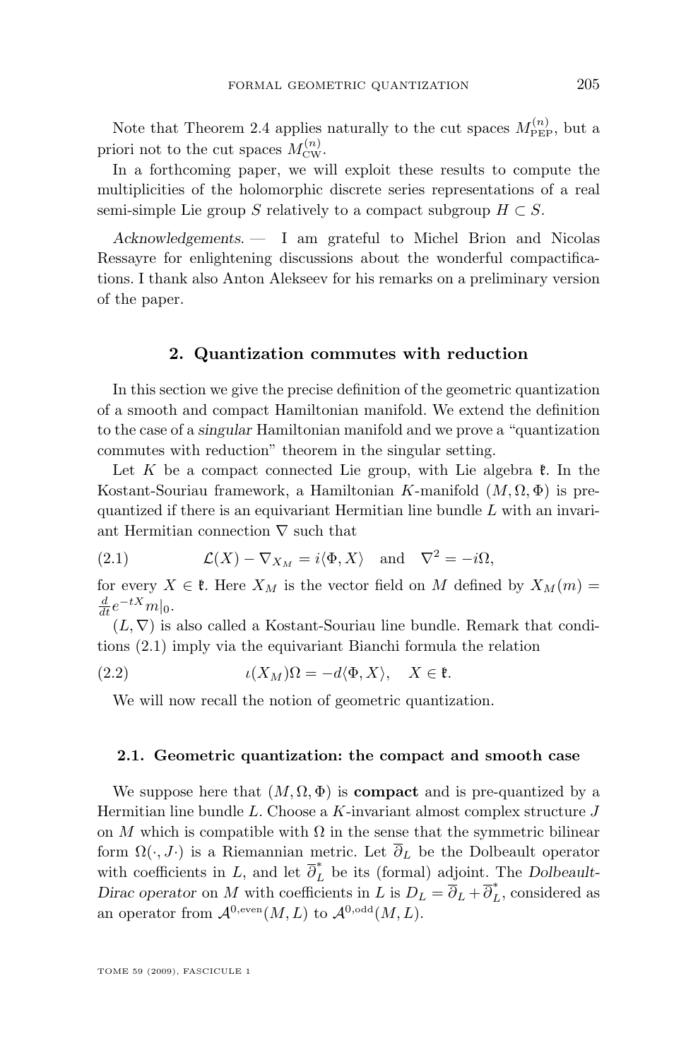Note that Theorem 2.4 applies naturally to the cut spaces $M^{(n)}_{\mathrm{PEP}}$, but a priori not to the cut spaces $M^{(n)}_{\mathrm{CW}}$.

In a forthcoming paper, we will exploit these results to compute the multiplicities of the holomorphic discrete series representations of a real semi-simple Lie group $S$ relatively to a compact subgroup $H \subset S$.

*Acknowledgements.* — I am grateful to Michel Brion and Nicolas Ressayre for enlightening discussions about the wonderful compactifications. I thank also Anton Alekseev for his remarks on a preliminary version of the paper.

## 2. Quantization commutes with reduction

In this section we give the precise definition of the geometric quantization of a smooth and compact Hamiltonian manifold. We extend the definition to the case of a *singular* Hamiltonian manifold and we prove a "quantization commutes with reduction" theorem in the singular setting.

Let $K$ be a compact connected Lie group, with Lie algebra $\mathfrak{k}$. In the Kostant-Souriau framework, a Hamiltonian $K$-manifold $(M, \Omega, \Phi)$ is prequantized if there is an equivariant Hermitian line bundle $L$ with an invariant Hermitian connection $\nabla$ such that

$$\mathcal{L}(X) - \nabla_{X_M} = i\langle \Phi, X\rangle \quad \text{and} \quad \nabla^2 = -i\Omega, \tag{2.1}$$

for every $X \in \mathfrak{k}$. Here $X_M$ is the vector field on $M$ defined by $X_M(m) = \frac{d}{dt}e^{-tX}m|_0$.

$(L, \nabla)$ is also called a Kostant-Souriau line bundle. Remark that conditions (2.1) imply via the equivariant Bianchi formula the relation

$$\iota(X_M)\Omega = -d\langle \Phi, X\rangle, \quad X \in \mathfrak{k}. \tag{2.2}$$

We will now recall the notion of geometric quantization.

### 2.1. Geometric quantization: the compact and smooth case

We suppose here that $(M, \Omega, \Phi)$ is **compact** and is pre-quantized by a Hermitian line bundle $L$. Choose a $K$-invariant almost complex structure $J$ on $M$ which is compatible with $\Omega$ in the sense that the symmetric bilinear form $\Omega(\cdot, J\cdot)$ is a Riemannian metric. Let $\overline{\partial}_L$ be the Dolbeault operator with coefficients in $L$, and let $\overline{\partial}_L^*$ be its (formal) adjoint. The *Dolbeault-Dirac operator* on $M$ with coefficients in $L$ is $D_L = \overline{\partial}_L + \overline{\partial}_L^*$, considered as an operator from $\mathcal{A}^{0,\mathrm{even}}(M, L)$ to $\mathcal{A}^{0,\mathrm{odd}}(M, L)$.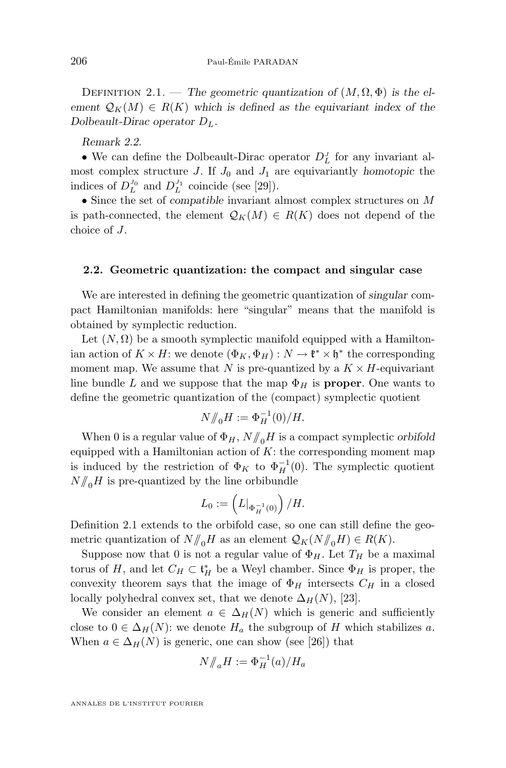Definition 2.1. — *The geometric quantization of $(M, \Omega, \Phi)$ is the element $\mathcal{Q}_K(M) \in R(K)$ which is defined as the equivariant index of the Dolbeault-Dirac operator $D_L$.*

*Remark 2.2.*

- We can define the Dolbeault-Dirac operator $D_L^J$ for any invariant almost complex structure $J$. If $J_0$ and $J_1$ are equivariantly *homotopic* the indices of $D_L^{J_0}$ and $D_L^{J_1}$ coincide (see [29]).
- Since the set of *compatible* invariant almost complex structures on $M$ is path-connected, the element $\mathcal{Q}_K(M) \in R(K)$ does not depend of the choice of $J$.

### 2.2. Geometric quantization: the compact and singular case

We are interested in defining the geometric quantization of *singular* compact Hamiltonian manifolds: here "singular" means that the manifold is obtained by symplectic reduction.

Let $(N, \Omega)$ be a smooth symplectic manifold equipped with a Hamiltonian action of $K \times H$: we denote $(\Phi_K, \Phi_H) : N \to \mathfrak{k}^* \times \mathfrak{h}^*$ the corresponding moment map. We assume that $N$ is pre-quantized by a $K \times H$-equivariant line bundle $L$ and we suppose that the map $\Phi_H$ is **proper**. One wants to define the geometric quantization of the (compact) symplectic quotient

$$N/\!\!/_0 H := \Phi_H^{-1}(0)/H.$$

When 0 is a regular value of $\Phi_H$, $N/\!\!/_0 H$ is a compact symplectic *orbifold* equipped with a Hamiltonian action of $K$: the corresponding moment map is induced by the restriction of $\Phi_K$ to $\Phi_H^{-1}(0)$. The symplectic quotient $N/\!\!/_0 H$ is pre-quantized by the line orbibundle

$$L_0 := \left(L|_{\Phi_H^{-1}(0)}\right)/H.$$

Definition 2.1 extends to the orbifold case, so one can still define the geometric quantization of $N/\!\!/_0 H$ as an element $\mathcal{Q}_K(N/\!\!/_0 H) \in R(K)$.

Suppose now that 0 is not a regular value of $\Phi_H$. Let $T_H$ be a maximal torus of $H$, and let $C_H \subset \mathfrak{t}_H^*$ be a Weyl chamber. Since $\Phi_H$ is proper, the convexity theorem says that the image of $\Phi_H$ intersects $C_H$ in a closed locally polyhedral convex set, that we denote $\Delta_H(N)$, [23].

We consider an element $a \in \Delta_H(N)$ which is generic and sufficiently close to $0 \in \Delta_H(N)$: we denote $H_a$ the subgroup of $H$ which stabilizes $a$. When $a \in \Delta_H(N)$ is generic, one can show (see [26]) that

$$N/\!\!/_a H := \Phi_H^{-1}(a)/H_a$$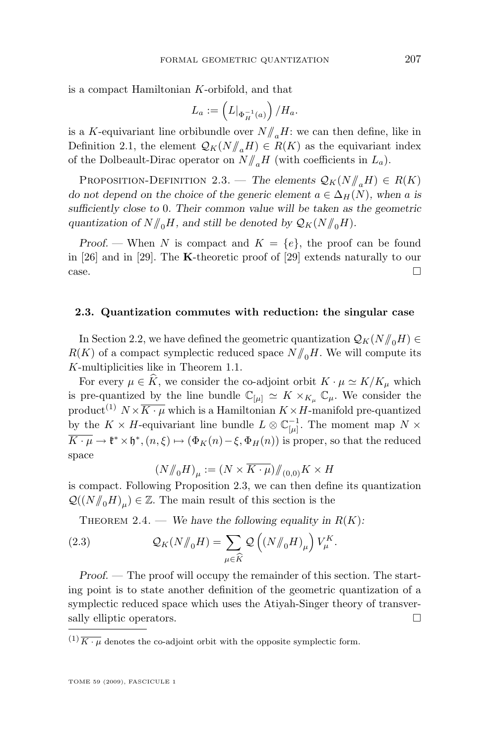is a compact Hamiltonian $K$-orbifold, and that

$$L_a := \left(L|_{\Phi_H^{-1}(a)}\right)/H_a.$$

is a $K$-equivariant line orbibundle over $N/\!\!/_a H$: we can then define, like in Definition 2.1, the element $\mathcal{Q}_K(N/\!\!/_a H) \in R(K)$ as the equivariant index of the Dolbeault-Dirac operator on $N/\!\!/_a H$ (with coefficients in $L_a$).

Proposition-Definition 2.3. — *The elements $\mathcal{Q}_K(N/\!\!/_a H) \in R(K)$ do not depend on the choice of the generic element $a \in \Delta_H(N)$, when $a$ is sufficiently close to 0. Their common value will be taken as the geometric quantization of $N/\!\!/_0 H$, and still be denoted by $\mathcal{Q}_K(N/\!\!/_0 H)$.*

*Proof.* — When $N$ is compact and $K = \{e\}$, the proof can be found in [26] and in [29]. The **K**-theoretic proof of [29] extends naturally to our case. □

### 2.3. Quantization commutes with reduction: the singular case

In Section 2.2, we have defined the geometric quantization $\mathcal{Q}_K(N/\!\!/_0 H) \in R(K)$ of a compact symplectic reduced space $N/\!\!/_0 H$. We will compute its $K$-multiplicities like in Theorem 1.1.

For every $\mu \in \widehat{K}$, we consider the co-adjoint orbit $K \cdot \mu \simeq K/K_\mu$ which is pre-quantized by the line bundle $\mathbb{C}_{[\mu]} \simeq K \times_{K_\mu} \mathbb{C}_\mu$. We consider the product[1] $N \times \overline{K \cdot \mu}$ which is a Hamiltonian $K \times H$-manifold pre-quantized by the $K \times H$-equivariant line bundle $L \otimes \mathbb{C}_{[\mu]}^{-1}$. The moment map $N \times \overline{K \cdot \mu} \to \mathfrak{k}^* \times \mathfrak{h}^*, (n, \xi) \mapsto (\Phi_K(n) - \xi, \Phi_H(n))$ is proper, so that the reduced space

$$\left(N/\!\!/_0 H\right)_\mu := (N \times \overline{K \cdot \mu})/\!\!/_{(0,0)} K \times H$$

is compact. Following Proposition 2.3, we can then define its quantization $\mathcal{Q}((N/\!\!/_0 H)_\mu) \in \mathbb{Z}$. The main result of this section is the

Theorem 2.4. — *We have the following equality in $R(K)$:*

$$\mathcal{Q}_K(N/\!\!/_0 H) = \sum_{\mu \in \widehat{K}} \mathcal{Q}\left(\left(N/\!\!/_0 H\right)_\mu\right) V_\mu^K. \tag{2.3}$$

*Proof.* — The proof will occupy the remainder of this section. The starting point is to state another definition of the geometric quantization of a symplectic reduced space which uses the Atiyah-Singer theory of transversally elliptic operators. □

[1] $\overline{K \cdot \mu}$ denotes the co-adjoint orbit with the opposite symplectic form.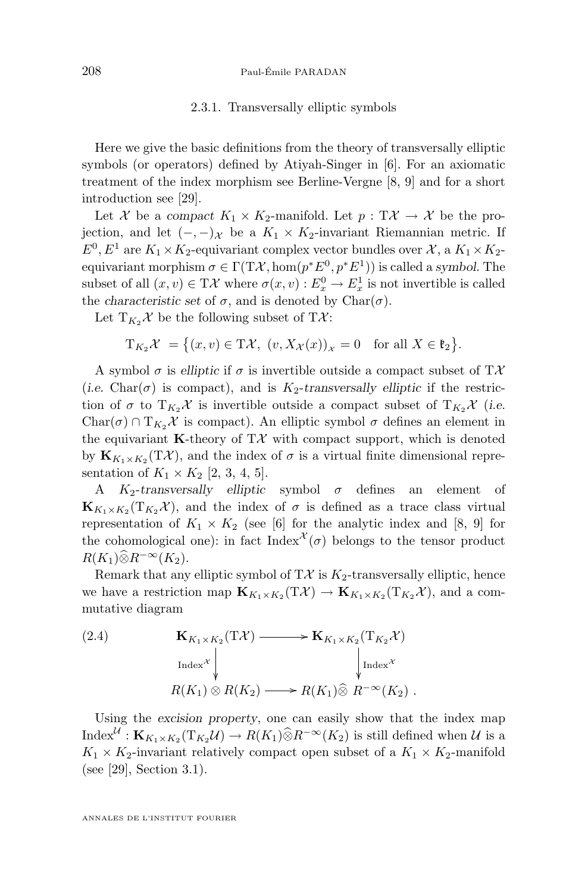### 2.3.1. Transversally elliptic symbols

Here we give the basic definitions from the theory of transversally elliptic symbols (or operators) defined by Atiyah-Singer in [6]. For an axiomatic treatment of the index morphism see Berline-Vergne [8, 9] and for a short introduction see [29].

Let $\mathcal{X}$ be a *compact* $K_1 \times K_2$-manifold. Let $p : \mathrm{T}\mathcal{X} \to \mathcal{X}$ be the projection, and let $(-,-)_{\mathcal{X}}$ be a $K_1 \times K_2$-invariant Riemannian metric. If $E^0, E^1$ are $K_1 \times K_2$-equivariant complex vector bundles over $\mathcal{X}$, a $K_1 \times K_2$-equivariant morphism $\sigma \in \Gamma(\mathrm{T}\mathcal{X}, \hom(p^*E^0, p^*E^1))$ is called a *symbol*. The subset of all $(x,v) \in \mathrm{T}\mathcal{X}$ where $\sigma(x,v) : E^0_x \to E^1_x$ is not invertible is called the *characteristic set* of $\sigma$, and is denoted by $\mathrm{Char}(\sigma)$.

Let $\mathrm{T}_{K_2}\mathcal{X}$ be the following subset of $\mathrm{T}\mathcal{X}$:

$$\mathrm{T}_{K_2}\mathcal{X} = \big\{(x,v) \in \mathrm{T}\mathcal{X},\ (v, X_{\mathcal{X}}(x))_{\mathcal{X}} = 0 \quad \text{for all } X \in \mathfrak{k}_2\big\}.$$

A symbol $\sigma$ is *elliptic* if $\sigma$ is invertible outside a compact subset of $\mathrm{T}\mathcal{X}$ (*i.e.* $\mathrm{Char}(\sigma)$ is compact), and is $K_2$-*transversally elliptic* if the restriction of $\sigma$ to $\mathrm{T}_{K_2}\mathcal{X}$ is invertible outside a compact subset of $\mathrm{T}_{K_2}\mathcal{X}$ (*i.e.* $\mathrm{Char}(\sigma) \cap \mathrm{T}_{K_2}\mathcal{X}$ is compact). An elliptic symbol $\sigma$ defines an element in the equivariant $\mathbf{K}$-theory of $\mathrm{T}\mathcal{X}$ with compact support, which is denoted by $\mathbf{K}_{K_1\times K_2}(\mathrm{T}\mathcal{X})$, and the index of $\sigma$ is a virtual finite dimensional representation of $K_1 \times K_2$ [2, 3, 4, 5].

A $K_2$-*transversally elliptic* symbol $\sigma$ defines an element of $\mathbf{K}_{K_1\times K_2}(\mathrm{T}_{K_2}\mathcal{X})$, and the index of $\sigma$ is defined as a trace class virtual representation of $K_1 \times K_2$ (see [6] for the analytic index and [8, 9] for the cohomological one): in fact $\mathrm{Index}^{\mathcal{X}}(\sigma)$ belongs to the tensor product $R(K_1)\widehat{\otimes}R^{-\infty}(K_2)$.

Remark that any elliptic symbol of $\mathrm{T}\mathcal{X}$ is $K_2$-transversally elliptic, hence we have a restriction map $\mathbf{K}_{K_1\times K_2}(\mathrm{T}\mathcal{X}) \to \mathbf{K}_{K_1\times K_2}(\mathrm{T}_{K_2}\mathcal{X})$, and a commutative diagram

$$\begin{array}{ccc} \mathbf{K}_{K_1\times K_2}(\mathrm{T}\mathcal{X}) & \longrightarrow & \mathbf{K}_{K_1\times K_2}(\mathrm{T}_{K_2}\mathcal{X}) \\ \Big\downarrow {\scriptstyle \mathrm{Index}^{\mathcal{X}}} & & \Big\downarrow {\scriptstyle \mathrm{Index}^{\mathcal{X}}} \\ R(K_1)\otimes R(K_2) & \longrightarrow & R(K_1)\widehat{\otimes}\, R^{-\infty}(K_2)\,. \end{array} \tag{2.4}$$

Using the *excision property*, one can easily show that the index map $\mathrm{Index}^{\mathcal{U}} : \mathbf{K}_{K_1\times K_2}(\mathrm{T}_{K_2}\mathcal{U}) \to R(K_1)\widehat{\otimes}R^{-\infty}(K_2)$ is still defined when $\mathcal{U}$ is a $K_1 \times K_2$-invariant relatively compact open subset of a $K_1 \times K_2$-manifold (see [29], Section 3.1).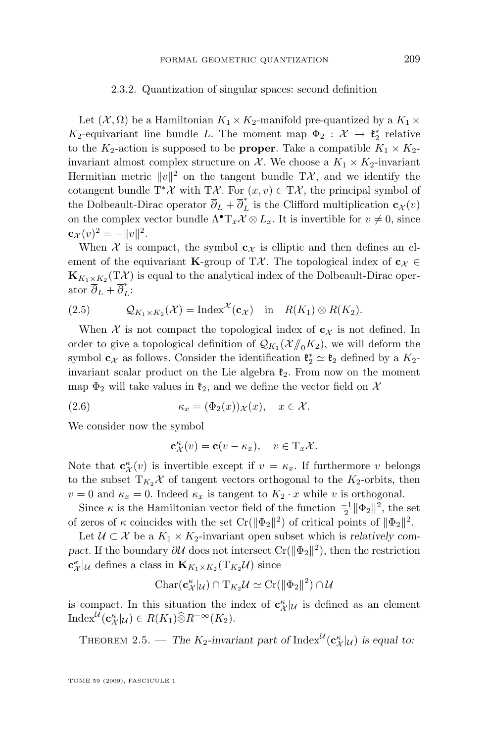### 2.3.2. Quantization of singular spaces: second definition

Let $(\mathcal{X}, \Omega)$ be a Hamiltonian $K_1 \times K_2$-manifold pre-quantized by a $K_1 \times K_2$-equivariant line bundle $L$. The moment map $\Phi_2 : \mathcal{X} \to \mathfrak{k}_2^*$ relative to the $K_2$-action is supposed to be **proper**. Take a compatible $K_1 \times K_2$-invariant almost complex structure on $\mathcal{X}$. We choose a $K_1 \times K_2$-invariant Hermitian metric $\|v\|^2$ on the tangent bundle $\mathrm{T}\mathcal{X}$, and we identify the cotangent bundle $\mathrm{T}^*\mathcal{X}$ with $\mathrm{T}\mathcal{X}$. For $(x, v) \in \mathrm{T}\mathcal{X}$, the principal symbol of the Dolbeault-Dirac operator $\overline{\partial}_L + \overline{\partial}_L^*$ is the Clifford multiplication $\mathbf{c}_{\mathcal{X}}(v)$ on the complex vector bundle $\Lambda^{\bullet}\mathrm{T}_x\mathcal{X} \otimes L_x$. It is invertible for $v \neq 0$, since $\mathbf{c}_{\mathcal{X}}(v)^2 = -\|v\|^2$.

When $\mathcal{X}$ is compact, the symbol $\mathbf{c}_{\mathcal{X}}$ is elliptic and then defines an element of the equivariant $\mathbf{K}$-group of $\mathrm{T}\mathcal{X}$. The topological index of $\mathbf{c}_{\mathcal{X}} \in \mathbf{K}_{K_1 \times K_2}(\mathrm{T}\mathcal{X})$ is equal to the analytical index of the Dolbeault-Dirac operator $\overline{\partial}_L + \overline{\partial}_L^*$:

$$\mathcal{Q}_{K_1 \times K_2}(\mathcal{X}) = \mathrm{Index}^{\mathcal{X}}(\mathbf{c}_{\mathcal{X}}) \quad \text{in} \quad R(K_1) \otimes R(K_2). \tag{2.5}$$

When $\mathcal{X}$ is not compact the topological index of $\mathbf{c}_{\mathcal{X}}$ is not defined. In order to give a topological definition of $\mathcal{Q}_{K_1}(\mathcal{X}/\!\!/_0 K_2)$, we will deform the symbol $\mathbf{c}_{\mathcal{X}}$ as follows. Consider the identification $\mathfrak{k}_2^* \simeq \mathfrak{k}_2$ defined by a $K_2$-invariant scalar product on the Lie algebra $\mathfrak{k}_2$. From now on the moment map $\Phi_2$ will take values in $\mathfrak{k}_2$, and we define the vector field on $\mathcal{X}$

$$\kappa_x = (\Phi_2(x))_{\mathcal{X}}(x), \quad x \in \mathcal{X}. \tag{2.6}$$

We consider now the symbol

$$\mathbf{c}_{\mathcal{X}}^{\kappa}(v) = \mathbf{c}(v - \kappa_x), \quad v \in \mathrm{T}_x\mathcal{X}.$$

Note that $\mathbf{c}_{\mathcal{X}}^{\kappa}(v)$ is invertible except if $v = \kappa_x$. If furthermore $v$ belongs to the subset $\mathrm{T}_{K_2}\mathcal{X}$ of tangent vectors orthogonal to the $K_2$-orbits, then $v = 0$ and $\kappa_x = 0$. Indeed $\kappa_x$ is tangent to $K_2 \cdot x$ while $v$ is orthogonal.

Since $\kappa$ is the Hamiltonian vector field of the function $\frac{-1}{2}\|\Phi_2\|^2$, the set of zeros of $\kappa$ coincides with the set $\mathrm{Cr}(\|\Phi_2\|^2)$ of critical points of $\|\Phi_2\|^2$.

Let $\mathcal{U} \subset \mathcal{X}$ be a $K_1 \times K_2$-invariant open subset which is *relatively compact*. If the boundary $\partial\mathcal{U}$ does not intersect $\mathrm{Cr}(\|\Phi_2\|^2)$, then the restriction $\mathbf{c}_{\mathcal{X}}^{\kappa}|_{\mathcal{U}}$ defines a class in $\mathbf{K}_{K_1 \times K_2}(\mathrm{T}_{K_2}\mathcal{U})$ since

$$\mathrm{Char}(\mathbf{c}_{\mathcal{X}}^{\kappa}|_{\mathcal{U}}) \cap \mathrm{T}_{K_2}\mathcal{U} \simeq \mathrm{Cr}(\|\Phi_2\|^2) \cap \mathcal{U}$$

is compact. In this situation the index of $\mathbf{c}_{\mathcal{X}}^{\kappa}|_{\mathcal{U}}$ is defined as an element $\mathrm{Index}^{\mathcal{U}}(\mathbf{c}_{\mathcal{X}}^{\kappa}|_{\mathcal{U}}) \in R(K_1)\widehat{\otimes} R^{-\infty}(K_2)$.

Theorem 2.5. — *The $K_2$-invariant part of $\mathrm{Index}^{\mathcal{U}}(\mathbf{c}_{\mathcal{X}}^{\kappa}|_{\mathcal{U}})$ is equal to:*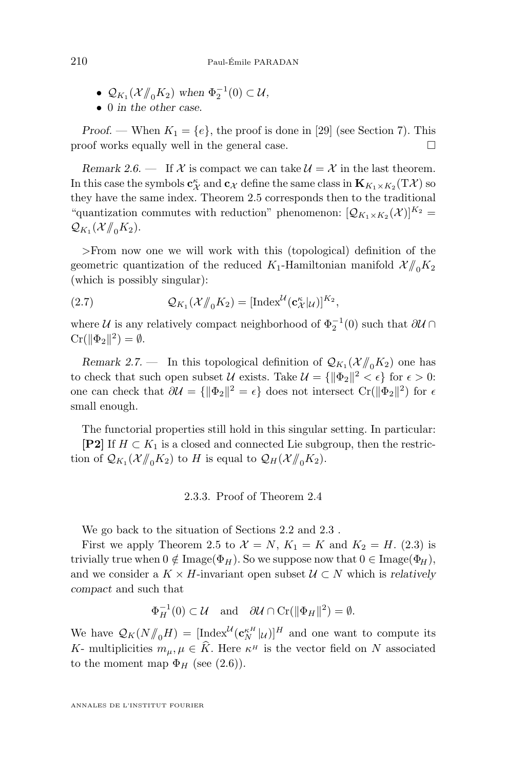- $\mathcal{Q}_{K_1}(\mathcal{X}/\!\!/_0 K_2)$ *when* $\Phi_2^{-1}(0) \subset \mathcal{U}$,
- $0$ *in the other case.*

*Proof.* — When $K_1 = \{e\}$, the proof is done in [29] (see Section 7). This proof works equally well in the general case. □

*Remark 2.6.* — If $\mathcal{X}$ is compact we can take $\mathcal{U} = \mathcal{X}$ in the last theorem. In this case the symbols $\mathbf{c}^{\kappa}_{\mathcal{X}}$ and $\mathbf{c}_{\mathcal{X}}$ define the same class in $\mathbf{K}_{K_1 \times K_2}(\mathrm{T}\mathcal{X})$ so they have the same index. Theorem 2.5 corresponds then to the traditional "quantization commutes with reduction" phenomenon: $[\mathcal{Q}_{K_1 \times K_2}(\mathcal{X})]^{K_2} = \mathcal{Q}_{K_1}(\mathcal{X}/\!\!/_0 K_2)$.

>From now one we will work with this (topological) definition of the geometric quantization of the reduced $K_1$-Hamiltonian manifold $\mathcal{X}/\!\!/_0 K_2$ (which is possibly singular):

$$\mathcal{Q}_{K_1}(\mathcal{X}/\!\!/_0 K_2) = [\mathrm{Index}^{\mathcal{U}}(\mathbf{c}^{\kappa}_{\mathcal{X}}|_{\mathcal{U}})]^{K_2}, \tag{2.7}$$

where $\mathcal{U}$ is any relatively compact neighborhood of $\Phi_2^{-1}(0)$ such that $\partial\mathcal{U} \cap \mathrm{Cr}(\|\Phi_2\|^2) = \emptyset$.

*Remark 2.7.* — In this topological definition of $\mathcal{Q}_{K_1}(\mathcal{X}/\!\!/_0 K_2)$ one has to check that such open subset $\mathcal{U}$ exists. Take $\mathcal{U} = \{\|\Phi_2\|^2 < \epsilon\}$ for $\epsilon > 0$: one can check that $\partial\mathcal{U} = \{\|\Phi_2\|^2 = \epsilon\}$ does not intersect $\mathrm{Cr}(\|\Phi_2\|^2)$ for $\epsilon$ small enough.

The functorial properties still hold in this singular setting. In particular: **[P2]** If $H \subset K_1$ is a closed and connected Lie subgroup, then the restriction of $\mathcal{Q}_{K_1}(\mathcal{X}/\!\!/_0 K_2)$ to $H$ is equal to $\mathcal{Q}_H(\mathcal{X}/\!\!/_0 K_2)$.

### 2.3.3. Proof of Theorem 2.4

We go back to the situation of Sections 2.2 and 2.3 .

First we apply Theorem 2.5 to $\mathcal{X} = N$, $K_1 = K$ and $K_2 = H$. (2.3) is trivially true when $0 \notin \mathrm{Image}(\Phi_H)$. So we suppose now that $0 \in \mathrm{Image}(\Phi_H)$, and we consider a $K \times H$-invariant open subset $\mathcal{U} \subset N$ which is *relatively compact* and such that

$$\Phi_H^{-1}(0) \subset \mathcal{U} \quad \text{and} \quad \partial\mathcal{U} \cap \mathrm{Cr}(\|\Phi_H\|^2) = \emptyset.$$

We have $\mathcal{Q}_K(N/\!\!/_0 H) = [\mathrm{Index}^{\mathcal{U}}(\mathbf{c}^{\kappa^H}_N|_{\mathcal{U}})]^H$ and one want to compute its $K$- multiplicities $m_\mu, \mu \in \widehat{K}$. Here $\kappa^H$ is the vector field on $N$ associated to the moment map $\Phi_H$ (see (2.6)).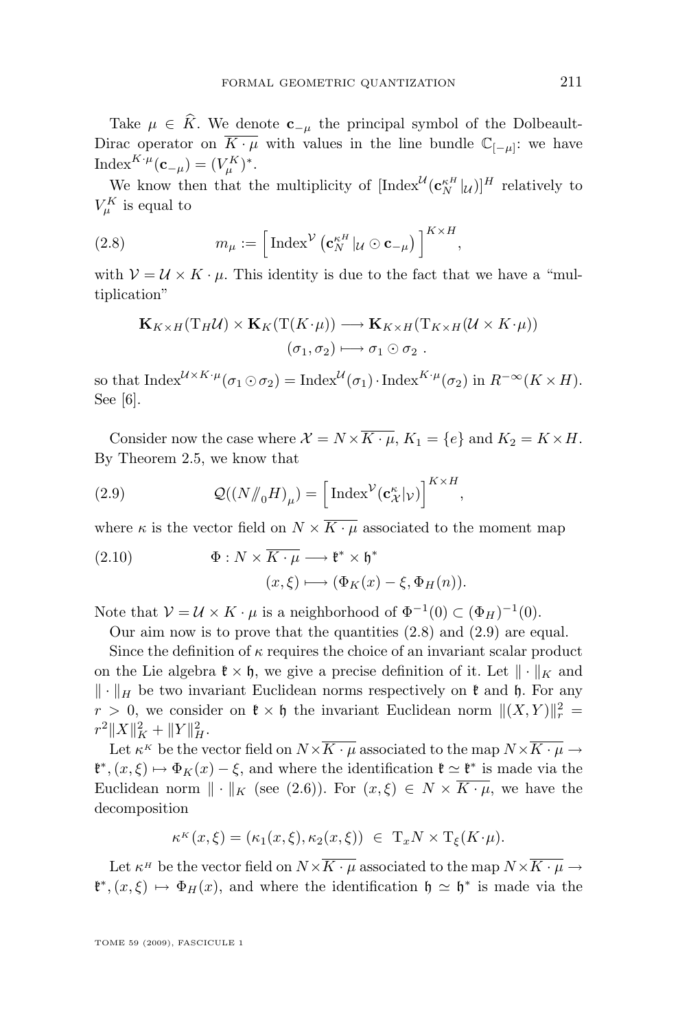Take $\mu \in \widehat{K}$. We denote $\mathbf{c}_{-\mu}$ the principal symbol of the Dolbeault-Dirac operator on $\overline{K\cdot\mu}$ with values in the line bundle $\mathbb{C}_{[-\mu]}$: we have $\mathrm{Index}^{K\cdot\mu}(\mathbf{c}_{-\mu}) = (V_\mu^K)^*$.

We know then that the multiplicity of $[\mathrm{Index}^{\mathcal{U}}(\mathbf{c}_N^{\kappa^H}|_{\mathcal{U}})]^H$ relatively to $V_\mu^K$ is equal to

$$m_\mu := \Big[\,\mathrm{Index}^{\mathcal{V}}\left(\mathbf{c}_N^{\kappa^H}|_{\mathcal{U}} \odot \mathbf{c}_{-\mu}\right)\Big]^{K\times H}, \tag{2.8}$$

with $\mathcal{V} = \mathcal{U}\times K\cdot\mu$. This identity is due to the fact that we have a "multiplication"

$$\begin{aligned}\mathbf{K}_{K\times H}(\mathrm{T}_H\mathcal{U}) \times \mathbf{K}_K(\mathrm{T}(K\cdot\mu)) &\longrightarrow \mathbf{K}_{K\times H}(\mathrm{T}_{K\times H}(\mathcal{U}\times K\cdot\mu))\\ (\sigma_1,\sigma_2) &\longmapsto \sigma_1\odot\sigma_2\ .\end{aligned}$$

so that $\mathrm{Index}^{\mathcal{U}\times K\cdot\mu}(\sigma_1\odot\sigma_2) = \mathrm{Index}^{\mathcal{U}}(\sigma_1)\cdot\mathrm{Index}^{K\cdot\mu}(\sigma_2)$ in $R^{-\infty}(K\times H)$. See [6].

Consider now the case where $\mathcal{X} = N\times\overline{K\cdot\mu}$, $K_1=\{e\}$ and $K_2 = K\times H$. By Theorem 2.5, we know that

$$\mathcal{Q}((N/\!\!/_0 H)_\mu) = \Big[\mathrm{Index}^{\mathcal{V}}(\mathbf{c}_{\mathcal{X}}^{\kappa}|_{\mathcal{V}})\Big]^{K\times H}, \tag{2.9}$$

where $\kappa$ is the vector field on $N\times\overline{K\cdot\mu}$ associated to the moment map

$$\begin{aligned}\Phi : N\times\overline{K\cdot\mu} &\longrightarrow \mathfrak{k}^*\times\mathfrak{h}^*\\ (x,\xi) &\longmapsto (\Phi_K(x)-\xi, \Phi_H(n)).\end{aligned} \tag{2.10}$$

Note that $\mathcal{V} = \mathcal{U}\times K\cdot\mu$ is a neighborhood of $\Phi^{-1}(0)\subset(\Phi_H)^{-1}(0)$.

Our aim now is to prove that the quantities (2.8) and (2.9) are equal.

Since the definition of $\kappa$ requires the choice of an invariant scalar product on the Lie algebra $\mathfrak{k}\times\mathfrak{h}$, we give a precise definition of it. Let $\|\cdot\|_K$ and $\|\cdot\|_H$ be two invariant Euclidean norms respectively on $\mathfrak{k}$ and $\mathfrak{h}$. For any $r>0$, we consider on $\mathfrak{k}\times\mathfrak{h}$ the invariant Euclidean norm $\|(X,Y)\|_r^2 = r^2\|X\|_K^2 + \|Y\|_H^2$.

Let $\kappa^K$ be the vector field on $N\times\overline{K\cdot\mu}$ associated to the map $N\times\overline{K\cdot\mu}\to\mathfrak{k}^*, (x,\xi)\mapsto\Phi_K(x)-\xi$, and where the identification $\mathfrak{k}\simeq\mathfrak{k}^*$ is made via the Euclidean norm $\|\cdot\|_K$ (see (2.6)). For $(x,\xi)\in N\times\overline{K\cdot\mu}$, we have the decomposition

$$\kappa^K(x,\xi) = (\kappa_1(x,\xi),\kappa_2(x,\xi)) \ \in\ \mathrm{T}_xN\times\mathrm{T}_\xi(K\cdot\mu).$$

Let $\kappa^H$ be the vector field on $N\times\overline{K\cdot\mu}$ associated to the map $N\times\overline{K\cdot\mu}\to\mathfrak{k}^*, (x,\xi)\mapsto\Phi_H(x)$, and where the identification $\mathfrak{h}\simeq\mathfrak{h}^*$ is made via the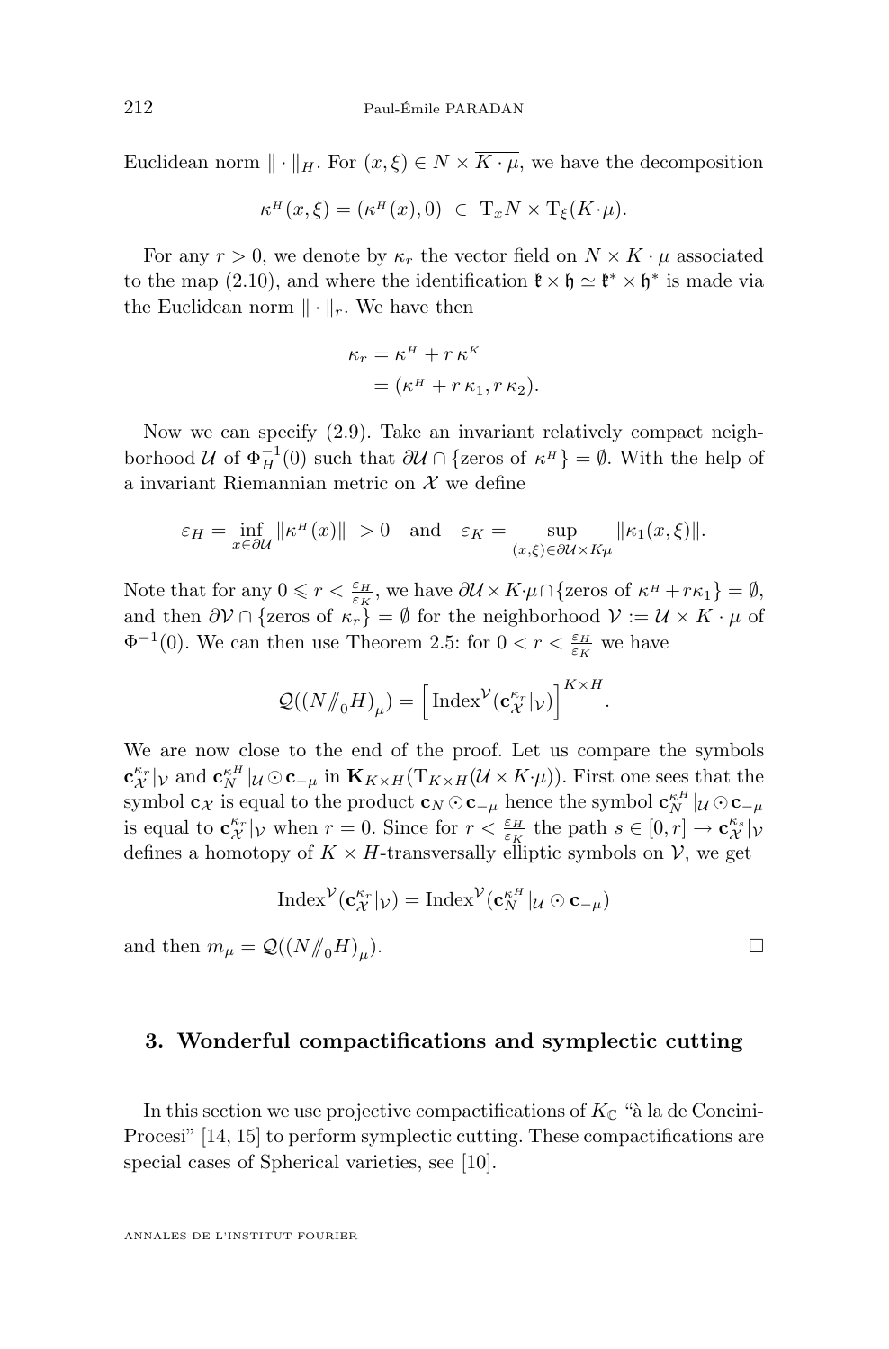Euclidean norm $\|\cdot\|_H$. For $(x,\xi) \in N \times \overline{K\cdot\mu}$, we have the decomposition

$$\kappa^H(x,\xi) = (\kappa^H(x), 0) \ \in \ \mathrm{T}_x N \times \mathrm{T}_\xi(K\cdot\mu).$$

For any $r > 0$, we denote by $\kappa_r$ the vector field on $N \times \overline{K\cdot\mu}$ associated to the map (2.10), and where the identification $\mathfrak{k}\times\mathfrak{h} \simeq \mathfrak{k}^*\times\mathfrak{h}^*$ is made via the Euclidean norm $\|\cdot\|_r$. We have then

$$\begin{aligned}\kappa_r &= \kappa^H + r\,\kappa^K\\ &= (\kappa^H + r\,\kappa_1, r\,\kappa_2).\end{aligned}$$

Now we can specify (2.9). Take an invariant relatively compact neighborhood $\mathcal{U}$ of $\Phi_H^{-1}(0)$ such that $\partial\mathcal{U} \cap \{\text{zeros of } \kappa^H\} = \emptyset$. With the help of a invariant Riemannian metric on $\mathcal{X}$ we define

$$\varepsilon_H = \inf_{x\in\partial\mathcal{U}} \|\kappa^H(x)\| \ > 0 \quad \text{and} \quad \varepsilon_K = \sup_{(x,\xi)\in\partial\mathcal{U}\times K\mu} \|\kappa_1(x,\xi)\|.$$

Note that for any $0 \leqslant r < \frac{\varepsilon_H}{\varepsilon_K}$, we have $\partial\mathcal{U}\times K\cdot\mu \cap \{\text{zeros of } \kappa^H + r\kappa_1\} = \emptyset$, and then $\partial\mathcal{V} \cap \{\text{zeros of } \kappa_r\} = \emptyset$ for the neighborhood $\mathcal{V} := \mathcal{U}\times K\cdot\mu$ of $\Phi^{-1}(0)$. We can then use Theorem 2.5: for $0 < r < \frac{\varepsilon_H}{\varepsilon_K}$ we have

$$\mathcal{Q}((N/\!\!/_0 H)_\mu) = \Big[\mathrm{Index}^{\mathcal{V}}(\mathbf{c}_{\mathcal{X}}^{\kappa_r}|_{\mathcal{V}})\Big]^{K\times H}.$$

We are now close to the end of the proof. Let us compare the symbols $\mathbf{c}_{\mathcal{X}}^{\kappa_r}|_{\mathcal{V}}$ and $\mathbf{c}_N^{\kappa^H}|_{\mathcal{U}} \odot \mathbf{c}_{-\mu}$ in $\mathbf{K}_{K\times H}(\mathrm{T}_{K\times H}(\mathcal{U}\times K\cdot\mu))$. First one sees that the symbol $\mathbf{c}_{\mathcal{X}}$ is equal to the product $\mathbf{c}_N \odot \mathbf{c}_{-\mu}$ hence the symbol $\mathbf{c}_N^{\kappa^H}|_{\mathcal{U}} \odot \mathbf{c}_{-\mu}$ is equal to $\mathbf{c}_{\mathcal{X}}^{\kappa_r}|_{\mathcal{V}}$ when $r = 0$. Since for $r < \frac{\varepsilon_H}{\varepsilon_K}$ the path $s \in [0,r] \to \mathbf{c}_{\mathcal{X}}^{\kappa_s}|_{\mathcal{V}}$ defines a homotopy of $K\times H$-transversally elliptic symbols on $\mathcal{V}$, we get

$$\mathrm{Index}^{\mathcal{V}}(\mathbf{c}_{\mathcal{X}}^{\kappa_r}|_{\mathcal{V}}) = \mathrm{Index}^{\mathcal{V}}(\mathbf{c}_N^{\kappa^H}|_{\mathcal{U}} \odot \mathbf{c}_{-\mu})$$

and then $m_\mu = \mathcal{Q}((N/\!\!/_0 H)_\mu)$. □

## 3. Wonderful compactifications and symplectic cutting

In this section we use projective compactifications of $K_{\mathbb{C}}$ "à la de Concini-Procesi" [14, 15] to perform symplectic cutting. These compactifications are special cases of Spherical varieties, see [10].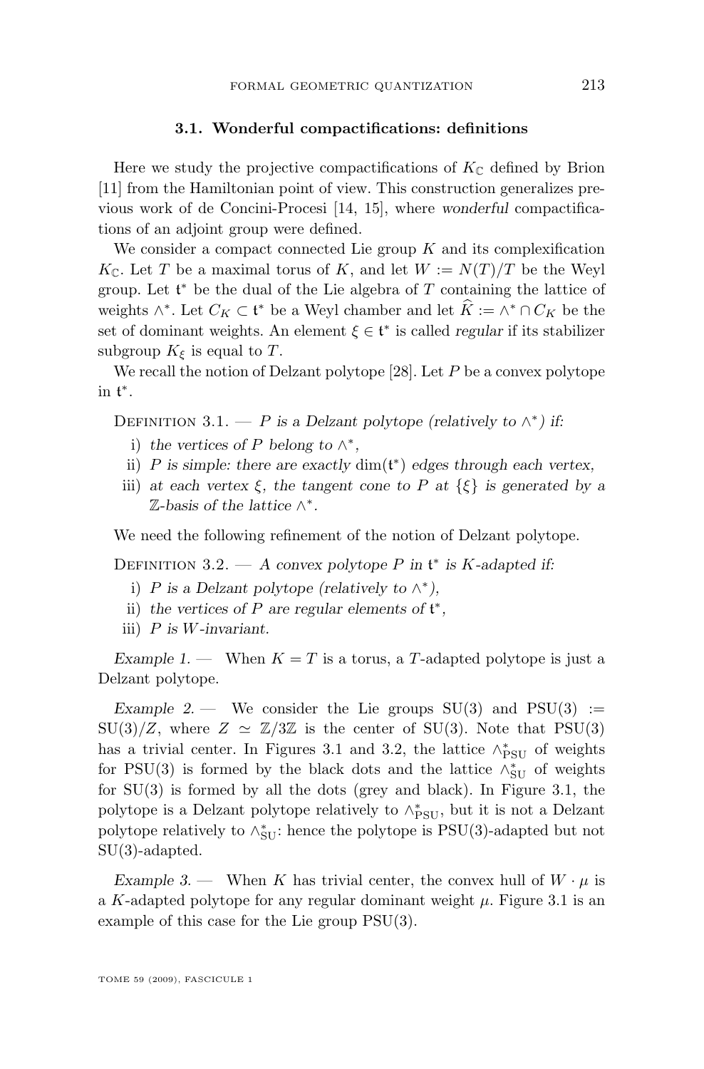### 3.1. Wonderful compactifications: definitions

Here we study the projective compactifications of $K_{\mathbb{C}}$ defined by Brion [11] from the Hamiltonian point of view. This construction generalizes previous work of de Concini-Procesi [14, 15], where *wonderful* compactifications of an adjoint group were defined.

We consider a compact connected Lie group $K$ and its complexification $K_{\mathbb{C}}$. Let $T$ be a maximal torus of $K$, and let $W := N(T)/T$ be the Weyl group. Let $\mathfrak{t}^*$ be the dual of the Lie algebra of $T$ containing the lattice of weights $\wedge^*$. Let $C_K \subset \mathfrak{t}^*$ be a Weyl chamber and let $\widehat{K} := \wedge^* \cap C_K$ be the set of dominant weights. An element $\xi \in \mathfrak{t}^*$ is called *regular* if its stabilizer subgroup $K_\xi$ is equal to $T$.

We recall the notion of Delzant polytope [28]. Let $P$ be a convex polytope in $\mathfrak{t}^*$.

Definition 3.1. — *$P$ is a Delzant polytope (relatively to $\wedge^*$) if:*

i) *the vertices of $P$ belong to $\wedge^*$,*
ii) *$P$ is simple: there are exactly $\dim(\mathfrak{t}^*)$ edges through each vertex,*
iii) *at each vertex $\xi$, the tangent cone to $P$ at $\{\xi\}$ is generated by a $\mathbb{Z}$-basis of the lattice $\wedge^*$.*

We need the following refinement of the notion of Delzant polytope.

Definition 3.2. — *A convex polytope $P$ in $\mathfrak{t}^*$ is $K$-adapted if:*

i) *$P$ is a Delzant polytope (relatively to $\wedge^*$),*
ii) *the vertices of $P$ are regular elements of $\mathfrak{t}^*$,*
iii) *$P$ is $W$-invariant.*

*Example 1.* — When $K = T$ is a torus, a $T$-adapted polytope is just a Delzant polytope.

*Example 2.* — We consider the Lie groups SU(3) and PSU(3) := SU(3)$/Z$, where $Z \simeq \mathbb{Z}/3\mathbb{Z}$ is the center of SU(3). Note that PSU(3) has a trivial center. In Figures 3.1 and 3.2, the lattice $\wedge^*_{\mathrm{PSU}}$ of weights for PSU(3) is formed by the black dots and the lattice $\wedge^*_{\mathrm{SU}}$ of weights for SU(3) is formed by all the dots (grey and black). In Figure 3.1, the polytope is a Delzant polytope relatively to $\wedge^*_{\mathrm{PSU}}$, but it is not a Delzant polytope relatively to $\wedge^*_{\mathrm{SU}}$: hence the polytope is PSU(3)-adapted but not SU(3)-adapted.

*Example 3.* — When $K$ has trivial center, the convex hull of $W \cdot \mu$ is a $K$-adapted polytope for any regular dominant weight $\mu$. Figure 3.1 is an example of this case for the Lie group PSU(3).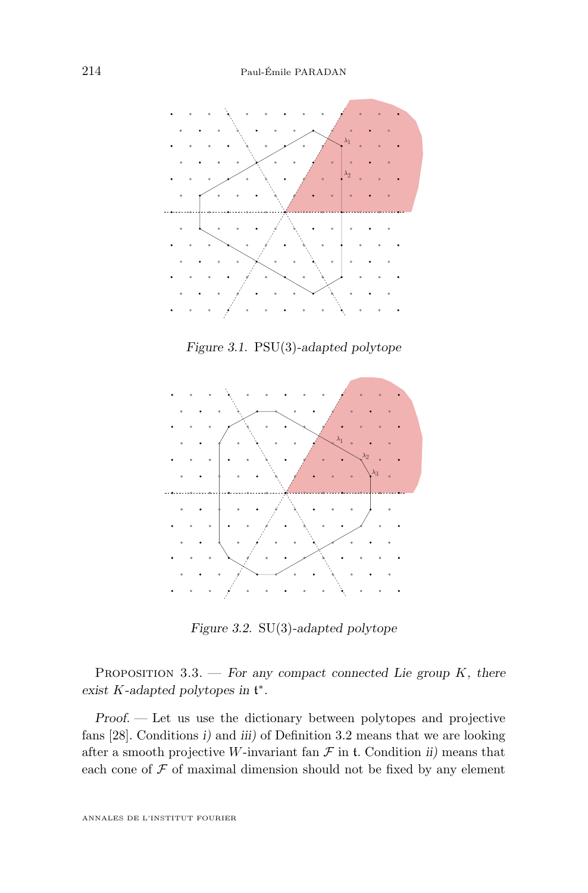Figure 3.1. PSU(3)-adapted polytope

Figure 3.2. SU(3)-adapted polytope

Proposition 3.3. — *For any compact connected Lie group $K$, there exist $K$-adapted polytopes in $\mathfrak{t}^*$.*

*Proof.* — Let us use the dictionary between polytopes and projective fans [28]. Conditions *i)* and *iii)* of Definition 3.2 means that we are looking after a smooth projective $W$-invariant fan $\mathcal{F}$ in $\mathfrak{t}$. Condition *ii)* means that each cone of $\mathcal{F}$ of maximal dimension should not be fixed by any element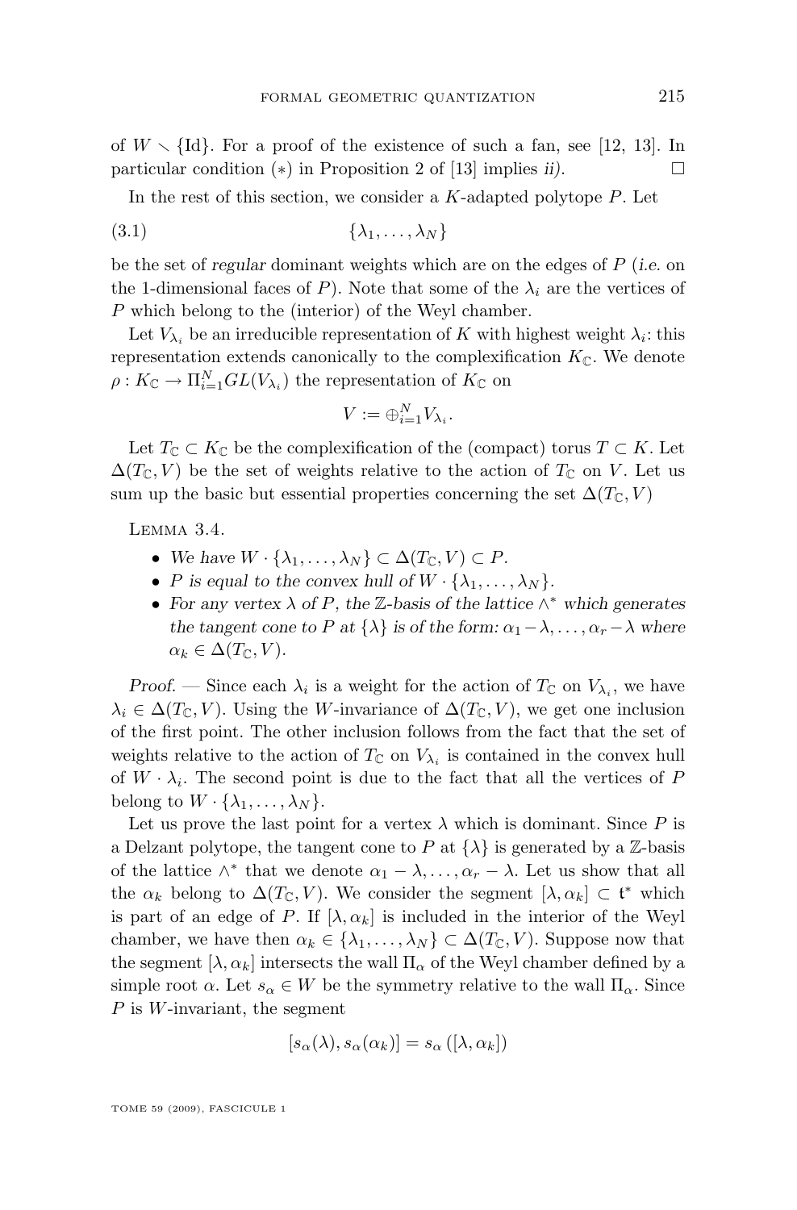of $W \setminus \{\mathrm{Id}\}$. For a proof of the existence of such a fan, see [12, 13]. In particular condition $(*)$ in Proposition 2 of [13] implies *ii)*. $\square$

In the rest of this section, we consider a $K$-adapted polytope $P$. Let

$$\{\lambda_1, \ldots, \lambda_N\} \tag{3.1}$$

be the set of *regular* dominant weights which are on the edges of $P$ (*i.e.* on the 1-dimensional faces of $P$). Note that some of the $\lambda_i$ are the vertices of $P$ which belong to the (interior) of the Weyl chamber.

Let $V_{\lambda_i}$ be an irreducible representation of $K$ with highest weight $\lambda_i$: this representation extends canonically to the complexification $K_{\mathbb{C}}$. We denote $\rho : K_{\mathbb{C}} \to \Pi_{i=1}^N GL(V_{\lambda_i})$ the representation of $K_{\mathbb{C}}$ on

$$V := \oplus_{i=1}^N V_{\lambda_i}.$$

Let $T_{\mathbb{C}} \subset K_{\mathbb{C}}$ be the complexification of the (compact) torus $T \subset K$. Let $\Delta(T_{\mathbb{C}}, V)$ be the set of weights relative to the action of $T_{\mathbb{C}}$ on $V$. Let us sum up the basic but essential properties concerning the set $\Delta(T_{\mathbb{C}}, V)$

Lemma 3.4.

- *We have* $W \cdot \{\lambda_1, \ldots, \lambda_N\} \subset \Delta(T_{\mathbb{C}}, V) \subset P$.
- $P$ *is equal to the convex hull of* $W \cdot \{\lambda_1, \ldots, \lambda_N\}$.
- *For any vertex* $\lambda$ *of* $P$, *the* $\mathbb{Z}$-*basis of the lattice* $\wedge^*$ *which generates the tangent cone to* $P$ *at* $\{\lambda\}$ *is of the form:* $\alpha_1 - \lambda, \ldots, \alpha_r - \lambda$ *where* $\alpha_k \in \Delta(T_{\mathbb{C}}, V)$.

*Proof.* — Since each $\lambda_i$ is a weight for the action of $T_{\mathbb{C}}$ on $V_{\lambda_i}$, we have $\lambda_i \in \Delta(T_{\mathbb{C}}, V)$. Using the $W$-invariance of $\Delta(T_{\mathbb{C}}, V)$, we get one inclusion of the first point. The other inclusion follows from the fact that the set of weights relative to the action of $T_{\mathbb{C}}$ on $V_{\lambda_i}$ is contained in the convex hull of $W \cdot \lambda_i$. The second point is due to the fact that all the vertices of $P$ belong to $W \cdot \{\lambda_1, \ldots, \lambda_N\}$.

Let us prove the last point for a vertex $\lambda$ which is dominant. Since $P$ is a Delzant polytope, the tangent cone to $P$ at $\{\lambda\}$ is generated by a $\mathbb{Z}$-basis of the lattice $\wedge^*$ that we denote $\alpha_1 - \lambda, \ldots, \alpha_r - \lambda$. Let us show that all the $\alpha_k$ belong to $\Delta(T_{\mathbb{C}}, V)$. We consider the segment $[\lambda, \alpha_k] \subset \mathfrak{t}^*$ which is part of an edge of $P$. If $[\lambda, \alpha_k]$ is included in the interior of the Weyl chamber, we have then $\alpha_k \in \{\lambda_1, \ldots, \lambda_N\} \subset \Delta(T_{\mathbb{C}}, V)$. Suppose now that the segment $[\lambda, \alpha_k]$ intersects the wall $\Pi_\alpha$ of the Weyl chamber defined by a simple root $\alpha$. Let $s_\alpha \in W$ be the symmetry relative to the wall $\Pi_\alpha$. Since $P$ is $W$-invariant, the segment

$$[s_\alpha(\lambda), s_\alpha(\alpha_k)] = s_\alpha([\lambda, \alpha_k])$$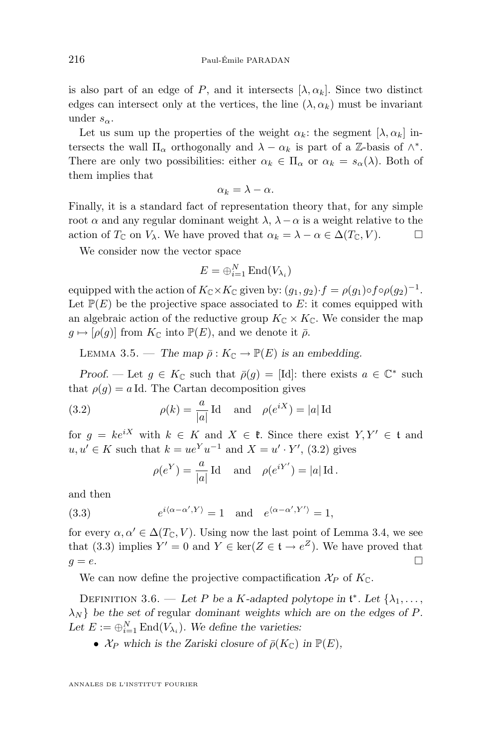is also part of an edge of $P$, and it intersects $[\lambda, \alpha_k]$. Since two distinct edges can intersect only at the vertices, the line $(\lambda, \alpha_k)$ must be invariant under $s_\alpha$.

Let us sum up the properties of the weight $\alpha_k$: the segment $[\lambda, \alpha_k]$ intersects the wall $\Pi_\alpha$ orthogonally and $\lambda - \alpha_k$ is part of a $\mathbb{Z}$-basis of $\wedge^*$. There are only two possibilities: either $\alpha_k \in \Pi_\alpha$ or $\alpha_k = s_\alpha(\lambda)$. Both of them implies that

$$\alpha_k = \lambda - \alpha.$$

Finally, it is a standard fact of representation theory that, for any simple root $\alpha$ and any regular dominant weight $\lambda$, $\lambda - \alpha$ is a weight relative to the action of $T_\mathbb{C}$ on $V_\lambda$. We have proved that $\alpha_k = \lambda - \alpha \in \Delta(T_\mathbb{C}, V)$. □

We consider now the vector space

$$E = \oplus_{i=1}^N \mathrm{End}(V_{\lambda_i})$$

equipped with the action of $K_\mathbb{C} \times K_\mathbb{C}$ given by: $(g_1, g_2) \cdot f = \rho(g_1) \circ f \circ \rho(g_2)^{-1}$. Let $\mathbb{P}(E)$ be the projective space associated to $E$: it comes equipped with an algebraic action of the reductive group $K_\mathbb{C} \times K_\mathbb{C}$. We consider the map $g \mapsto [\rho(g)]$ from $K_\mathbb{C}$ into $\mathbb{P}(E)$, and we denote it $\bar{\rho}$.

Lemma 3.5. — *The map $\bar{\rho} : K_\mathbb{C} \to \mathbb{P}(E)$ is an embedding.*

*Proof.* — Let $g \in K_\mathbb{C}$ such that $\bar{\rho}(g) = [\mathrm{Id}]$: there exists $a \in \mathbb{C}^*$ such that $\rho(g) = a\,\mathrm{Id}$. The Cartan decomposition gives

$$\rho(k) = \frac{a}{|a|}\,\mathrm{Id} \quad \text{and} \quad \rho(e^{iX}) = |a|\,\mathrm{Id} \tag{3.2}$$

for $g = ke^{iX}$ with $k \in K$ and $X \in \mathfrak{k}$. Since there exist $Y, Y' \in \mathfrak{t}$ and $u, u' \in K$ such that $k = ue^Y u^{-1}$ and $X = u' \cdot Y'$, (3.2) gives

$$\rho(e^Y) = \frac{a}{|a|}\,\mathrm{Id} \quad \text{and} \quad \rho(e^{iY'}) = |a|\,\mathrm{Id}\,.$$

and then

$$e^{i\langle \alpha - \alpha', Y\rangle} = 1 \quad \text{and} \quad e^{\langle \alpha - \alpha', Y'\rangle} = 1, \tag{3.3}$$

for every $\alpha, \alpha' \in \Delta(T_\mathbb{C}, V)$. Using now the last point of Lemma 3.4, we see that (3.3) implies $Y' = 0$ and $Y \in \ker(Z \in \mathfrak{t} \to e^Z)$. We have proved that $g = e$. □

We can now define the projective compactification $\mathcal{X}_P$ of $K_\mathbb{C}$.

Definition 3.6. — *Let $P$ be a $K$-adapted polytope in $\mathfrak{t}^*$. Let $\{\lambda_1, \ldots, \lambda_N\}$ be the set of* regular *dominant weights which are on the edges of $P$. Let $E := \oplus_{i=1}^N \mathrm{End}(V_{\lambda_i})$. We define the varieties:*

- *$\mathcal{X}_P$ which is the Zariski closure of $\bar{\rho}(K_\mathbb{C})$ in $\mathbb{P}(E)$,*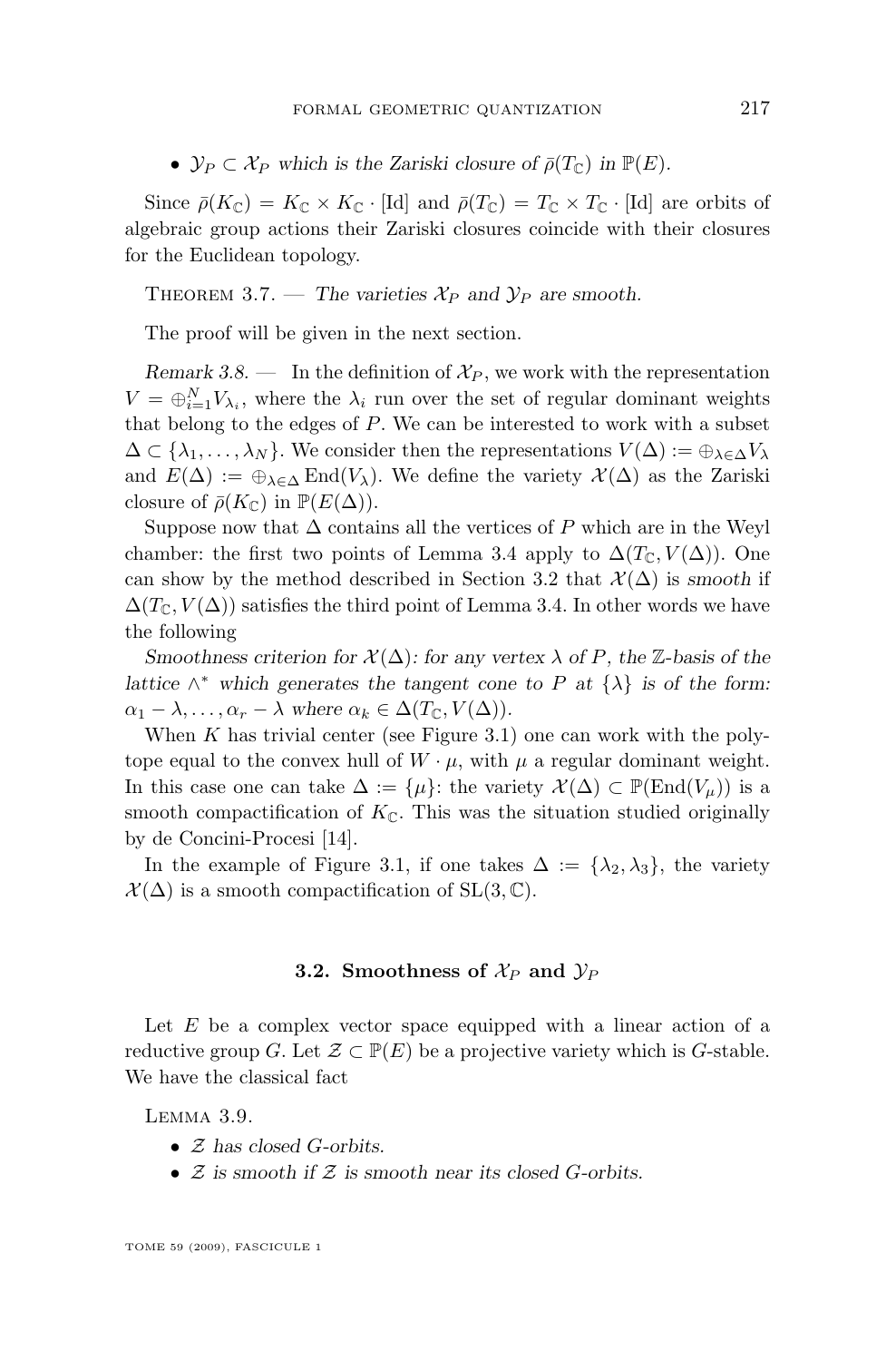- $\mathcal{Y}_P \subset \mathcal{X}_P$ *which is the Zariski closure of* $\bar{\rho}(T_{\mathbb{C}})$ *in* $\mathbb{P}(E)$.

Since $\bar{\rho}(K_{\mathbb{C}}) = K_{\mathbb{C}} \times K_{\mathbb{C}} \cdot [\mathrm{Id}]$ and $\bar{\rho}(T_{\mathbb{C}}) = T_{\mathbb{C}} \times T_{\mathbb{C}} \cdot [\mathrm{Id}]$ are orbits of algebraic group actions their Zariski closures coincide with their closures for the Euclidean topology.

Theorem 3.7. — *The varieties* $\mathcal{X}_P$ *and* $\mathcal{Y}_P$ *are smooth.*

The proof will be given in the next section.

*Remark 3.8.* — In the definition of $\mathcal{X}_P$, we work with the representation $V = \oplus_{i=1}^{N} V_{\lambda_i}$, where the $\lambda_i$ run over the set of regular dominant weights that belong to the edges of $P$. We can be interested to work with a subset $\Delta \subset \{\lambda_1, \ldots, \lambda_N\}$. We consider then the representations $V(\Delta) := \oplus_{\lambda \in \Delta} V_\lambda$ and $E(\Delta) := \oplus_{\lambda \in \Delta} \mathrm{End}(V_\lambda)$. We define the variety $\mathcal{X}(\Delta)$ as the Zariski closure of $\bar{\rho}(K_{\mathbb{C}})$ in $\mathbb{P}(E(\Delta))$.

Suppose now that $\Delta$ contains all the vertices of $P$ which are in the Weyl chamber: the first two points of Lemma 3.4 apply to $\Delta(T_{\mathbb{C}}, V(\Delta))$. One can show by the method described in Section 3.2 that $\mathcal{X}(\Delta)$ is *smooth* if $\Delta(T_{\mathbb{C}}, V(\Delta))$ satisfies the third point of Lemma 3.4. In other words we have the following

*Smoothness criterion for* $\mathcal{X}(\Delta)$*: for any vertex* $\lambda$ *of* $P$*, the* $\mathbb{Z}$*-basis of the lattice* $\wedge^*$ *which generates the tangent cone to* $P$ *at* $\{\lambda\}$ *is of the form:* $\alpha_1 - \lambda, \ldots, \alpha_r - \lambda$ *where* $\alpha_k \in \Delta(T_{\mathbb{C}}, V(\Delta))$.

When $K$ has trivial center (see Figure 3.1) one can work with the polytope equal to the convex hull of $W \cdot \mu$, with $\mu$ a regular dominant weight. In this case one can take $\Delta := \{\mu\}$: the variety $\mathcal{X}(\Delta) \subset \mathbb{P}(\mathrm{End}(V_\mu))$ is a smooth compactification of $K_{\mathbb{C}}$. This was the situation studied originally by de Concini-Procesi [14].

In the example of Figure 3.1, if one takes $\Delta := \{\lambda_2, \lambda_3\}$, the variety $\mathcal{X}(\Delta)$ is a smooth compactification of $\mathrm{SL}(3, \mathbb{C})$.

### 3.2. Smoothness of $\mathcal{X}_P$ and $\mathcal{Y}_P$

Let $E$ be a complex vector space equipped with a linear action of a reductive group $G$. Let $\mathcal{Z} \subset \mathbb{P}(E)$ be a projective variety which is $G$-stable. We have the classical fact

Lemma 3.9.

- *$\mathcal{Z}$ has closed $G$-orbits.*
- *$\mathcal{Z}$ is smooth if $\mathcal{Z}$ is smooth near its closed $G$-orbits.*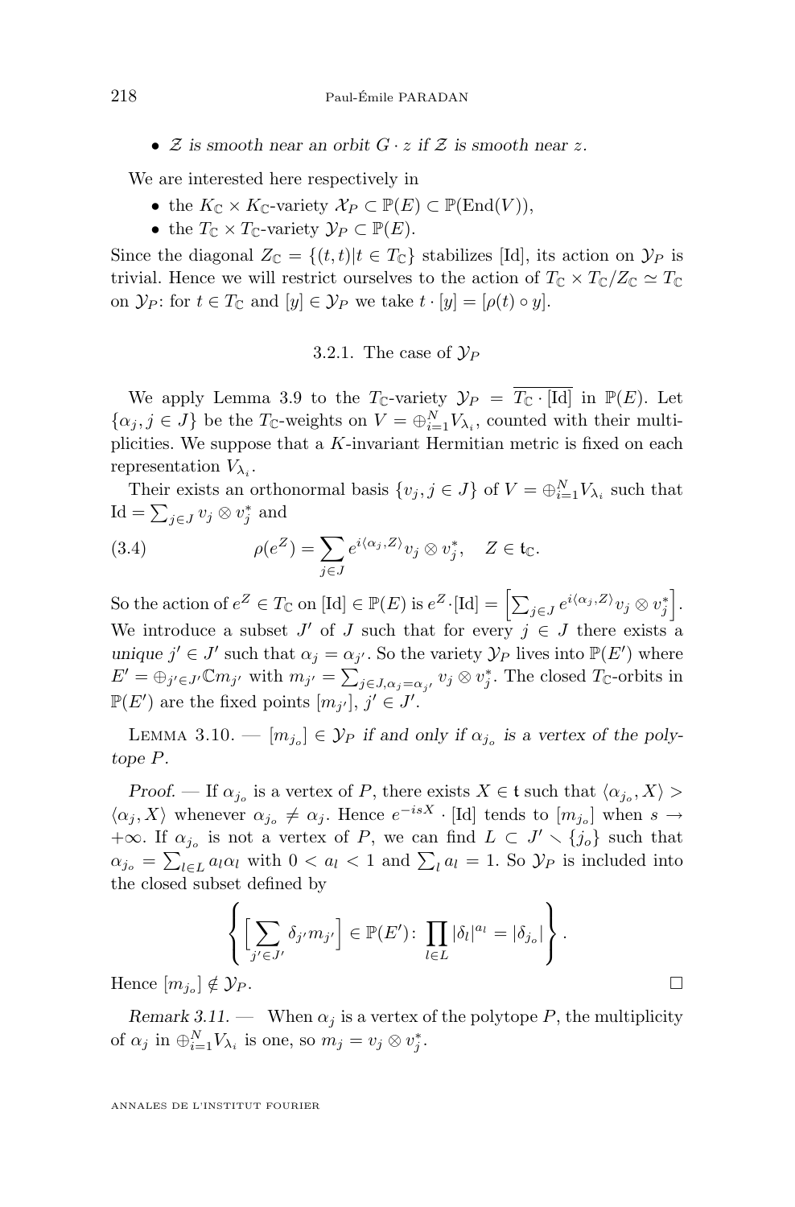- *$\mathcal{Z}$ is smooth near an orbit $G \cdot z$ if $\mathcal{Z}$ is smooth near $z$.*

We are interested here respectively in

- the $K_{\mathbb{C}} \times K_{\mathbb{C}}$-variety $\mathcal{X}_P \subset \mathbb{P}(E) \subset \mathbb{P}(\mathrm{End}(V))$,
- the $T_{\mathbb{C}} \times T_{\mathbb{C}}$-variety $\mathcal{Y}_P \subset \mathbb{P}(E)$.

Since the diagonal $Z_{\mathbb{C}} = \{(t,t) | t \in T_{\mathbb{C}}\}$ stabilizes $[\mathrm{Id}]$, its action on $\mathcal{Y}_P$ is trivial. Hence we will restrict ourselves to the action of $T_{\mathbb{C}} \times T_{\mathbb{C}}/Z_{\mathbb{C}} \simeq T_{\mathbb{C}}$ on $\mathcal{Y}_P$: for $t \in T_{\mathbb{C}}$ and $[y] \in \mathcal{Y}_P$ we take $t \cdot [y] = [\rho(t) \circ y]$.

### 3.2.1. The case of $\mathcal{Y}_P$

We apply Lemma 3.9 to the $T_{\mathbb{C}}$-variety $\mathcal{Y}_P = \overline{T_{\mathbb{C}} \cdot [\mathrm{Id}]}$ in $\mathbb{P}(E)$. Let $\{\alpha_j, j \in J\}$ be the $T_{\mathbb{C}}$-weights on $V = \oplus_{i=1}^N V_{\lambda_i}$, counted with their multiplicities. We suppose that a $K$-invariant Hermitian metric is fixed on each representation $V_{\lambda_i}$.

Their exists an orthonormal basis $\{v_j, j \in J\}$ of $V = \oplus_{i=1}^N V_{\lambda_i}$ such that $\mathrm{Id} = \sum_{j \in J} v_j \otimes v_j^*$ and

$$\rho(e^Z) = \sum_{j \in J} e^{i\langle \alpha_j, Z\rangle} v_j \otimes v_j^*, \quad Z \in \mathfrak{t}_{\mathbb{C}}. \tag{3.4}$$

So the action of $e^Z \in T_{\mathbb{C}}$ on $[\mathrm{Id}] \in \mathbb{P}(E)$ is $e^Z \cdot [\mathrm{Id}] = \left[\sum_{j \in J} e^{i\langle \alpha_j, Z\rangle} v_j \otimes v_j^*\right]$. We introduce a subset $J'$ of $J$ such that for every $j \in J$ there exists a *unique* $j' \in J'$ such that $\alpha_j = \alpha_{j'}$. So the variety $\mathcal{Y}_P$ lives into $\mathbb{P}(E')$ where $E' = \oplus_{j' \in J'} \mathbb{C} m_{j'}$ with $m_{j'} = \sum_{j \in J, \alpha_j = \alpha_{j'}} v_j \otimes v_j^*$. The closed $T_{\mathbb{C}}$-orbits in $\mathbb{P}(E')$ are the fixed points $[m_{j'}]$, $j' \in J'$.

Lemma 3.10. — *$[m_{j_o}] \in \mathcal{Y}_P$ if and only if $\alpha_{j_o}$ is a vertex of the polytope $P$.*

*Proof.* — If $\alpha_{j_o}$ is a vertex of $P$, there exists $X \in \mathfrak{t}$ such that $\langle \alpha_{j_o}, X\rangle > \langle \alpha_j, X\rangle$ whenever $\alpha_{j_o} \neq \alpha_j$. Hence $e^{-isX} \cdot [\mathrm{Id}]$ tends to $[m_{j_o}]$ when $s \to +\infty$. If $\alpha_{j_o}$ is not a vertex of $P$, we can find $L \subset J' \setminus \{j_o\}$ such that $\alpha_{j_o} = \sum_{l \in L} a_l \alpha_l$ with $0 < a_l < 1$ and $\sum_l a_l = 1$. So $\mathcal{Y}_P$ is included into the closed subset defined by

$$\left\{ \Big[\sum_{j' \in J'} \delta_{j'} m_{j'}\Big] \in \mathbb{P}(E') \colon \prod_{l \in L} |\delta_l|^{a_l} = |\delta_{j_o}| \right\}.$$

Hence $[m_{j_o}] \notin \mathcal{Y}_P$. □

*Remark 3.11.* — When $\alpha_j$ is a vertex of the polytope $P$, the multiplicity of $\alpha_j$ in $\oplus_{i=1}^N V_{\lambda_i}$ is one, so $m_j = v_j \otimes v_j^*$.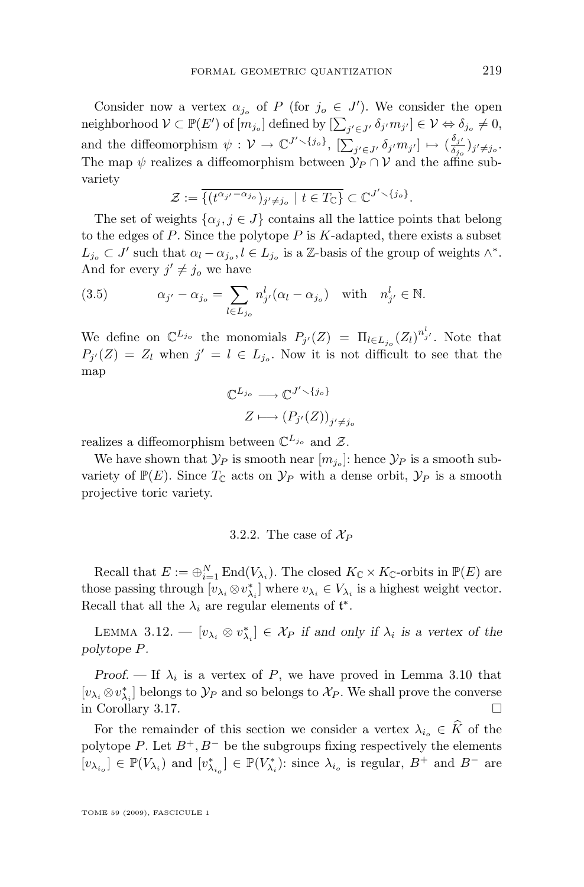Consider now a vertex $\alpha_{j_o}$ of $P$ (for $j_o \in J'$). We consider the open neighborhood $\mathcal{V} \subset \mathbb{P}(E')$ of $[m_{j_o}]$ defined by $[\sum_{j' \in J'} \delta_{j'} m_{j'}] \in \mathcal{V} \Leftrightarrow \delta_{j_o} \neq 0$, and the diffeomorphism $\psi : \mathcal{V} \to \mathbb{C}^{J' \setminus \{j_o\}}$, $[\sum_{j' \in J'} \delta_{j'} m_{j'}] \mapsto (\frac{\delta_{j'}}{\delta_{j_o}})_{j' \neq j_o}$. The map $\psi$ realizes a diffeomorphism between $\mathcal{Y}_P \cap \mathcal{V}$ and the affine subvariety

$$\mathcal{Z} := \overline{\{(t^{\alpha_{j'} - \alpha_{j_o}})_{j' \neq j_o} \mid t \in T_\mathbb{C}\}} \subset \mathbb{C}^{J' \setminus \{j_o\}}.$$

The set of weights $\{\alpha_j, j \in J\}$ contains all the lattice points that belong to the edges of $P$. Since the polytope $P$ is $K$-adapted, there exists a subset $L_{j_o} \subset J'$ such that $\alpha_l - \alpha_{j_o}, l \in L_{j_o}$ is a $\mathbb{Z}$-basis of the group of weights $\wedge^*$. And for every $j' \neq j_o$ we have

$$\alpha_{j'} - \alpha_{j_o} = \sum_{l \in L_{j_o}} n^l_{j'} (\alpha_l - \alpha_{j_o}) \quad \text{with} \quad n^l_{j'} \in \mathbb{N}. \tag{3.5}$$

We define on $\mathbb{C}^{L_{j_o}}$ the monomials $P_{j'}(Z) = \Pi_{l \in L_{j_o}} (Z_l)^{n^l_{j'}}$. Note that $P_{j'}(Z) = Z_l$ when $j' = l \in L_{j_o}$. Now it is not difficult to see that the map

$$\begin{aligned} \mathbb{C}^{L_{j_o}} &\longrightarrow \mathbb{C}^{J' \setminus \{j_o\}} \\ Z &\longmapsto (P_{j'}(Z))_{j' \neq j_o} \end{aligned}$$

realizes a diffeomorphism between $\mathbb{C}^{L_{j_o}}$ and $\mathcal{Z}$.

We have shown that $\mathcal{Y}_P$ is smooth near $[m_{j_o}]$: hence $\mathcal{Y}_P$ is a smooth subvariety of $\mathbb{P}(E)$. Since $T_\mathbb{C}$ acts on $\mathcal{Y}_P$ with a dense orbit, $\mathcal{Y}_P$ is a smooth projective toric variety.

### 3.2.2. The case of $\mathcal{X}_P$

Recall that $E := \oplus_{i=1}^N \operatorname{End}(V_{\lambda_i})$. The closed $K_\mathbb{C} \times K_\mathbb{C}$-orbits in $\mathbb{P}(E)$ are those passing through $[v_{\lambda_i} \otimes v^*_{\lambda_i}]$ where $v_{\lambda_i} \in V_{\lambda_i}$ is a highest weight vector. Recall that all the $\lambda_i$ are regular elements of $\mathfrak{t}^*$.

Lemma 3.12. — *$[v_{\lambda_i} \otimes v^*_{\lambda_i}] \in \mathcal{X}_P$ if and only if $\lambda_i$ is a vertex of the polytope $P$.*

*Proof.* — If $\lambda_i$ is a vertex of $P$, we have proved in Lemma 3.10 that $[v_{\lambda_i} \otimes v^*_{\lambda_i}]$ belongs to $\mathcal{Y}_P$ and so belongs to $\mathcal{X}_P$. We shall prove the converse in Corollary 3.17. □

For the remainder of this section we consider a vertex $\lambda_{i_o} \in \widehat{K}$ of the polytope $P$. Let $B^+, B^-$ be the subgroups fixing respectively the elements $[v_{\lambda_{i_o}}] \in \mathbb{P}(V_{\lambda_i})$ and $[v^*_{\lambda_{i_o}}] \in \mathbb{P}(V^*_{\lambda_i})$: since $\lambda_{i_o}$ is regular, $B^+$ and $B^-$ are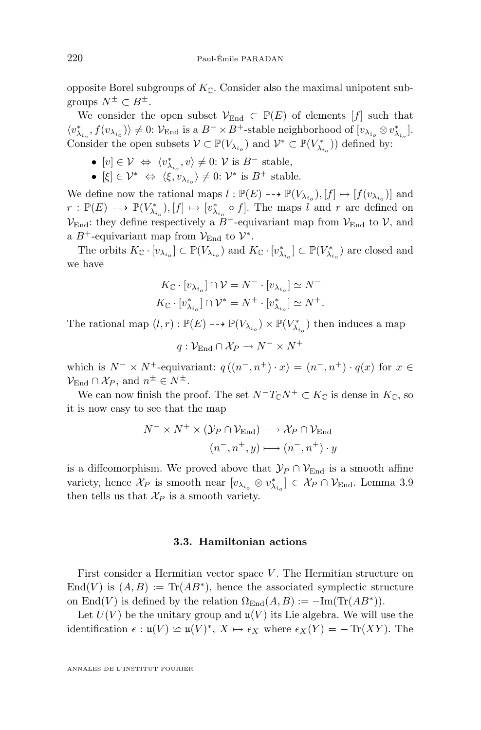opposite Borel subgroups of $K_{\mathbb{C}}$. Consider also the maximal unipotent subgroups $N^{\pm} \subset B^{\pm}$.

We consider the open subset $\mathcal{V}_{\mathrm{End}} \subset \mathbb{P}(E)$ of elements $[f]$ such that $\langle v^*_{\lambda_{i_o}}, f(v_{\lambda_{i_o}})\rangle \neq 0$: $\mathcal{V}_{\mathrm{End}}$ is a $B^- \times B^+$-stable neighborhood of $[v_{\lambda_{i_o}} \otimes v^*_{\lambda_{i_o}}]$. Consider the open subsets $\mathcal{V} \subset \mathbb{P}(V_{\lambda_{i_o}})$ and $\mathcal{V}^* \subset \mathbb{P}(V^*_{\lambda_{i_o}})$) defined by:

- $[v] \in \mathcal{V} \ \Leftrightarrow\ \langle v^*_{\lambda_{i_o}}, v\rangle \neq 0$: $\mathcal{V}$ is $B^-$ stable,
- $[\xi] \in \mathcal{V}^* \ \Leftrightarrow\ \langle \xi, v_{\lambda_{i_o}}\rangle \neq 0$: $\mathcal{V}^*$ is $B^+$ stable.

We define now the rational maps $l : \mathbb{P}(E) \dashrightarrow \mathbb{P}(V_{\lambda_{i_o}}), [f] \mapsto [f(v_{\lambda_{i_o}})]$ and $r : \mathbb{P}(E) \dashrightarrow \mathbb{P}(V^*_{\lambda_{i_o}}), [f] \mapsto [v^*_{\lambda_{i_o}} \circ f]$. The maps $l$ and $r$ are defined on $\mathcal{V}_{\mathrm{End}}$: they define respectively a $B^-$-equivariant map from $\mathcal{V}_{\mathrm{End}}$ to $\mathcal{V}$, and a $B^+$-equivariant map from $\mathcal{V}_{\mathrm{End}}$ to $\mathcal{V}^*$.

The orbits $K_{\mathbb{C}} \cdot [v_{\lambda_{i_o}}] \subset \mathbb{P}(V_{\lambda_{i_o}})$ and $K_{\mathbb{C}} \cdot [v^*_{\lambda_{i_o}}] \subset \mathbb{P}(V^*_{\lambda_{i_o}})$ are closed and we have

$$K_{\mathbb{C}} \cdot [v_{\lambda_{i_o}}] \cap \mathcal{V} = N^- \cdot [v_{\lambda_{i_o}}] \simeq N^-$$
$$K_{\mathbb{C}} \cdot [v^*_{\lambda_{i_o}}] \cap \mathcal{V}^* = N^+ \cdot [v^*_{\lambda_{i_o}}] \simeq N^+.$$

The rational map $(l, r) : \mathbb{P}(E) \dashrightarrow \mathbb{P}(V_{\lambda_{i_o}}) \times \mathbb{P}(V^*_{\lambda_{i_o}})$ then induces a map

$$q : \mathcal{V}_{\mathrm{End}} \cap \mathcal{X}_P \to N^- \times N^+$$

which is $N^- \times N^+$-equivariant: $q\,((n^-, n^+) \cdot x) = (n^-, n^+) \cdot q(x)$ for $x \in \mathcal{V}_{\mathrm{End}} \cap \mathcal{X}_P$, and $n^{\pm} \in N^{\pm}$.

We can now finish the proof. The set $N^- T_{\mathbb{C}} N^+ \subset K_{\mathbb{C}}$ is dense in $K_{\mathbb{C}}$, so it is now easy to see that the map

$$\begin{aligned} N^- \times N^+ \times (\mathcal{Y}_P \cap \mathcal{V}_{\mathrm{End}}) &\longrightarrow \mathcal{X}_P \cap \mathcal{V}_{\mathrm{End}} \\ (n^-, n^+, y) &\longmapsto (n^-, n^+) \cdot y \end{aligned}$$

is a diffeomorphism. We proved above that $\mathcal{Y}_P \cap \mathcal{V}_{\mathrm{End}}$ is a smooth affine variety, hence $\mathcal{X}_P$ is smooth near $[v_{\lambda_{i_o}} \otimes v^*_{\lambda_{i_o}}] \in \mathcal{X}_P \cap \mathcal{V}_{\mathrm{End}}$. Lemma 3.9 then tells us that $\mathcal{X}_P$ is a smooth variety.

### 3.3. Hamiltonian actions

First consider a Hermitian vector space $V$. The Hermitian structure on $\mathrm{End}(V)$ is $(A, B) := \mathrm{Tr}(AB^*)$, hence the associated symplectic structure on $\mathrm{End}(V)$ is defined by the relation $\Omega_{\mathrm{End}}(A, B) := -\mathrm{Im}(\mathrm{Tr}(AB^*))$.

Let $U(V)$ be the unitary group and $\mathfrak{u}(V)$ its Lie algebra. We will use the identification $\epsilon : \mathfrak{u}(V) \simeq \mathfrak{u}(V)^*$, $X \mapsto \epsilon_X$ where $\epsilon_X(Y) = -\mathrm{Tr}(XY)$. The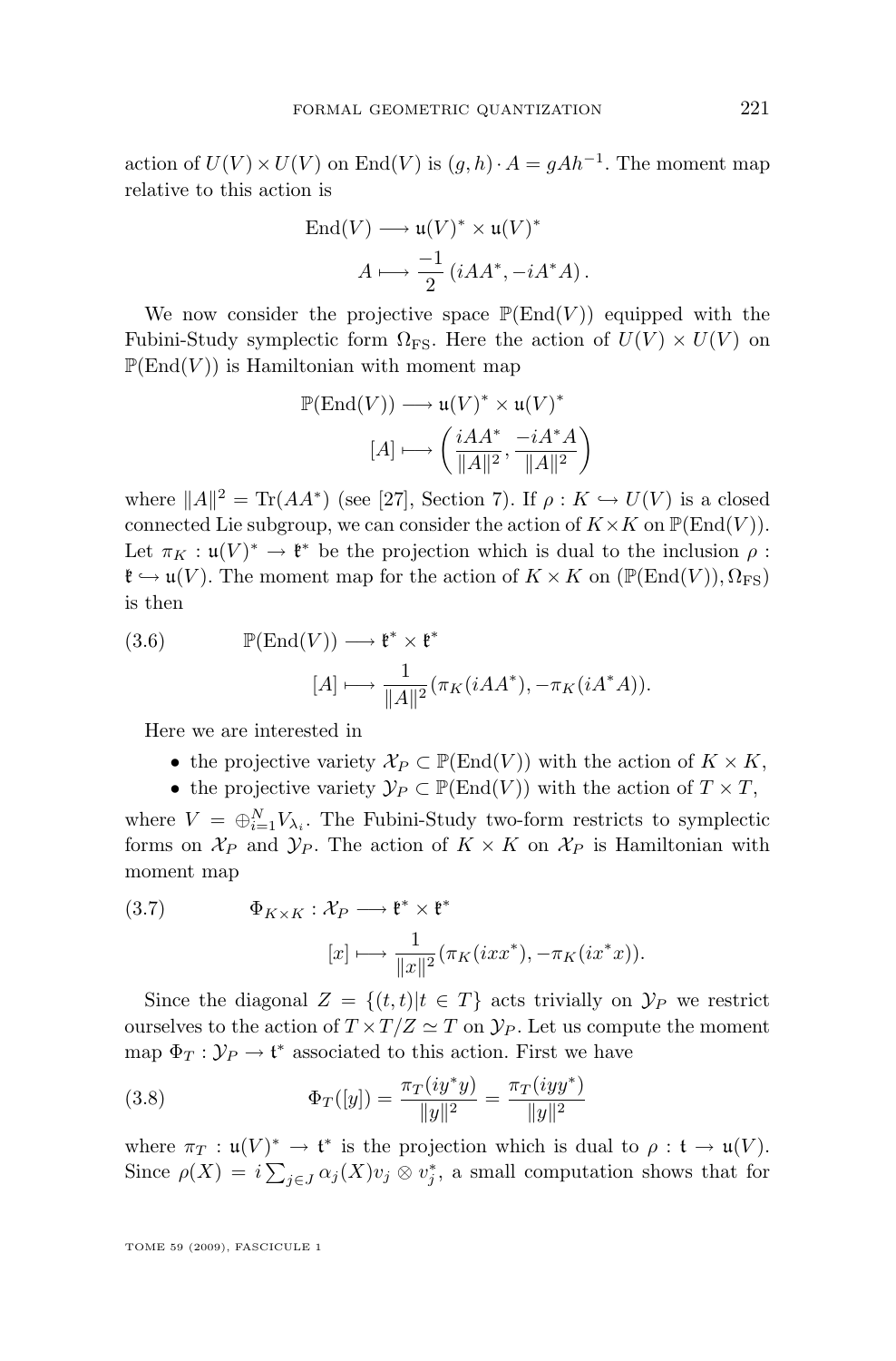action of $U(V) \times U(V)$ on $\mathrm{End}(V)$ is $(g,h)\cdot A = gAh^{-1}$. The moment map relative to this action is

$$\begin{aligned}\mathrm{End}(V) &\longrightarrow \mathfrak{u}(V)^* \times \mathfrak{u}(V)^* \\ A &\longmapsto \frac{-1}{2}\left(iAA^*, -iA^*A\right).\end{aligned}$$

We now consider the projective space $\mathbb{P}(\mathrm{End}(V))$ equipped with the Fubini-Study symplectic form $\Omega_{\mathrm{FS}}$. Here the action of $U(V) \times U(V)$ on $\mathbb{P}(\mathrm{End}(V))$ is Hamiltonian with moment map

$$\begin{aligned}\mathbb{P}(\mathrm{End}(V)) &\longrightarrow \mathfrak{u}(V)^* \times \mathfrak{u}(V)^* \\ [A] &\longmapsto \left(\frac{iAA^*}{\|A\|^2}, \frac{-iA^*A}{\|A\|^2}\right)\end{aligned}$$

where $\|A\|^2 = \mathrm{Tr}(AA^*)$ (see [27], Section 7). If $\rho : K \hookrightarrow U(V)$ is a closed connected Lie subgroup, we can consider the action of $K\times K$ on $\mathbb{P}(\mathrm{End}(V))$. Let $\pi_K : \mathfrak{u}(V)^* \to \mathfrak{k}^*$ be the projection which is dual to the inclusion $\rho : \mathfrak{k} \hookrightarrow \mathfrak{u}(V)$. The moment map for the action of $K \times K$ on $(\mathbb{P}(\mathrm{End}(V)), \Omega_{\mathrm{FS}})$ is then

$$\begin{aligned}\mathbb{P}(\mathrm{End}(V)) &\longrightarrow \mathfrak{k}^* \times \mathfrak{k}^* \\ [A] &\longmapsto \frac{1}{\|A\|^2}(\pi_K(iAA^*), -\pi_K(iA^*A)).\end{aligned} \tag{3.6}$$

Here we are interested in

- the projective variety $\mathcal{X}_P \subset \mathbb{P}(\mathrm{End}(V))$ with the action of $K \times K$,
- the projective variety $\mathcal{Y}_P \subset \mathbb{P}(\mathrm{End}(V))$ with the action of $T \times T$,

where $V = \oplus_{i=1}^N V_{\lambda_i}$. The Fubini-Study two-form restricts to symplectic forms on $\mathcal{X}_P$ and $\mathcal{Y}_P$. The action of $K \times K$ on $\mathcal{X}_P$ is Hamiltonian with moment map

$$\begin{aligned}\Phi_{K\times K} : \mathcal{X}_P &\longrightarrow \mathfrak{k}^* \times \mathfrak{k}^* \\ [x] &\longmapsto \frac{1}{\|x\|^2}(\pi_K(ixx^*), -\pi_K(ix^*x)).\end{aligned} \tag{3.7}$$

Since the diagonal $Z = \{(t,t) | t \in T\}$ acts trivially on $\mathcal{Y}_P$ we restrict ourselves to the action of $T \times T/Z \simeq T$ on $\mathcal{Y}_P$. Let us compute the moment map $\Phi_T : \mathcal{Y}_P \to \mathfrak{t}^*$ associated to this action. First we have

$$\Phi_T([y]) = \frac{\pi_T(iy^*y)}{\|y\|^2} = \frac{\pi_T(iyy^*)}{\|y\|^2} \tag{3.8}$$

where $\pi_T : \mathfrak{u}(V)^* \to \mathfrak{t}^*$ is the projection which is dual to $\rho : \mathfrak{t} \to \mathfrak{u}(V)$. Since $\rho(X) = i\sum_{j\in J} \alpha_j(X) v_j \otimes v_j^*$, a small computation shows that for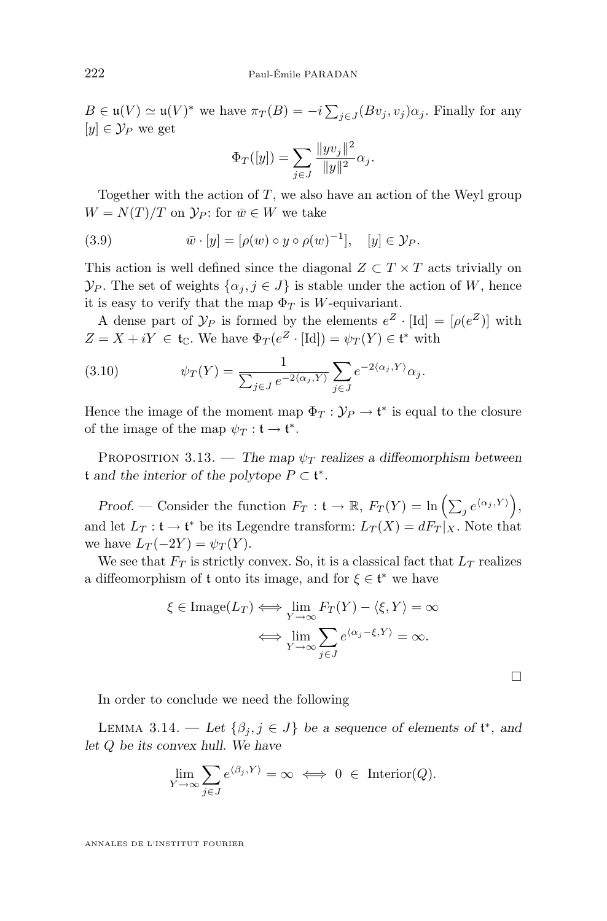$B \in \mathfrak{u}(V) \simeq \mathfrak{u}(V)^*$ we have $\pi_T(B) = -i \sum_{j\in J}(Bv_j, v_j)\alpha_j$. Finally for any $[y] \in \mathcal{Y}_P$ we get

$$\Phi_T([y]) = \sum_{j\in J} \frac{\|yv_j\|^2}{\|y\|^2}\alpha_j.$$

Together with the action of $T$, we also have an action of the Weyl group $W = N(T)/T$ on $\mathcal{Y}_P$: for $\bar{w} \in W$ we take

$$\bar{w}\cdot[y] = [\rho(w)\circ y \circ \rho(w)^{-1}], \quad [y] \in \mathcal{Y}_P. \tag{3.9}$$

This action is well defined since the diagonal $Z \subset T \times T$ acts trivially on $\mathcal{Y}_P$. The set of weights $\{\alpha_j, j \in J\}$ is stable under the action of $W$, hence it is easy to verify that the map $\Phi_T$ is $W$-equivariant.

A dense part of $\mathcal{Y}_P$ is formed by the elements $e^Z \cdot [\mathrm{Id}] = [\rho(e^Z)]$ with $Z = X + iY \in \mathfrak{t}_{\mathbb{C}}$. We have $\Phi_T(e^Z\cdot[\mathrm{Id}]) = \psi_T(Y) \in \mathfrak{t}^*$ with

$$\psi_T(Y) = \frac{1}{\sum_{j\in J} e^{-2\langle\alpha_j, Y\rangle}} \sum_{j\in J} e^{-2\langle \alpha_j, Y\rangle}\alpha_j. \tag{3.10}$$

Hence the image of the moment map $\Phi_T : \mathcal{Y}_P \to \mathfrak{t}^*$ is equal to the closure of the image of the map $\psi_T : \mathfrak{t} \to \mathfrak{t}^*$.

Proposition 3.13. — *The map $\psi_T$ realizes a diffeomorphism between $\mathfrak{t}$ and the interior of the polytope $P \subset \mathfrak{t}^*$.*

*Proof.* — Consider the function $F_T : \mathfrak{t} \to \mathbb{R}$, $F_T(Y) = \ln\left(\sum_j e^{\langle\alpha_j, Y\rangle}\right)$, and let $L_T : \mathfrak{t} \to \mathfrak{t}^*$ be its Legendre transform: $L_T(X) = dF_T|_X$. Note that we have $L_T(-2Y) = \psi_T(Y)$.

We see that $F_T$ is strictly convex. So, it is a classical fact that $L_T$ realizes a diffeomorphism of $\mathfrak{t}$ onto its image, and for $\xi \in \mathfrak{t}^*$ we have

$$\begin{aligned}\xi \in \mathrm{Image}(L_T) &\Longleftrightarrow \lim_{Y\to\infty} F_T(Y) - \langle \xi, Y\rangle = \infty \\ &\Longleftrightarrow \lim_{Y\to\infty} \sum_{j\in J} e^{\langle \alpha_j - \xi, Y\rangle} = \infty.\end{aligned}$$

□

In order to conclude we need the following

Lemma 3.14. — *Let $\{\beta_j, j \in J\}$ be a sequence of elements of $\mathfrak{t}^*$, and let $Q$ be its convex hull. We have*

$$\lim_{Y\to\infty} \sum_{j\in J} e^{\langle\beta_j, Y\rangle} = \infty \iff 0 \in \mathrm{Interior}(Q).$$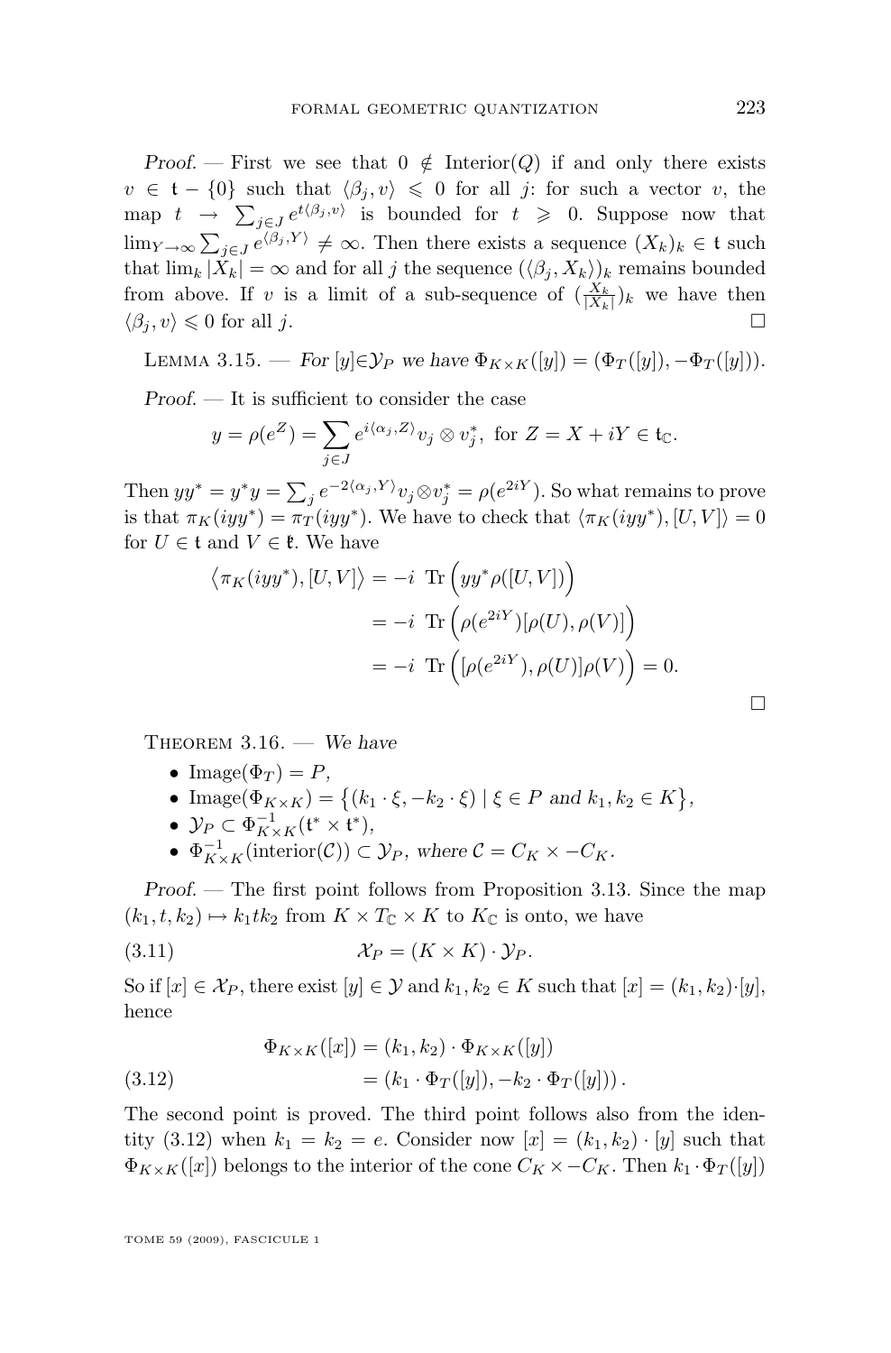*Proof.* — First we see that $0 \notin \text{Interior}(Q)$ if and only there exists $v \in \mathfrak{t} - \{0\}$ such that $\langle \beta_j, v \rangle \leqslant 0$ for all $j$: for such a vector $v$, the map $t \to \sum_{j \in J} e^{t\langle \beta_j, v\rangle}$ is bounded for $t \geqslant 0$. Suppose now that $\lim_{Y \to \infty} \sum_{j \in J} e^{\langle \beta_j, Y\rangle} \neq \infty$. Then there exists a sequence $(X_k)_k \in \mathfrak{t}$ such that $\lim_k |X_k| = \infty$ and for all $j$ the sequence $(\langle \beta_j, X_k\rangle)_k$ remains bounded from above. If $v$ is a limit of a sub-sequence of $(\frac{X_k}{|X_k|})_k$ we have then $\langle \beta_j, v\rangle \leqslant 0$ for all $j$. □

Lemma 3.15. — *For $[y] \in \mathcal{Y}_P$ we have $\Phi_{K\times K}([y]) = (\Phi_T([y]), -\Phi_T([y]))$.*

*Proof.* — It is sufficient to consider the case

$$y = \rho(e^Z) = \sum_{j\in J} e^{i\langle \alpha_j, Z\rangle} v_j \otimes v_j^*, \ \text{for } Z = X + iY \in \mathfrak{t}_{\mathbb{C}}.$$

Then $yy^* = y^*y = \sum_j e^{-2\langle \alpha_j, Y\rangle} v_j \otimes v_j^* = \rho(e^{2iY})$. So what remains to prove is that $\pi_K(iyy^*) = \pi_T(iyy^*)$. We have to check that $\langle \pi_K(iyy^*), [U,V]\rangle = 0$ for $U \in \mathfrak{t}$ and $V \in \mathfrak{k}$. We have

$$\begin{aligned}
\big\langle \pi_K(iyy^*), [U,V]\big\rangle &= -i \ \operatorname{Tr}\Big(yy^*\rho([U,V])\Big) \\
&= -i \ \operatorname{Tr}\Big(\rho(e^{2iY})[\rho(U),\rho(V)]\Big) \\
&= -i \ \operatorname{Tr}\Big([\rho(e^{2iY}),\rho(U)]\rho(V)\Big) = 0.
\end{aligned}$$

□

Theorem 3.16. — *We have*

- $\text{Image}(\Phi_T) = P$,
- $\text{Image}(\Phi_{K\times K}) = \big\{(k_1\cdot\xi, -k_2\cdot\xi) \mid \xi \in P \text{ and } k_1, k_2 \in K\big\}$,
- $\mathcal{Y}_P \subset \Phi_{K\times K}^{-1}(\mathfrak{t}^* \times \mathfrak{t}^*)$,
- $\Phi_{K\times K}^{-1}(\text{interior}(\mathcal{C})) \subset \mathcal{Y}_P$, *where* $\mathcal{C} = C_K \times -C_K$.

*Proof.* — The first point follows from Proposition 3.13. Since the map $(k_1, t, k_2) \mapsto k_1 t k_2$ from $K \times T_{\mathbb{C}} \times K$ to $K_{\mathbb{C}}$ is onto, we have

$$\mathcal{X}_P = (K\times K)\cdot \mathcal{Y}_P. \tag{3.11}$$

So if $[x] \in \mathcal{X}_P$, there exist $[y] \in \mathcal{Y}$ and $k_1, k_2 \in K$ such that $[x] = (k_1,k_2)\cdot[y]$, hence

$$\begin{aligned}
\Phi_{K\times K}([x]) &= (k_1,k_2)\cdot \Phi_{K\times K}([y]) \\
&= (k_1\cdot\Phi_T([y]), -k_2\cdot\Phi_T([y]))\,. 
\end{aligned} \tag{3.12}$$

The second point is proved. The third point follows also from the identity (3.12) when $k_1 = k_2 = e$. Consider now $[x] = (k_1,k_2)\cdot[y]$ such that $\Phi_{K\times K}([x])$ belongs to the interior of the cone $C_K \times -C_K$. Then $k_1\cdot\Phi_T([y])$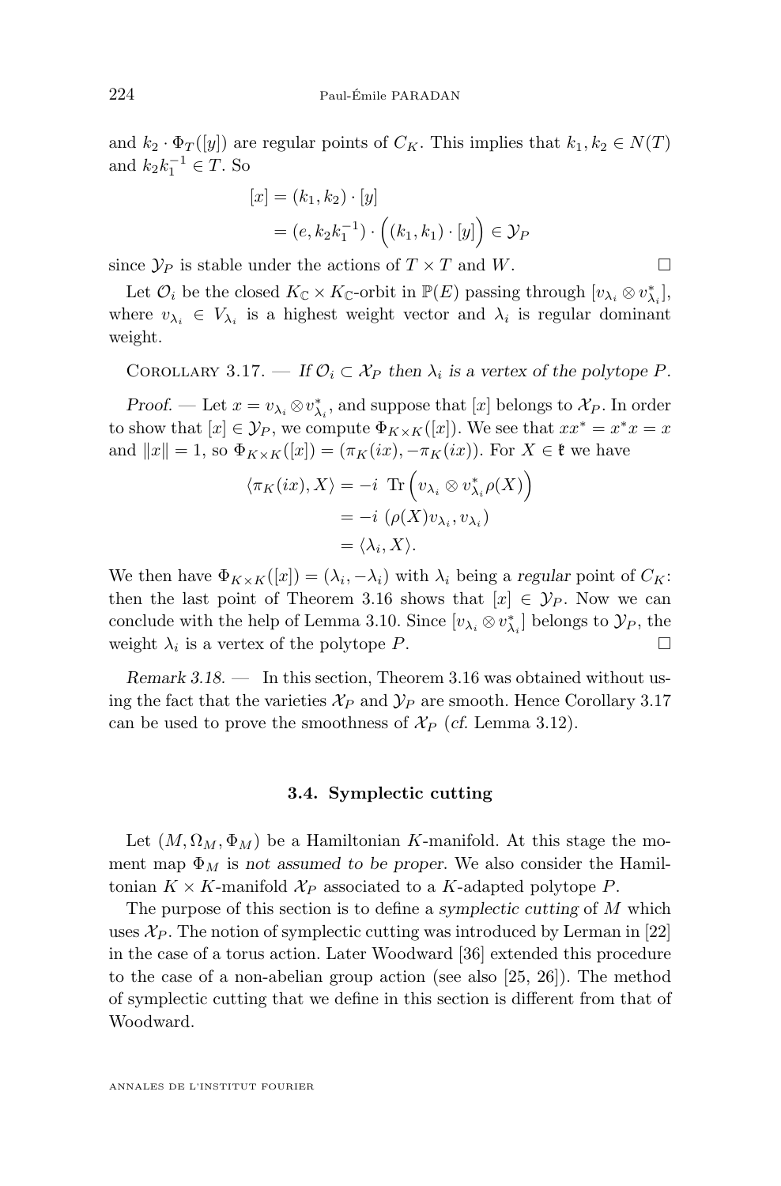and $k_2 \cdot \Phi_T([y])$ are regular points of $C_K$. This implies that $k_1, k_2 \in N(T)$ and $k_2 k_1^{-1} \in T$. So

$$
\begin{aligned}
[x] &= (k_1, k_2) \cdot [y] \\
&= (e, k_2 k_1^{-1}) \cdot \Big( (k_1, k_1) \cdot [y] \Big) \in \mathcal{Y}_P
\end{aligned}
$$

since $\mathcal{Y}_P$ is stable under the actions of $T \times T$ and $W$. □

Let $\mathcal{O}_i$ be the closed $K_{\mathbb{C}} \times K_{\mathbb{C}}$-orbit in $\mathbb{P}(E)$ passing through $[v_{\lambda_i} \otimes v^*_{\lambda_i}]$, where $v_{\lambda_i} \in V_{\lambda_i}$ is a highest weight vector and $\lambda_i$ is regular dominant weight.

Corollary 3.17. — *If $\mathcal{O}_i \subset \mathcal{X}_P$ then $\lambda_i$ is a vertex of the polytope $P$.*

*Proof.* — Let $x = v_{\lambda_i} \otimes v^*_{\lambda_i}$, and suppose that $[x]$ belongs to $\mathcal{X}_P$. In order to show that $[x] \in \mathcal{Y}_P$, we compute $\Phi_{K\times K}([x])$. We see that $xx^* = x^*x = x$ and $\|x\| = 1$, so $\Phi_{K\times K}([x]) = (\pi_K(ix), -\pi_K(ix))$. For $X \in \mathfrak{k}$ we have

$$
\begin{aligned}
\langle \pi_K(ix), X \rangle &= -i \ \mathrm{Tr}\Big( v_{\lambda_i} \otimes v^*_{\lambda_i} \rho(X) \Big) \\
&= -i \ (\rho(X) v_{\lambda_i}, v_{\lambda_i}) \\
&= \langle \lambda_i, X \rangle.
\end{aligned}
$$

We then have $\Phi_{K\times K}([x]) = (\lambda_i, -\lambda_i)$ with $\lambda_i$ being a *regular* point of $C_K$: then the last point of Theorem 3.16 shows that $[x] \in \mathcal{Y}_P$. Now we can conclude with the help of Lemma 3.10. Since $[v_{\lambda_i} \otimes v^*_{\lambda_i}]$ belongs to $\mathcal{Y}_P$, the weight $\lambda_i$ is a vertex of the polytope $P$. □

*Remark 3.18.* — In this section, Theorem 3.16 was obtained without using the fact that the varieties $\mathcal{X}_P$ and $\mathcal{Y}_P$ are smooth. Hence Corollary 3.17 can be used to prove the smoothness of $\mathcal{X}_P$ (*cf.* Lemma 3.12).

### 3.4. Symplectic cutting

Let $(M, \Omega_M, \Phi_M)$ be a Hamiltonian $K$-manifold. At this stage the moment map $\Phi_M$ is *not assumed to be proper*. We also consider the Hamiltonian $K \times K$-manifold $\mathcal{X}_P$ associated to a $K$-adapted polytope $P$.

The purpose of this section is to define a *symplectic cutting* of $M$ which uses $\mathcal{X}_P$. The notion of symplectic cutting was introduced by Lerman in [22] in the case of a torus action. Later Woodward [36] extended this procedure to the case of a non-abelian group action (see also [25, 26]). The method of symplectic cutting that we define in this section is different from that of Woodward.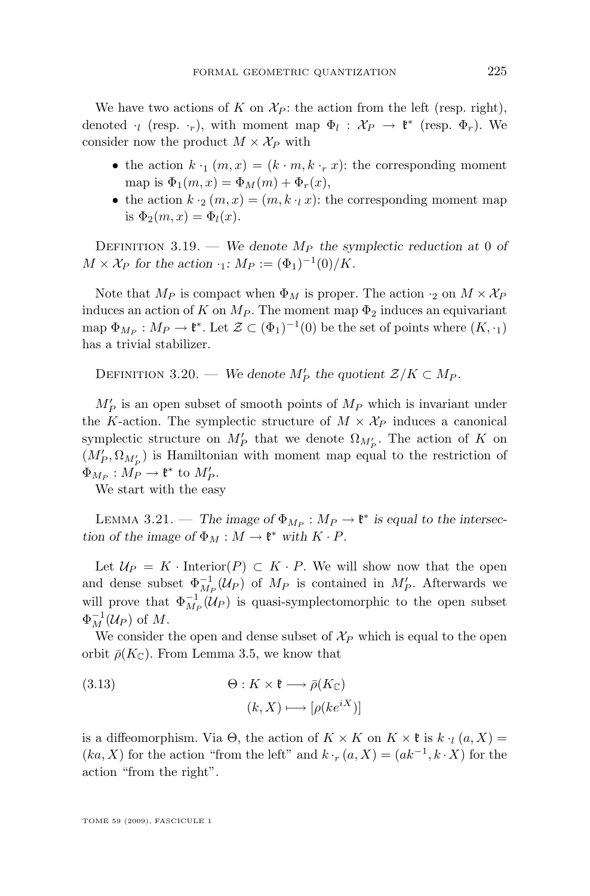We have two actions of $K$ on $\mathcal{X}_P$: the action from the left (resp. right), denoted $\cdot_l$ (resp. $\cdot_r$), with moment map $\Phi_l : \mathcal{X}_P \to \mathfrak{k}^*$ (resp. $\Phi_r$). We consider now the product $M \times \mathcal{X}_P$ with

- the action $k \cdot_1 (m, x) = (k \cdot m, k \cdot_r x)$: the corresponding moment map is $\Phi_1(m, x) = \Phi_M(m) + \Phi_r(x)$,
- the action $k \cdot_2 (m, x) = (m, k \cdot_l x)$: the corresponding moment map is $\Phi_2(m, x) = \Phi_l(x)$.

Definition 3.19. — *We denote $M_P$ the symplectic reduction at 0 of $M \times \mathcal{X}_P$ for the action $\cdot_1$: $M_P := (\Phi_1)^{-1}(0)/K$.*

Note that $M_P$ is compact when $\Phi_M$ is proper. The action $\cdot_2$ on $M \times \mathcal{X}_P$ induces an action of $K$ on $M_P$. The moment map $\Phi_2$ induces an equivariant map $\Phi_{M_P} : M_P \to \mathfrak{k}^*$. Let $\mathcal{Z} \subset (\Phi_1)^{-1}(0)$ be the set of points where $(K, \cdot_1)$ has a trivial stabilizer.

Definition 3.20. — *We denote $M'_P$ the quotient $\mathcal{Z}/K \subset M_P$.*

$M'_P$ is an open subset of smooth points of $M_P$ which is invariant under the $K$-action. The symplectic structure of $M \times \mathcal{X}_P$ induces a canonical symplectic structure on $M'_P$ that we denote $\Omega_{M'_P}$. The action of $K$ on $(M'_P, \Omega_{M'_P})$ is Hamiltonian with moment map equal to the restriction of $\Phi_{M_P} : M_P \to \mathfrak{k}^*$ to $M'_P$.

We start with the easy

Lemma 3.21. — *The image of $\Phi_{M_P} : M_P \to \mathfrak{k}^*$ is equal to the intersection of the image of $\Phi_M : M \to \mathfrak{k}^*$ with $K \cdot P$.*

Let $\mathcal{U}_P = K \cdot \mathrm{Interior}(P) \subset K \cdot P$. We will show now that the open and dense subset $\Phi_{M_P}^{-1}(\mathcal{U}_P)$ of $M_P$ is contained in $M'_P$. Afterwards we will prove that $\Phi_{M_P}^{-1}(\mathcal{U}_P)$ is quasi-symplectomorphic to the open subset $\Phi_M^{-1}(\mathcal{U}_P)$ of $M$.

We consider the open and dense subset of $\mathcal{X}_P$ which is equal to the open orbit $\bar{\rho}(K_{\mathbb{C}})$. From Lemma 3.5, we know that

$$
\begin{aligned}
\Theta : K \times \mathfrak{k} &\longrightarrow \bar{\rho}(K_{\mathbb{C}}) \\
(k, X) &\longmapsto [\rho(k e^{iX})]
\end{aligned}
\tag{3.13}
$$

is a diffeomorphism. Via $\Theta$, the action of $K \times K$ on $K \times \mathfrak{k}$ is $k \cdot_l (a, X) = (ka, X)$ for the action "from the left" and $k \cdot_r (a, X) = (ak^{-1}, k \cdot X)$ for the action "from the right".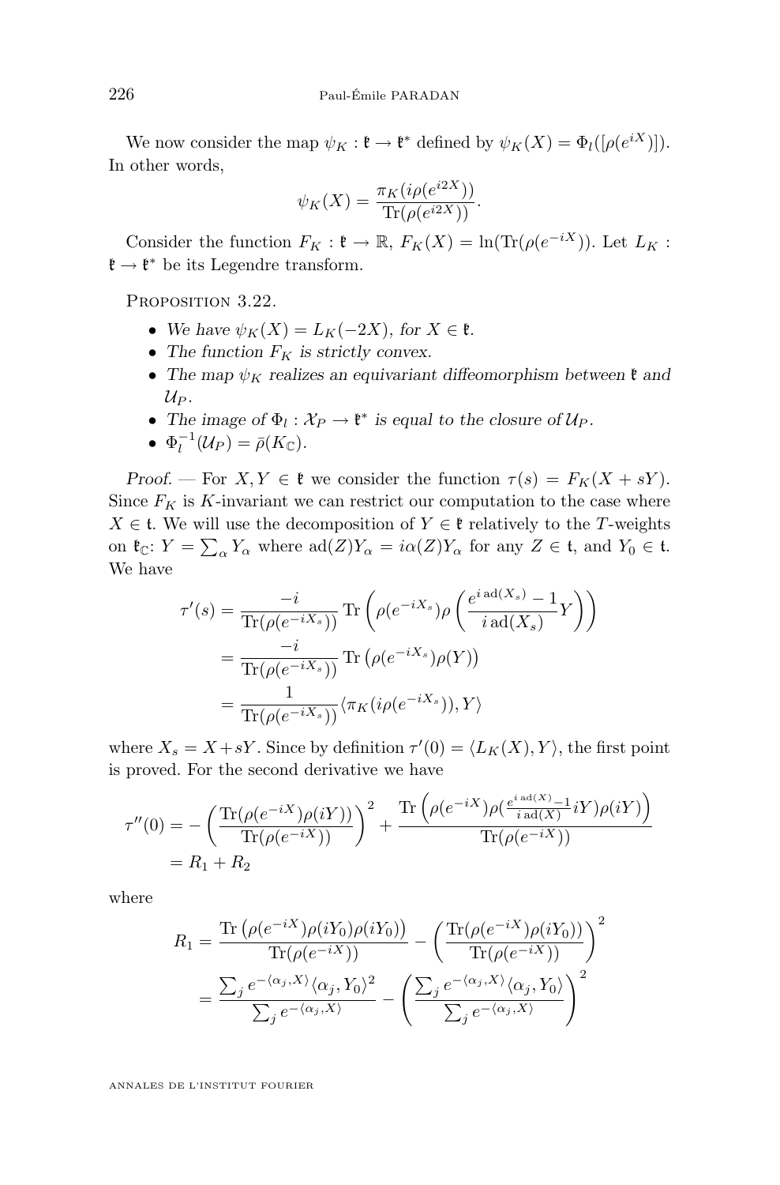We now consider the map $\psi_K : \mathfrak{k} \to \mathfrak{k}^*$ defined by $\psi_K(X) = \Phi_l([\rho(e^{iX})])$. In other words,

$$\psi_K(X) = \frac{\pi_K(i\rho(e^{i2X}))}{\mathrm{Tr}(\rho(e^{i2X}))}.$$

Consider the function $F_K : \mathfrak{k} \to \mathbb{R}$, $F_K(X) = \ln(\mathrm{Tr}(\rho(e^{-iX}))$. Let $L_K : \mathfrak{k} \to \mathfrak{k}^*$ be its Legendre transform.

Proposition 3.22.

- *We have $\psi_K(X) = L_K(-2X)$, for $X \in \mathfrak{k}$.*
- *The function $F_K$ is strictly convex.*
- *The map $\psi_K$ realizes an equivariant diffeomorphism between $\mathfrak{k}$ and $\mathcal{U}_P$.*
- *The image of $\Phi_l : \mathcal{X}_P \to \mathfrak{k}^*$ is equal to the closure of $\mathcal{U}_P$.*
- *$\Phi_l^{-1}(\mathcal{U}_P) = \bar{\rho}(K_{\mathbb{C}})$.*

*Proof.* — For $X, Y \in \mathfrak{k}$ we consider the function $\tau(s) = F_K(X + sY)$. Since $F_K$ is $K$-invariant we can restrict our computation to the case where $X \in \mathfrak{t}$. We will use the decomposition of $Y \in \mathfrak{k}$ relatively to the $T$-weights on $\mathfrak{k}_{\mathbb{C}}$: $Y = \sum_\alpha Y_\alpha$ where $\mathrm{ad}(Z)Y_\alpha = i\alpha(Z)Y_\alpha$ for any $Z \in \mathfrak{t}$, and $Y_0 \in \mathfrak{t}$. We have

$$\begin{aligned}
\tau'(s) &= \frac{-i}{\mathrm{Tr}(\rho(e^{-iX_s}))}\,\mathrm{Tr}\left(\rho(e^{-iX_s})\rho\left(\frac{e^{i\,\mathrm{ad}(X_s)}-1}{i\,\mathrm{ad}(X_s)}Y\right)\right)\\
&= \frac{-i}{\mathrm{Tr}(\rho(e^{-iX_s}))}\,\mathrm{Tr}\left(\rho(e^{-iX_s})\rho(Y)\right)\\
&= \frac{1}{\mathrm{Tr}(\rho(e^{-iX_s}))}\langle \pi_K(i\rho(e^{-iX_s})), Y\rangle
\end{aligned}$$

where $X_s = X + sY$. Since by definition $\tau'(0) = \langle L_K(X), Y\rangle$, the first point is proved. For the second derivative we have

$$\begin{aligned}
\tau''(0) &= -\left(\frac{\mathrm{Tr}(\rho(e^{-iX})\rho(iY))}{\mathrm{Tr}(\rho(e^{-iX}))}\right)^2 + \frac{\mathrm{Tr}\left(\rho(e^{-iX})\rho(\frac{e^{i\,\mathrm{ad}(X)}-1}{i\,\mathrm{ad}(X)}iY)\rho(iY)\right)}{\mathrm{Tr}(\rho(e^{-iX}))}\\
&= R_1 + R_2
\end{aligned}$$

where

$$\begin{aligned}
R_1 &= \frac{\mathrm{Tr}\left(\rho(e^{-iX})\rho(iY_0)\rho(iY_0)\right)}{\mathrm{Tr}(\rho(e^{-iX}))} - \left(\frac{\mathrm{Tr}(\rho(e^{-iX})\rho(iY_0))}{\mathrm{Tr}(\rho(e^{-iX}))}\right)^2\\
&= \frac{\sum_j e^{-\langle \alpha_j, X\rangle}\langle \alpha_j, Y_0\rangle^2}{\sum_j e^{-\langle \alpha_j, X\rangle}} - \left(\frac{\sum_j e^{-\langle \alpha_j, X\rangle}\langle \alpha_j, Y_0\rangle}{\sum_j e^{-\langle \alpha_j, X\rangle}}\right)^2
\end{aligned}$$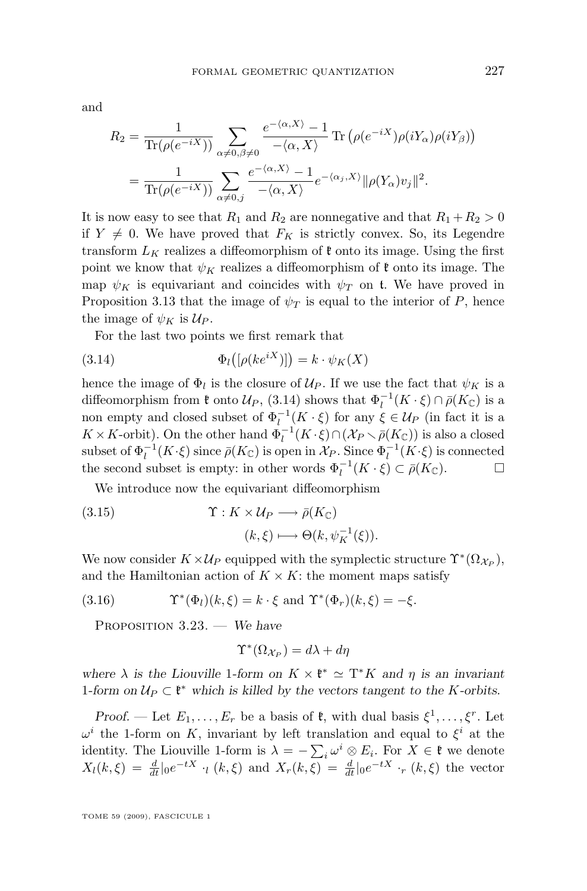and

$$R_2 = \frac{1}{\mathrm{Tr}(\rho(e^{-iX}))} \sum_{\alpha\neq 0,\beta\neq 0} \frac{e^{-\langle\alpha,X\rangle}-1}{-\langle\alpha,X\rangle} \mathrm{Tr}\left(\rho(e^{-iX})\rho(iY_\alpha)\rho(iY_\beta)\right)$$

$$= \frac{1}{\mathrm{Tr}(\rho(e^{-iX}))} \sum_{\alpha\neq 0,j} \frac{e^{-\langle\alpha,X\rangle}-1}{-\langle\alpha,X\rangle} e^{-\langle\alpha_j,X\rangle}\|\rho(Y_\alpha)v_j\|^2.$$

It is now easy to see that $R_1$ and $R_2$ are nonnegative and that $R_1+R_2>0$ if $Y\neq 0$. We have proved that $F_K$ is strictly convex. So, its Legendre transform $L_K$ realizes a diffeomorphism of $\mathfrak{k}$ onto its image. Using the first point we know that $\psi_K$ realizes a diffeomorphism of $\mathfrak{k}$ onto its image. The map $\psi_K$ is equivariant and coincides with $\psi_T$ on $\mathfrak{t}$. We have proved in Proposition 3.13 that the image of $\psi_T$ is the interior of $P$, hence the image of $\psi_K$ is $\mathcal{U}_P$.

For the last two points we first remark that

$$\Phi_l\big([\rho(ke^{iX})]\big) = k\cdot\psi_K(X) \tag{3.14}$$

hence the image of $\Phi_l$ is the closure of $\mathcal{U}_P$. If we use the fact that $\psi_K$ is a diffeomorphism from $\mathfrak{k}$ onto $\mathcal{U}_P$, (3.14) shows that $\Phi_l^{-1}(K\cdot\xi)\cap\bar{\rho}(K_{\mathbb{C}})$ is a non empty and closed subset of $\Phi_l^{-1}(K\cdot\xi)$ for any $\xi\in\mathcal{U}_P$ (in fact it is a $K\times K$-orbit). On the other hand $\Phi_l^{-1}(K\cdot\xi)\cap(\mathcal{X}_P\setminus\bar{\rho}(K_{\mathbb{C}}))$ is also a closed subset of $\Phi_l^{-1}(K\cdot\xi)$ since $\bar{\rho}(K_{\mathbb{C}})$ is open in $\mathcal{X}_P$. Since $\Phi_l^{-1}(K\cdot\xi)$ is connected the second subset is empty: in other words $\Phi_l^{-1}(K\cdot\xi)\subset\bar{\rho}(K_{\mathbb{C}})$. □

We introduce now the equivariant diffeomorphism

$$\begin{aligned} \Upsilon : K\times\mathcal{U}_P &\longrightarrow \bar{\rho}(K_{\mathbb{C}}) \\ (k,\xi) &\longmapsto \Theta(k,\psi_K^{-1}(\xi)). \end{aligned} \tag{3.15}$$

We now consider $K\times\mathcal{U}_P$ equipped with the symplectic structure $\Upsilon^*(\Omega_{\mathcal{X}_P})$, and the Hamiltonian action of $K\times K$: the moment maps satisfy

$$\Upsilon^*(\Phi_l)(k,\xi) = k\cdot\xi \text{ and } \Upsilon^*(\Phi_r)(k,\xi) = -\xi. \tag{3.16}$$

Proposition 3.23. — *We have*

$$\Upsilon^*(\Omega_{\mathcal{X}_P}) = d\lambda + d\eta$$

*where $\lambda$ is the Liouville 1-form on $K\times\mathfrak{k}^*\simeq \mathrm{T}^*K$ and $\eta$ is an invariant 1-form on $\mathcal{U}_P\subset\mathfrak{k}^*$ which is killed by the vectors tangent to the $K$-orbits.*

*Proof.* — Let $E_1,\ldots,E_r$ be a basis of $\mathfrak{k}$, with dual basis $\xi^1,\ldots,\xi^r$. Let $\omega^i$ the 1-form on $K$, invariant by left translation and equal to $\xi^i$ at the identity. The Liouville 1-form is $\lambda = -\sum_i\omega^i\otimes E_i$. For $X\in\mathfrak{k}$ we denote $X_l(k,\xi) = \frac{d}{dt}|_0 e^{-tX}\cdot_l(k,\xi)$ and $X_r(k,\xi) = \frac{d}{dt}|_0 e^{-tX}\cdot_r(k,\xi)$ the vector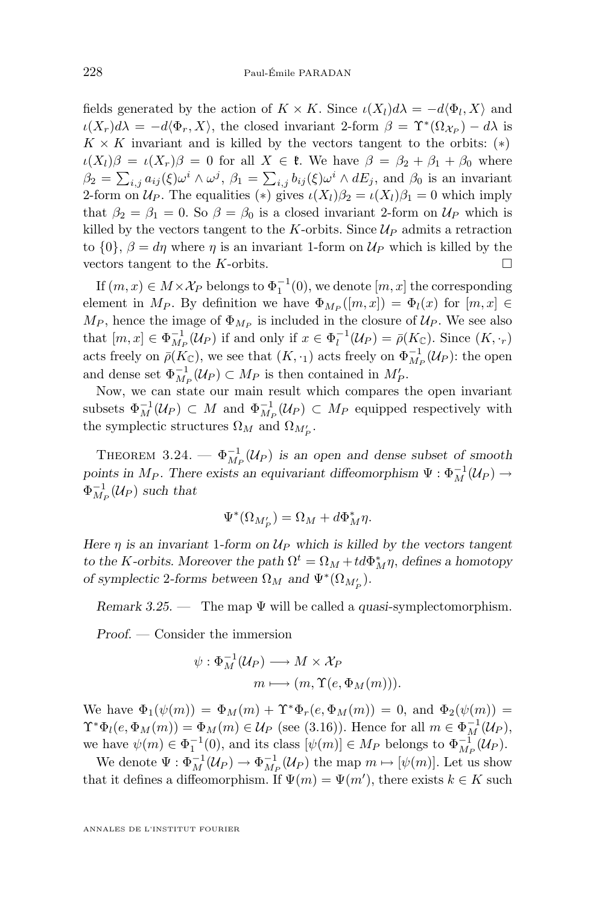fields generated by the action of $K \times K$. Since $\iota(X_l)d\lambda = -d\langle \Phi_l, X\rangle$ and $\iota(X_r)d\lambda = -d\langle \Phi_r, X\rangle$, the closed invariant 2-form $\beta = \Upsilon^*(\Omega_{\mathcal{X}_P}) - d\lambda$ is $K \times K$ invariant and is killed by the vectors tangent to the orbits: $(*)$ $\iota(X_l)\beta = \iota(X_r)\beta = 0$ for all $X \in \mathfrak{k}$. We have $\beta = \beta_2 + \beta_1 + \beta_0$ where $\beta_2 = \sum_{i,j} a_{ij}(\xi)\omega^i \wedge \omega^j$, $\beta_1 = \sum_{i,j} b_{ij}(\xi)\omega^i \wedge dE_j$, and $\beta_0$ is an invariant 2-form on $\mathcal{U}_P$. The equalities $(*)$ gives $\iota(X_l)\beta_2 = \iota(X_l)\beta_1 = 0$ which imply that $\beta_2 = \beta_1 = 0$. So $\beta = \beta_0$ is a closed invariant 2-form on $\mathcal{U}_P$ which is killed by the vectors tangent to the $K$-orbits. Since $\mathcal{U}_P$ admits a retraction to $\{0\}$, $\beta = d\eta$ where $\eta$ is an invariant 1-form on $\mathcal{U}_P$ which is killed by the vectors tangent to the $K$-orbits. $\square$

If $(m,x) \in M \times \mathcal{X}_P$ belongs to $\Phi_1^{-1}(0)$, we denote $[m,x]$ the corresponding element in $M_P$. By definition we have $\Phi_{M_P}([m,x]) = \Phi_l(x)$ for $[m,x] \in M_P$, hence the image of $\Phi_{M_P}$ is included in the closure of $\mathcal{U}_P$. We see also that $[m,x] \in \Phi_{M_P}^{-1}(\mathcal{U}_P)$ if and only if $x \in \Phi_l^{-1}(\mathcal{U}_P) = \bar{\rho}(K_{\mathbb{C}})$. Since $(K, \cdot_r)$ acts freely on $\bar{\rho}(K_{\mathbb{C}})$, we see that $(K, \cdot_1)$ acts freely on $\Phi_{M_P}^{-1}(\mathcal{U}_P)$: the open and dense set $\Phi_{M_P}^{-1}(\mathcal{U}_P) \subset M_P$ is then contained in $M_P'$.

Now, we can state our main result which compares the open invariant subsets $\Phi_M^{-1}(\mathcal{U}_P) \subset M$ and $\Phi_{M_P}^{-1}(\mathcal{U}_P) \subset M_P$ equipped respectively with the symplectic structures $\Omega_M$ and $\Omega_{M_P'}$.

Theorem 3.24. — *$\Phi_{M_P}^{-1}(\mathcal{U}_P)$ is an open and dense subset of smooth points in $M_P$. There exists an equivariant diffeomorphism $\Psi : \Phi_M^{-1}(\mathcal{U}_P) \to \Phi_{M_P}^{-1}(\mathcal{U}_P)$ such that*

$$\Psi^*(\Omega_{M_P'}) = \Omega_M + d\Phi_M^* \eta.$$

*Here $\eta$ is an invariant 1-form on $\mathcal{U}_P$ which is killed by the vectors tangent to the $K$-orbits. Moreover the path $\Omega^t = \Omega_M + t d\Phi_M^*\eta$, defines a homotopy of symplectic 2-forms between $\Omega_M$ and $\Psi^*(\Omega_{M_P'})$.*

*Remark 3.25.* — The map $\Psi$ will be called a *quasi*-symplectomorphism.

*Proof.* — Consider the immersion

$$\begin{aligned} \psi : \Phi_M^{-1}(\mathcal{U}_P) &\longrightarrow M \times \mathcal{X}_P \\ m &\longmapsto (m, \Upsilon(e, \Phi_M(m))). \end{aligned}$$

We have $\Phi_1(\psi(m)) = \Phi_M(m) + \Upsilon^*\Phi_r(e, \Phi_M(m)) = 0$, and $\Phi_2(\psi(m)) = \Upsilon^*\Phi_l(e, \Phi_M(m)) = \Phi_M(m) \in \mathcal{U}_P$ (see (3.16)). Hence for all $m \in \Phi_M^{-1}(\mathcal{U}_P)$, we have $\psi(m) \in \Phi_1^{-1}(0)$, and its class $[\psi(m)] \in M_P$ belongs to $\Phi_{M_P}^{-1}(\mathcal{U}_P)$.

We denote $\Psi : \Phi_M^{-1}(\mathcal{U}_P) \to \Phi_{M_P}^{-1}(\mathcal{U}_P)$ the map $m \mapsto [\psi(m)]$. Let us show that it defines a diffeomorphism. If $\Psi(m) = \Psi(m')$, there exists $k \in K$ such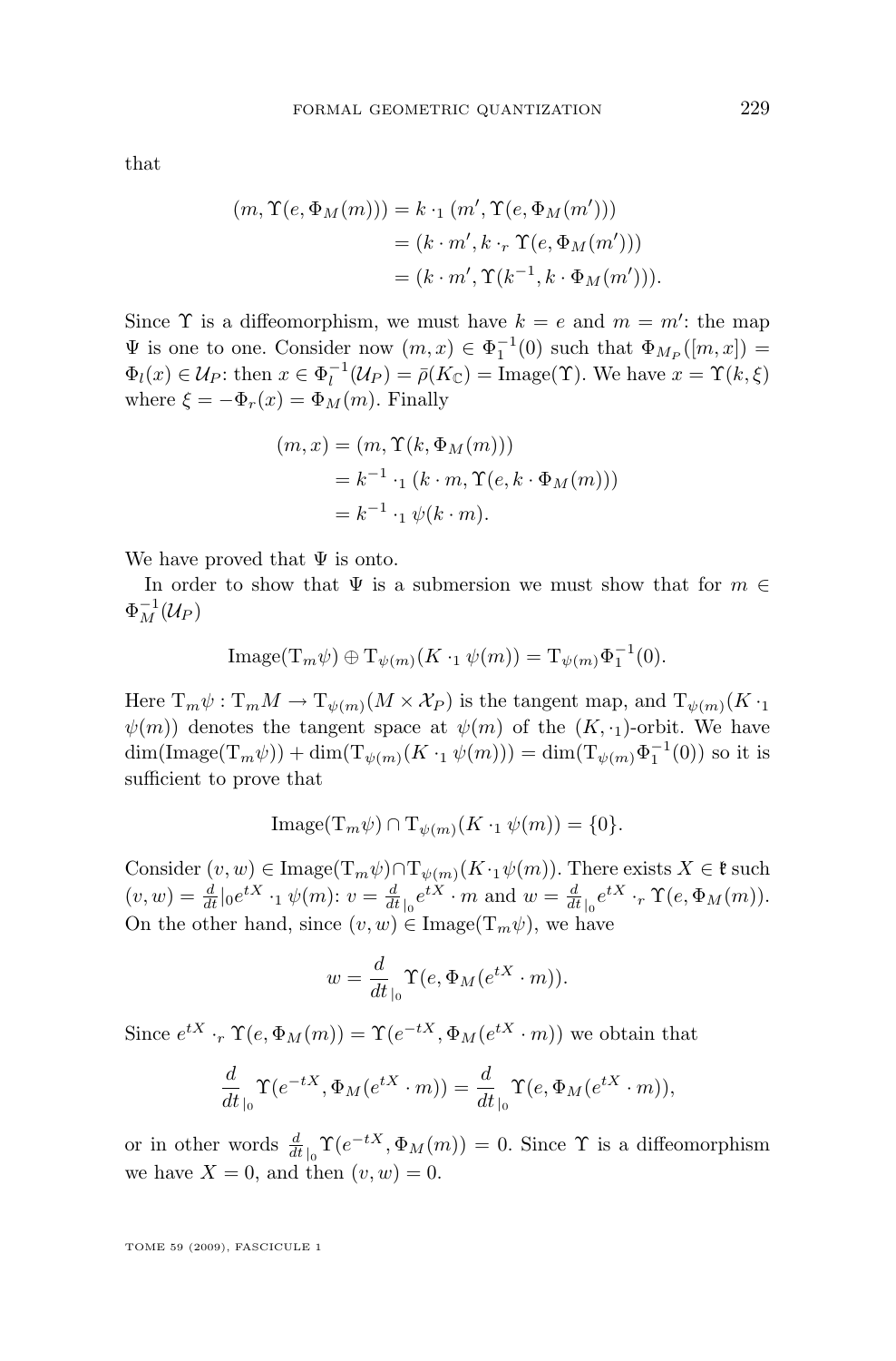that

$$
\begin{aligned}
(m, \Upsilon(e, \Phi_M(m))) &= k \cdot_1 (m', \Upsilon(e, \Phi_M(m'))) \\
&= (k \cdot m', k \cdot_r \Upsilon(e, \Phi_M(m'))) \\
&= (k \cdot m', \Upsilon(k^{-1}, k \cdot \Phi_M(m'))).
\end{aligned}
$$

Since $\Upsilon$ is a diffeomorphism, we must have $k = e$ and $m = m'$: the map $\Psi$ is one to one. Consider now $(m, x) \in \Phi_1^{-1}(0)$ such that $\Phi_{M_P}([m, x]) = \Phi_l(x) \in \mathcal{U}_P$: then $x \in \Phi_l^{-1}(\mathcal{U}_P) = \bar{\rho}(K_{\mathbb{C}}) = \mathrm{Image}(\Upsilon)$. We have $x = \Upsilon(k, \xi)$ where $\xi = -\Phi_r(x) = \Phi_M(m)$. Finally

$$
\begin{aligned}
(m, x) &= (m, \Upsilon(k, \Phi_M(m))) \\
&= k^{-1} \cdot_1 (k \cdot m, \Upsilon(e, k \cdot \Phi_M(m))) \\
&= k^{-1} \cdot_1 \psi(k \cdot m).
\end{aligned}
$$

We have proved that $\Psi$ is onto.

In order to show that $\Psi$ is a submersion we must show that for $m \in \Phi_M^{-1}(\mathcal{U}_P)$

$$
\mathrm{Image}(\mathrm{T}_m \psi) \oplus \mathrm{T}_{\psi(m)}(K \cdot_1 \psi(m)) = \mathrm{T}_{\psi(m)} \Phi_1^{-1}(0).
$$

Here $\mathrm{T}_m \psi : \mathrm{T}_m M \to \mathrm{T}_{\psi(m)}(M \times \mathcal{X}_P)$ is the tangent map, and $\mathrm{T}_{\psi(m)}(K \cdot_1 \psi(m))$ denotes the tangent space at $\psi(m)$ of the $(K, \cdot_1)$-orbit. We have $\dim(\mathrm{Image}(\mathrm{T}_m \psi)) + \dim(\mathrm{T}_{\psi(m)}(K \cdot_1 \psi(m))) = \dim(\mathrm{T}_{\psi(m)} \Phi_1^{-1}(0))$ so it is sufficient to prove that

$$
\mathrm{Image}(\mathrm{T}_m \psi) \cap \mathrm{T}_{\psi(m)}(K \cdot_1 \psi(m)) = \{0\}.
$$

Consider $(v, w) \in \mathrm{Image}(\mathrm{T}_m \psi) \cap \mathrm{T}_{\psi(m)}(K \cdot_1 \psi(m))$. There exists $X \in \mathfrak{k}$ such $(v, w) = \frac{d}{dt}|_0 e^{tX} \cdot_1 \psi(m)$: $v = \frac{d}{dt}_{|_0} e^{tX} \cdot m$ and $w = \frac{d}{dt}_{|_0} e^{tX} \cdot_r \Upsilon(e, \Phi_M(m))$. On the other hand, since $(v, w) \in \mathrm{Image}(\mathrm{T}_m \psi)$, we have

$$
w = \frac{d}{dt}_{|_0} \Upsilon(e, \Phi_M(e^{tX} \cdot m)).
$$

Since $e^{tX} \cdot_r \Upsilon(e, \Phi_M(m)) = \Upsilon(e^{-tX}, \Phi_M(e^{tX} \cdot m))$ we obtain that

$$
\frac{d}{dt}_{|_0} \Upsilon(e^{-tX}, \Phi_M(e^{tX} \cdot m)) = \frac{d}{dt}_{|_0} \Upsilon(e, \Phi_M(e^{tX} \cdot m)),
$$

or in other words $\frac{d}{dt}_{|_0} \Upsilon(e^{-tX}, \Phi_M(m)) = 0$. Since $\Upsilon$ is a diffeomorphism we have $X = 0$, and then $(v, w) = 0$.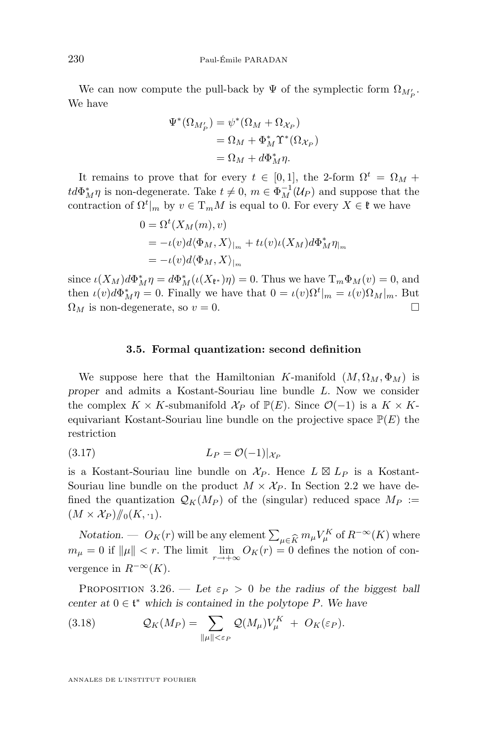We can now compute the pull-back by $\Psi$ of the symplectic form $\Omega_{M'_P}$. We have

$$\begin{aligned}\Psi^*(\Omega_{M'_P}) &= \psi^*(\Omega_M + \Omega_{\mathcal{X}_P})\\ &= \Omega_M + \Phi_M^*\Upsilon^*(\Omega_{\mathcal{X}_P})\\ &= \Omega_M + d\Phi_M^*\eta.\end{aligned}$$

It remains to prove that for every $t \in [0,1]$, the 2-form $\Omega^t = \Omega_M + t d\Phi_M^*\eta$ is non-degenerate. Take $t \neq 0$, $m \in \Phi_M^{-1}(\mathcal{U}_P)$ and suppose that the contraction of $\Omega^t|_m$ by $v \in \mathrm{T}_m M$ is equal to 0. For every $X \in \mathfrak{k}$ we have

$$\begin{aligned}0 &= \Omega^t(X_M(m), v)\\ &= -\iota(v)d\langle\Phi_M, X\rangle_{|_m} + t\iota(v)\iota(X_M)d\Phi_M^*\eta_{|_m}\\ &= -\iota(v)d\langle\Phi_M, X\rangle_{|_m}\end{aligned}$$

since $\iota(X_M)d\Phi_M^*\eta = d\Phi_M^*(\iota(X_{\mathfrak{k}^*})\eta) = 0$. Thus we have $\mathrm{T}_m\Phi_M(v) = 0$, and then $\iota(v)d\Phi_M^*\eta = 0$. Finally we have that $0 = \iota(v)\Omega^t|_m = \iota(v)\Omega_M|_m$. But $\Omega_M$ is non-degenerate, so $v = 0$. □

### 3.5. Formal quantization: second definition

We suppose here that the Hamiltonian $K$-manifold $(M, \Omega_M, \Phi_M)$ is *proper* and admits a Kostant-Souriau line bundle $L$. Now we consider the complex $K \times K$-submanifold $\mathcal{X}_P$ of $\mathbb{P}(E)$. Since $\mathcal{O}(-1)$ is a $K \times K$-equivariant Kostant-Souriau line bundle on the projective space $\mathbb{P}(E)$ the restriction

$$L_P = \mathcal{O}(-1)|_{\mathcal{X}_P} \tag{3.17}$$

is a Kostant-Souriau line bundle on $\mathcal{X}_P$. Hence $L \boxtimes L_P$ is a Kostant-Souriau line bundle on the product $M \times \mathcal{X}_P$. In Section 2.2 we have defined the quantization $\mathcal{Q}_K(M_P)$ of the (singular) reduced space $M_P := (M \times \mathcal{X}_P)/\!\!/_0(K, \cdot_1)$.

*Notation.* — $O_K(r)$ will be any element $\sum_{\mu\in\widehat{K}} m_\mu V_\mu^K$ of $R^{-\infty}(K)$ where $m_\mu = 0$ if $\|\mu\| < r$. The limit $\lim_{r\to+\infty} O_K(r) = 0$ defines the notion of convergence in $R^{-\infty}(K)$.

Proposition 3.26. — *Let $\varepsilon_P > 0$ be the radius of the biggest ball center at $0 \in \mathfrak{t}^*$ which is contained in the polytope $P$. We have*

$$\mathcal{Q}_K(M_P) = \sum_{\|\mu\|<\varepsilon_P} \mathcal{Q}(M_\mu)V_\mu^K \;+\; O_K(\varepsilon_P). \tag{3.18}$$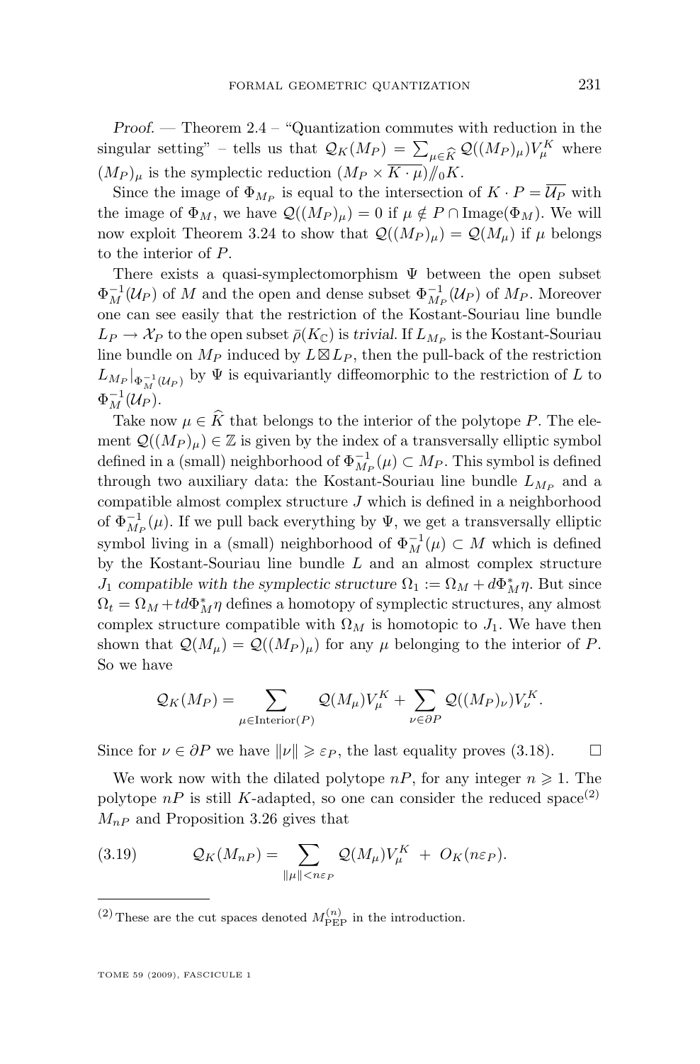*Proof*. — Theorem 2.4 – "Quantization commutes with reduction in the singular setting" – tells us that $\mathcal{Q}_K(M_P) = \sum_{\mu\in\widehat{K}} \mathcal{Q}((M_P)_\mu) V_\mu^K$ where $(M_P)_\mu$ is the symplectic reduction $(M_P \times \overline{K\cdot\mu})/\!\!/_0 K$.

Since the image of $\Phi_{M_P}$ is equal to the intersection of $K\cdot P = \overline{\mathcal{U}_P}$ with the image of $\Phi_M$, we have $\mathcal{Q}((M_P)_\mu) = 0$ if $\mu \notin P \cap \mathrm{Image}(\Phi_M)$. We will now exploit Theorem 3.24 to show that $\mathcal{Q}((M_P)_\mu) = \mathcal{Q}(M_\mu)$ if $\mu$ belongs to the interior of $P$.

There exists a quasi-symplectomorphism $\Psi$ between the open subset $\Phi_M^{-1}(\mathcal{U}_P)$ of $M$ and the open and dense subset $\Phi_{M_P}^{-1}(\mathcal{U}_P)$ of $M_P$. Moreover one can see easily that the restriction of the Kostant-Souriau line bundle $L_P \to \mathcal{X}_P$ to the open subset $\bar{\rho}(K_\mathbb{C})$ is *trivial*. If $L_{M_P}$ is the Kostant-Souriau line bundle on $M_P$ induced by $L \boxtimes L_P$, then the pull-back of the restriction $L_{M_P}|_{\Phi_M^{-1}(\mathcal{U}_P)}$ by $\Psi$ is equivariantly diffeomorphic to the restriction of $L$ to $\Phi_M^{-1}(\mathcal{U}_P)$.

Take now $\mu \in \widehat{K}$ that belongs to the interior of the polytope $P$. The element $\mathcal{Q}((M_P)_\mu) \in \mathbb{Z}$ is given by the index of a transversally elliptic symbol defined in a (small) neighborhood of $\Phi_{M_P}^{-1}(\mu) \subset M_P$. This symbol is defined through two auxiliary data: the Kostant-Souriau line bundle $L_{M_P}$ and a compatible almost complex structure $J$ which is defined in a neighborhood of $\Phi_{M_P}^{-1}(\mu)$. If we pull back everything by $\Psi$, we get a transversally elliptic symbol living in a (small) neighborhood of $\Phi_M^{-1}(\mu) \subset M$ which is defined by the Kostant-Souriau line bundle $L$ and an almost complex structure $J_1$ *compatible with the symplectic structure* $\Omega_1 := \Omega_M + d\Phi_M^*\eta$. But since $\Omega_t = \Omega_M + td\Phi_M^*\eta$ defines a homotopy of symplectic structures, any almost complex structure compatible with $\Omega_M$ is homotopic to $J_1$. We have then shown that $\mathcal{Q}(M_\mu) = \mathcal{Q}((M_P)_\mu)$ for any $\mu$ belonging to the interior of $P$. So we have

$$\mathcal{Q}_K(M_P) = \sum_{\mu\in \mathrm{Interior}(P)} \mathcal{Q}(M_\mu)V_\mu^K + \sum_{\nu\in\partial P} \mathcal{Q}((M_P)_\nu)V_\nu^K.$$

Since for $\nu \in \partial P$ we have $\|\nu\| \geqslant \varepsilon_P$, the last equality proves (3.18). $\square$

We work now with the dilated polytope $nP$, for any integer $n \geqslant 1$. The polytope $nP$ is still $K$-adapted, so one can consider the reduced space[(2)] $M_{nP}$ and Proposition 3.26 gives that

$$\mathcal{Q}_K(M_{nP}) = \sum_{\|\mu\|<n\varepsilon_P} \mathcal{Q}(M_\mu)V_\mu^K \;+\; O_K(n\varepsilon_P). \tag{3.19}$$

(2) These are the cut spaces denoted $M_{\mathrm{PEP}}^{(n)}$ in the introduction.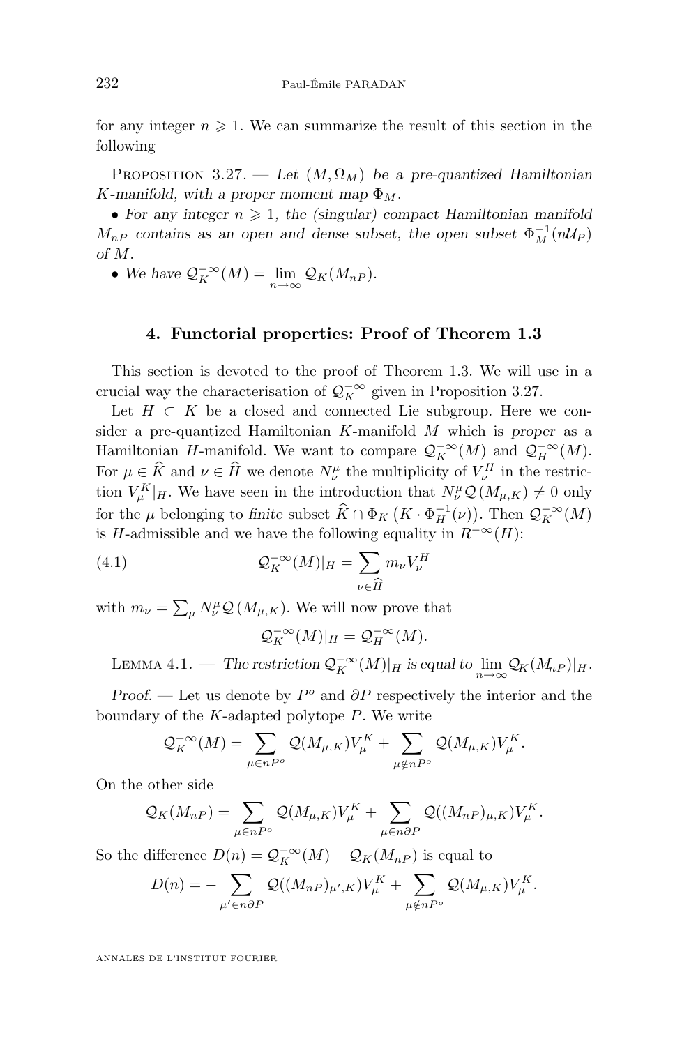for any integer $n \geqslant 1$. We can summarize the result of this section in the following

Proposition 3.27. — *Let $(M, \Omega_M)$ be a pre-quantized Hamiltonian $K$-manifold, with a proper moment map $\Phi_M$.*

- *For any integer $n \geqslant 1$, the (singular) compact Hamiltonian manifold $M_{nP}$ contains as an open and dense subset, the open subset $\Phi_M^{-1}(n\mathcal{U}_P)$ of $M$.*
- *We have $\mathcal{Q}_K^{-\infty}(M) = \lim_{n\to\infty} \mathcal{Q}_K(M_{nP})$.*

## 4. Functorial properties: Proof of Theorem 1.3

This section is devoted to the proof of Theorem 1.3. We will use in a crucial way the characterisation of $\mathcal{Q}_K^{-\infty}$ given in Proposition 3.27.

Let $H \subset K$ be a closed and connected Lie subgroup. Here we consider a pre-quantized Hamiltonian $K$-manifold $M$ which is *proper* as a Hamiltonian $H$-manifold. We want to compare $\mathcal{Q}_K^{-\infty}(M)$ and $\mathcal{Q}_H^{-\infty}(M)$. For $\mu \in \widehat{K}$ and $\nu \in \widehat{H}$ we denote $N_\nu^\mu$ the multiplicity of $V_\nu^H$ in the restriction $V_\mu^K|_H$. We have seen in the introduction that $N_\nu^\mu \mathcal{Q}(M_{\mu,K}) \neq 0$ only for the $\mu$ belonging to *finite* subset $\widehat{K} \cap \Phi_K\left(K \cdot \Phi_H^{-1}(\nu)\right)$. Then $\mathcal{Q}_K^{-\infty}(M)$ is $H$-admissible and we have the following equality in $R^{-\infty}(H)$:

$$\mathcal{Q}_K^{-\infty}(M)|_H = \sum_{\nu \in \widehat{H}} m_\nu V_\nu^H \tag{4.1}$$

with $m_\nu = \sum_\mu N_\nu^\mu \mathcal{Q}(M_{\mu,K})$. We will now prove that

$$\mathcal{Q}_K^{-\infty}(M)|_H = \mathcal{Q}_H^{-\infty}(M).$$

Lemma 4.1. — *The restriction $\mathcal{Q}_K^{-\infty}(M)|_H$ is equal to $\lim_{n\to\infty} \mathcal{Q}_K(M_{nP})|_H$.*

*Proof.* — Let us denote by $P^o$ and $\partial P$ respectively the interior and the boundary of the $K$-adapted polytope $P$. We write

$$\mathcal{Q}_K^{-\infty}(M) = \sum_{\mu \in nP^o} \mathcal{Q}(M_{\mu,K}) V_\mu^K + \sum_{\mu \notin nP^o} \mathcal{Q}(M_{\mu,K}) V_\mu^K.$$

On the other side

$$\mathcal{Q}_K(M_{nP}) = \sum_{\mu \in nP^o} \mathcal{Q}(M_{\mu,K}) V_\mu^K + \sum_{\mu \in n\partial P} \mathcal{Q}((M_{nP})_{\mu,K}) V_\mu^K.$$

So the difference $D(n) = \mathcal{Q}_K^{-\infty}(M) - \mathcal{Q}_K(M_{nP})$ is equal to

$$D(n) = -\sum_{\mu' \in n\partial P} \mathcal{Q}((M_{nP})_{\mu',K}) V_\mu^K + \sum_{\mu \notin nP^o} \mathcal{Q}(M_{\mu,K}) V_\mu^K.$$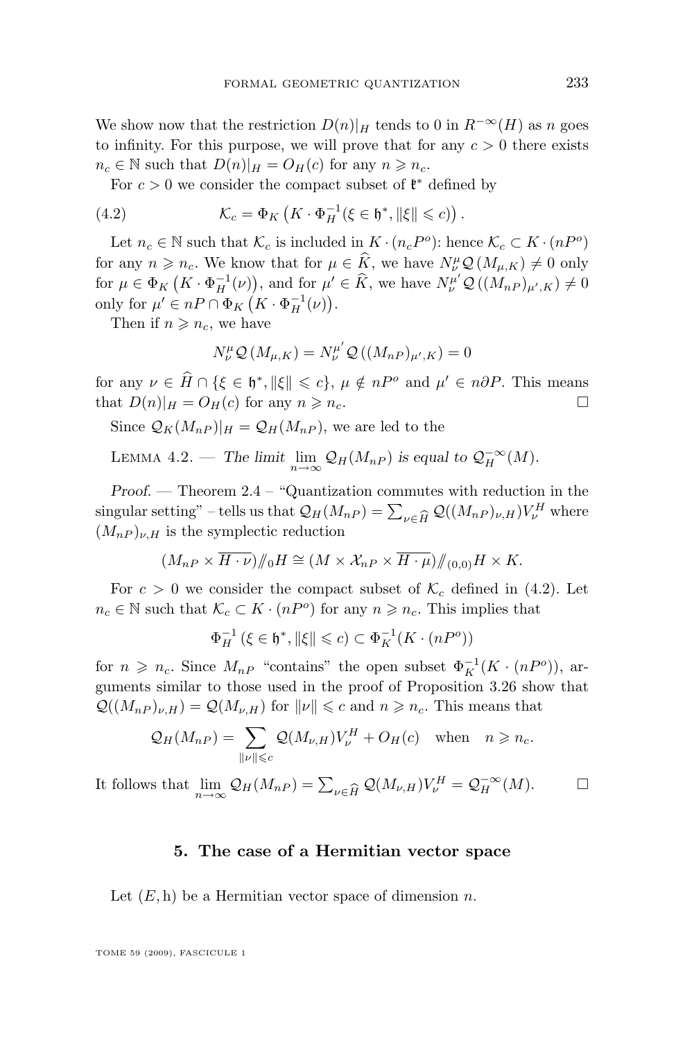We show now that the restriction $D(n)|_H$ tends to 0 in $R^{-\infty}(H)$ as $n$ goes to infinity. For this purpose, we will prove that for any $c > 0$ there exists $n_c \in \mathbb{N}$ such that $D(n)|_H = O_H(c)$ for any $n \geqslant n_c$.

For $c > 0$ we consider the compact subset of $\mathfrak{k}^*$ defined by

$$\mathcal{K}_c = \Phi_K\left(K \cdot \Phi_H^{-1}(\xi \in \mathfrak{h}^*, \|\xi\| \leqslant c)\right). \tag{4.2}$$

Let $n_c \in \mathbb{N}$ such that $\mathcal{K}_c$ is included in $K \cdot (n_c P^o)$: hence $\mathcal{K}_c \subset K \cdot (nP^o)$ for any $n \geqslant n_c$. We know that for $\mu \in \widehat{K}$, we have $N_\nu^\mu \mathcal{Q}(M_{\mu,K}) \neq 0$ only for $\mu \in \Phi_K\left(K \cdot \Phi_H^{-1}(\nu)\right)$, and for $\mu' \in \widehat{K}$, we have $N_\nu^{\mu'} \mathcal{Q}((M_{nP})_{\mu',K}) \neq 0$ only for $\mu' \in nP \cap \Phi_K\left(K \cdot \Phi_H^{-1}(\nu)\right)$.

Then if $n \geqslant n_c$, we have

$$N_\nu^\mu \mathcal{Q}(M_{\mu,K}) = N_\nu^{\mu'} \mathcal{Q}((M_{nP})_{\mu',K}) = 0$$

for any $\nu \in \widehat{H} \cap \{\xi \in \mathfrak{h}^*, \|\xi\| \leqslant c\}$, $\mu \notin nP^o$ and $\mu' \in n\partial P$. This means that $D(n)|_H = O_H(c)$ for any $n \geqslant n_c$. □

Since $\mathcal{Q}_K(M_{nP})|_H = \mathcal{Q}_H(M_{nP})$, we are led to the

Lemma 4.2. — *The limit* $\lim_{n\to\infty} \mathcal{Q}_H(M_{nP})$ *is equal to* $\mathcal{Q}_H^{-\infty}(M)$.

*Proof.* — Theorem 2.4 – "Quantization commutes with reduction in the singular setting" – tells us that $\mathcal{Q}_H(M_{nP}) = \sum_{\nu\in\widehat{H}} \mathcal{Q}((M_{nP})_{\nu,H})V_\nu^H$ where $(M_{nP})_{\nu,H}$ is the symplectic reduction

$$(M_{nP} \times \overline{H\cdot\nu})/\!\!/_0 H \cong (M \times \mathcal{X}_{nP} \times \overline{H\cdot\mu})/\!\!/_{(0,0)} H \times K.$$

For $c > 0$ we consider the compact subset of $\mathcal{K}_c$ defined in (4.2). Let $n_c \in \mathbb{N}$ such that $\mathcal{K}_c \subset K\cdot(nP^o)$ for any $n \geqslant n_c$. This implies that

$$\Phi_H^{-1}(\xi \in \mathfrak{h}^*, \|\xi\| \leqslant c) \subset \Phi_K^{-1}(K\cdot(nP^o))$$

for $n \geqslant n_c$. Since $M_{nP}$ "contains" the open subset $\Phi_K^{-1}(K\cdot(nP^o))$, arguments similar to those used in the proof of Proposition 3.26 show that $\mathcal{Q}((M_{nP})_{\nu,H}) = \mathcal{Q}(M_{\nu,H})$ for $\|\nu\| \leqslant c$ and $n \geqslant n_c$. This means that

$$\mathcal{Q}_H(M_{nP}) = \sum_{\|\nu\|\leqslant c} \mathcal{Q}(M_{\nu,H})V_\nu^H + O_H(c) \quad \text{when} \quad n \geqslant n_c.$$

It follows that $\lim_{n\to\infty} \mathcal{Q}_H(M_{nP}) = \sum_{\nu\in\widehat{H}} \mathcal{Q}(M_{\nu,H})V_\nu^H = \mathcal{Q}_H^{-\infty}(M)$. □

## 5. The case of a Hermitian vector space

Let $(E, \mathrm{h})$ be a Hermitian vector space of dimension $n$.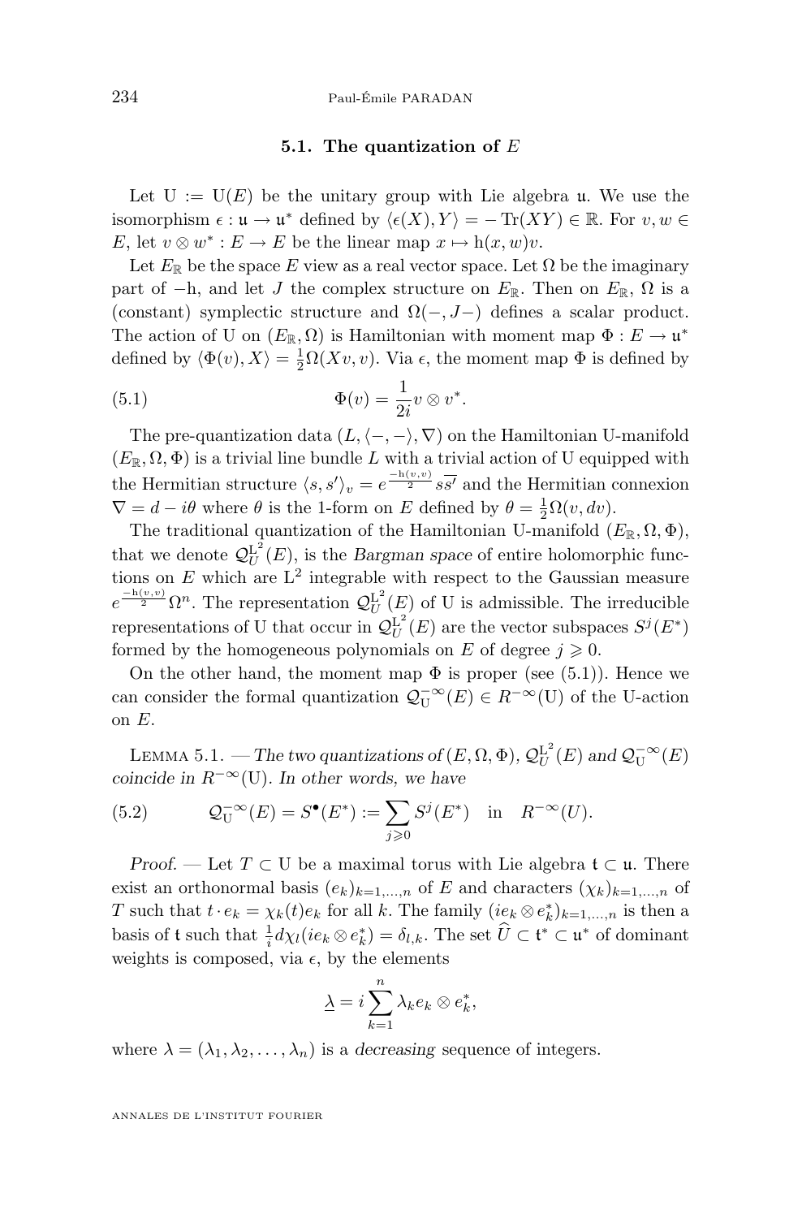### 5.1. The quantization of $E$

Let $\mathrm{U} := \mathrm{U}(E)$ be the unitary group with Lie algebra $\mathfrak{u}$. We use the isomorphism $\epsilon : \mathfrak{u} \to \mathfrak{u}^*$ defined by $\langle \epsilon(X), Y\rangle = -\operatorname{Tr}(XY) \in \mathbb{R}$. For $v, w \in E$, let $v \otimes w^* : E \to E$ be the linear map $x \mapsto \mathrm{h}(x, w)v$.

Let $E_{\mathbb{R}}$ be the space $E$ view as a real vector space. Let $\Omega$ be the imaginary part of $-\mathrm{h}$, and let $J$ the complex structure on $E_{\mathbb{R}}$. Then on $E_{\mathbb{R}}$, $\Omega$ is a (constant) symplectic structure and $\Omega(-, J-)$ defines a scalar product. The action of U on $(E_{\mathbb{R}}, \Omega)$ is Hamiltonian with moment map $\Phi : E \to \mathfrak{u}^*$ defined by $\langle \Phi(v), X\rangle = \frac{1}{2}\Omega(Xv, v)$. Via $\epsilon$, the moment map $\Phi$ is defined by

$$\Phi(v) = \frac{1}{2i} v \otimes v^*. \tag{5.1}$$

The pre-quantization data $(L, \langle -, -\rangle, \nabla)$ on the Hamiltonian U-manifold $(E_{\mathbb{R}}, \Omega, \Phi)$ is a trivial line bundle $L$ with a trivial action of U equipped with the Hermitian structure $\langle s, s'\rangle_v = e^{\frac{-\mathrm{h}(v,v)}{2}} s\overline{s'}$ and the Hermitian connexion $\nabla = d - i\theta$ where $\theta$ is the 1-form on $E$ defined by $\theta = \frac{1}{2}\Omega(v, dv)$.

The traditional quantization of the Hamiltonian U-manifold $(E_{\mathbb{R}}, \Omega, \Phi)$, that we denote $\mathcal{Q}_U^{\mathrm{L}^2}(E)$, is the *Bargman space* of entire holomorphic functions on $E$ which are $\mathrm{L}^2$ integrable with respect to the Gaussian measure $e^{\frac{-\mathrm{h}(v,v)}{2}}\Omega^n$. The representation $\mathcal{Q}_U^{\mathrm{L}^2}(E)$ of U is admissible. The irreducible representations of U that occur in $\mathcal{Q}_U^{\mathrm{L}^2}(E)$ are the vector subspaces $S^j(E^*)$ formed by the homogeneous polynomials on $E$ of degree $j \geqslant 0$.

On the other hand, the moment map $\Phi$ is proper (see (5.1)). Hence we can consider the formal quantization $\mathcal{Q}_{\mathrm{U}}^{-\infty}(E) \in R^{-\infty}(\mathrm{U})$ of the U-action on $E$.

Lemma 5.1. — *The two quantizations of $(E, \Omega, \Phi)$, $\mathcal{Q}_U^{\mathrm{L}^2}(E)$ and $\mathcal{Q}_{\mathrm{U}}^{-\infty}(E)$ coincide in $R^{-\infty}(\mathrm{U})$. In other words, we have*

$$\mathcal{Q}_{\mathrm{U}}^{-\infty}(E) = S^{\bullet}(E^*) := \sum_{j\geqslant 0} S^j(E^*) \quad \text{in} \quad R^{-\infty}(U). \tag{5.2}$$

*Proof.* — Let $T \subset \mathrm{U}$ be a maximal torus with Lie algebra $\mathfrak{t} \subset \mathfrak{u}$. There exist an orthonormal basis $(e_k)_{k=1,\ldots,n}$ of $E$ and characters $(\chi_k)_{k=1,\ldots,n}$ of $T$ such that $t \cdot e_k = \chi_k(t)e_k$ for all $k$. The family $(ie_k \otimes e_k^*)_{k=1,\ldots,n}$ is then a basis of $\mathfrak{t}$ such that $\frac{1}{i}d\chi_l(ie_k \otimes e_k^*) = \delta_{l,k}$. The set $\widehat{U} \subset \mathfrak{t}^* \subset \mathfrak{u}^*$ of dominant weights is composed, via $\epsilon$, by the elements

$$\underline{\lambda} = i\sum_{k=1}^{n} \lambda_k e_k \otimes e_k^*,$$

where $\lambda = (\lambda_1, \lambda_2, \ldots, \lambda_n)$ is a *decreasing* sequence of integers.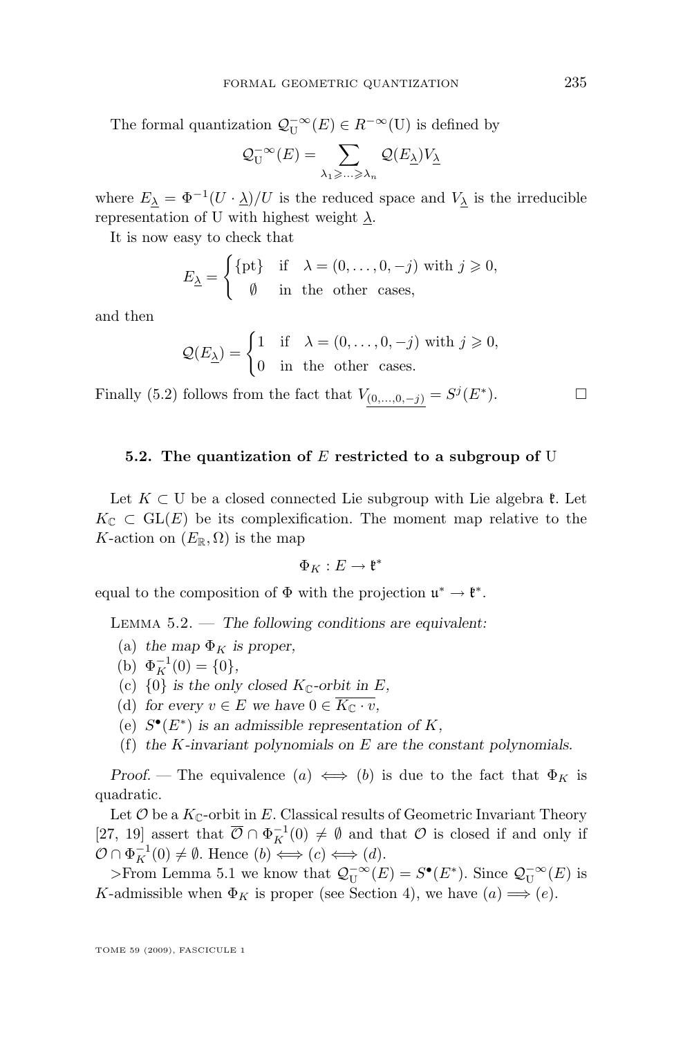The formal quantization $\mathcal{Q}_{\mathrm{U}}^{-\infty}(E) \in R^{-\infty}(\mathrm{U})$ is defined by

$$\mathcal{Q}_{\mathrm{U}}^{-\infty}(E) = \sum_{\lambda_1 \geqslant \ldots \geqslant \lambda_n} \mathcal{Q}(E_{\underline{\lambda}}) V_{\underline{\lambda}}$$

where $E_{\underline{\lambda}} = \Phi^{-1}(U \cdot \underline{\lambda})/U$ is the reduced space and $V_{\underline{\lambda}}$ is the irreducible representation of U with highest weight $\underline{\lambda}$.

It is now easy to check that

$$E_{\underline{\lambda}} = \begin{cases} \{\mathrm{pt}\} & \text{if} \quad \lambda = (0, \ldots, 0, -j) \text{ with } j \geqslant 0, \\ \emptyset & \text{in the other cases,} \end{cases}$$

and then

$$\mathcal{Q}(E_{\underline{\lambda}}) = \begin{cases} 1 & \text{if} \quad \lambda = (0, \ldots, 0, -j) \text{ with } j \geqslant 0, \\ 0 & \text{in the other cases.} \end{cases}$$

Finally (5.2) follows from the fact that $V_{\underline{(0,\ldots,0,-j)}} = S^j(E^*)$. $\square$

### 5.2. The quantization of $E$ restricted to a subgroup of U

Let $K \subset \mathrm{U}$ be a closed connected Lie subgroup with Lie algebra $\mathfrak{k}$. Let $K_{\mathbb{C}} \subset \mathrm{GL}(E)$ be its complexification. The moment map relative to the $K$-action on $(E_{\mathbb{R}}, \Omega)$ is the map

$$\Phi_K : E \to \mathfrak{k}^*$$

equal to the composition of $\Phi$ with the projection $\mathfrak{u}^* \to \mathfrak{k}^*$.

Lemma 5.2. — *The following conditions are equivalent:*

(a) *the map $\Phi_K$ is proper,*

(b) $\Phi_K^{-1}(0) = \{0\}$,

(c) *$\{0\}$ is the only closed $K_{\mathbb{C}}$-orbit in $E$,*

(d) *for every $v \in E$ we have $0 \in \overline{K_{\mathbb{C}} \cdot v}$,*

(e) *$S^\bullet(E^*)$ is an admissible representation of $K$,*

(f) *the $K$-invariant polynomials on $E$ are the constant polynomials.*

*Proof.* — The equivalence $(a) \iff (b)$ is due to the fact that $\Phi_K$ is quadratic.

Let $\mathcal{O}$ be a $K_{\mathbb{C}}$-orbit in $E$. Classical results of Geometric Invariant Theory [27, 19] assert that $\overline{\mathcal{O}} \cap \Phi_K^{-1}(0) \neq \emptyset$ and that $\mathcal{O}$ is closed if and only if $\mathcal{O} \cap \Phi_K^{-1}(0) \neq \emptyset$. Hence $(b) \iff (c) \iff (d)$.

>From Lemma 5.1 we know that $\mathcal{Q}_{\mathrm{U}}^{-\infty}(E) = S^\bullet(E^*)$. Since $\mathcal{Q}_{\mathrm{U}}^{-\infty}(E)$ is $K$-admissible when $\Phi_K$ is proper (see Section 4), we have $(a) \Longrightarrow (e)$.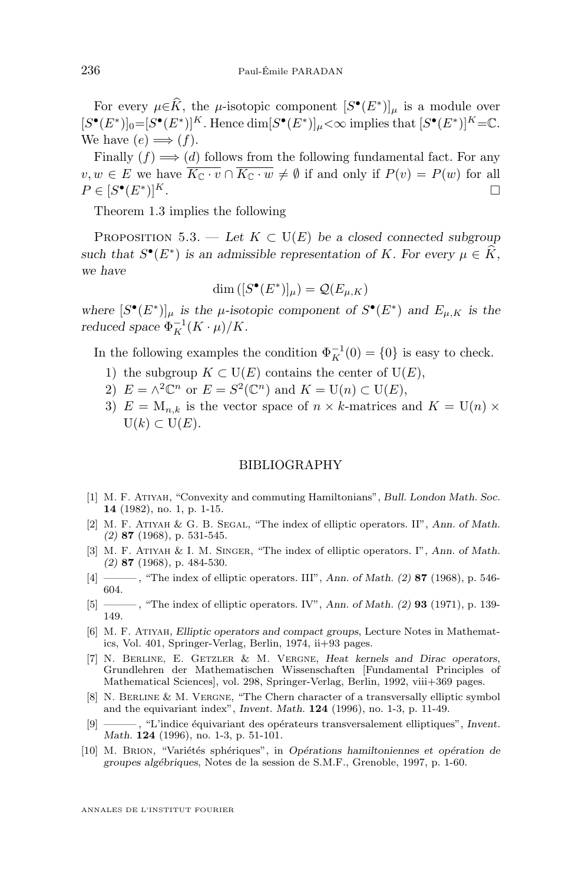For every $\mu\in\widehat{K}$, the $\mu$-isotopic component $[S^\bullet(E^*)]_\mu$ is a module over $[S^\bullet(E^*)]_0=[S^\bullet(E^*)]^K$. Hence $\dim[S^\bullet(E^*)]_\mu<\infty$ implies that $[S^\bullet(E^*)]^K=\mathbb{C}$. We have $(e) \Longrightarrow (f)$.

Finally $(f) \Longrightarrow (d)$ follows from the following fundamental fact. For any $v, w \in E$ we have $\overline{K_{\mathbb{C}} \cdot v} \cap \overline{K_{\mathbb{C}} \cdot w} \neq \emptyset$ if and only if $P(v) = P(w)$ for all $P \in [S^\bullet(E^*)]^K$. $\square$

Theorem 1.3 implies the following

Proposition 5.3. — *Let $K \subset \mathrm{U}(E)$ be a closed connected subgroup such that $S^\bullet(E^*)$ is an admissible representation of $K$. For every $\mu \in \widehat{K}$, we have*

$$\dim\left([S^\bullet(E^*)]_\mu\right) = \mathcal{Q}(E_{\mu,K})$$

*where $[S^\bullet(E^*)]_\mu$ is the $\mu$-isotopic component of $S^\bullet(E^*)$ and $E_{\mu,K}$ is the reduced space $\Phi_K^{-1}(K\cdot\mu)/K$.*

In the following examples the condition $\Phi_K^{-1}(0) = \{0\}$ is easy to check.

1) the subgroup $K \subset \mathrm{U}(E)$ contains the center of $\mathrm{U}(E)$,
2) $E = \wedge^2\mathbb{C}^n$ or $E = S^2(\mathbb{C}^n)$ and $K = \mathrm{U}(n) \subset \mathrm{U}(E)$,
3) $E = \mathrm{M}_{n,k}$ is the vector space of $n \times k$-matrices and $K = \mathrm{U}(n) \times \mathrm{U}(k) \subset \mathrm{U}(E)$.

## BIBLIOGRAPHY

[1] M. F. Atiyah, "Convexity and commuting Hamiltonians", *Bull. London Math. Soc.* **14** (1982), no. 1, p. 1-15.

[2] M. F. Atiyah & G. B. Segal, "The index of elliptic operators. II", *Ann. of Math. (2)* **87** (1968), p. 531-545.

[3] M. F. Atiyah & I. M. Singer, "The index of elliptic operators. I", *Ann. of Math. (2)* **87** (1968), p. 484-530.

[4] ———, "The index of elliptic operators. III", *Ann. of Math. (2)* **87** (1968), p. 546-604.

[5] ———, "The index of elliptic operators. IV", *Ann. of Math. (2)* **93** (1971), p. 139-149.

[6] M. F. Atiyah, *Elliptic operators and compact groups*, Lecture Notes in Mathematics, Vol. 401, Springer-Verlag, Berlin, 1974, ii+93 pages.

[7] N. Berline, E. Getzler & M. Vergne, *Heat kernels and Dirac operators*, Grundlehren der Mathematischen Wissenschaften [Fundamental Principles of Mathematical Sciences], vol. 298, Springer-Verlag, Berlin, 1992, viii+369 pages.

[8] N. Berline & M. Vergne, "The Chern character of a transversally elliptic symbol and the equivariant index", *Invent. Math.* **124** (1996), no. 1-3, p. 11-49.

[9] ———, "L'indice équivariant des opérateurs transversalement elliptiques", *Invent. Math.* **124** (1996), no. 1-3, p. 51-101.

[10] M. Brion, "Variétés sphériques", in *Opérations hamiltoniennes et opération de groupes algébriques*, Notes de la session de S.M.F., Grenoble, 1997, p. 1-60.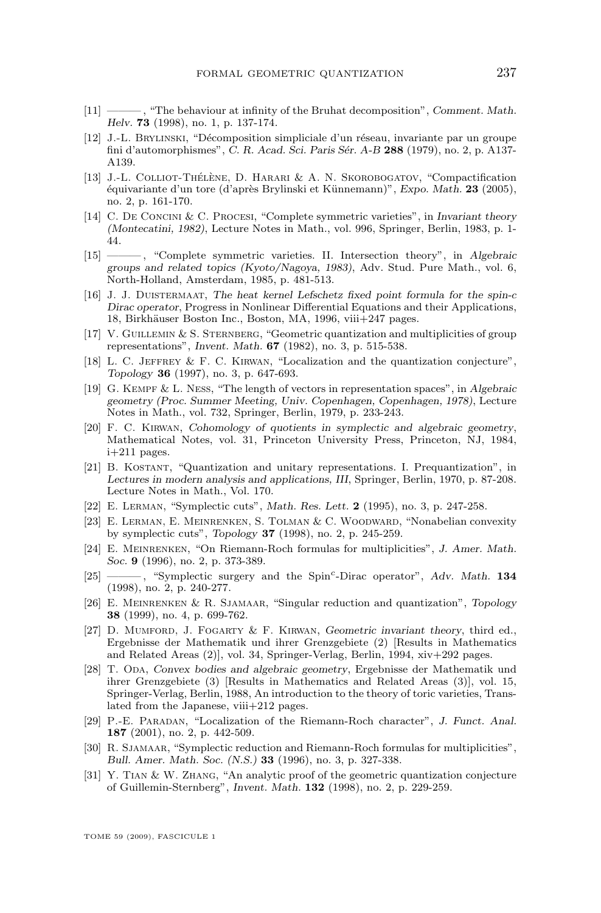[11] ———, "The behaviour at infinity of the Bruhat decomposition", *Comment. Math. Helv.* **73** (1998), no. 1, p. 137-174.

[12] J.-L. Brylinski, "Décomposition simpliciale d'un réseau, invariante par un groupe fini d'automorphismes", *C. R. Acad. Sci. Paris Sér. A-B* **288** (1979), no. 2, p. A137-A139.

[13] J.-L. Colliot-Thélène, D. Harari & A. N. Skorobogatov, "Compactification équivariante d'un tore (d'après Brylinski et Künnemann)", *Expo. Math.* **23** (2005), no. 2, p. 161-170.

[14] C. De Concini & C. Procesi, "Complete symmetric varieties", in *Invariant theory (Montecatini, 1982)*, Lecture Notes in Math., vol. 996, Springer, Berlin, 1983, p. 1-44.

[15] ———, "Complete symmetric varieties. II. Intersection theory", in *Algebraic groups and related topics (Kyoto/Nagoya, 1983)*, Adv. Stud. Pure Math., vol. 6, North-Holland, Amsterdam, 1985, p. 481-513.

[16] J. J. Duistermaat, *The heat kernel Lefschetz fixed point formula for the spin-c Dirac operator*, Progress in Nonlinear Differential Equations and their Applications, 18, Birkhäuser Boston Inc., Boston, MA, 1996, viii+247 pages.

[17] V. Guillemin & S. Sternberg, "Geometric quantization and multiplicities of group representations", *Invent. Math.* **67** (1982), no. 3, p. 515-538.

[18] L. C. Jeffrey & F. C. Kirwan, "Localization and the quantization conjecture", *Topology* **36** (1997), no. 3, p. 647-693.

[19] G. Kempf & L. Ness, "The length of vectors in representation spaces", in *Algebraic geometry (Proc. Summer Meeting, Univ. Copenhagen, Copenhagen, 1978)*, Lecture Notes in Math., vol. 732, Springer, Berlin, 1979, p. 233-243.

[20] F. C. Kirwan, *Cohomology of quotients in symplectic and algebraic geometry*, Mathematical Notes, vol. 31, Princeton University Press, Princeton, NJ, 1984, i+211 pages.

[21] B. Kostant, "Quantization and unitary representations. I. Prequantization", in *Lectures in modern analysis and applications, III*, Springer, Berlin, 1970, p. 87-208. Lecture Notes in Math., Vol. 170.

[22] E. Lerman, "Symplectic cuts", *Math. Res. Lett.* **2** (1995), no. 3, p. 247-258.

[23] E. Lerman, E. Meinrenken, S. Tolman & C. Woodward, "Nonabelian convexity by symplectic cuts", *Topology* **37** (1998), no. 2, p. 245-259.

[24] E. Meinrenken, "On Riemann-Roch formulas for multiplicities", *J. Amer. Math. Soc.* **9** (1996), no. 2, p. 373-389.

[25] ———, "Symplectic surgery and the Spin$^c$-Dirac operator", *Adv. Math.* **134** (1998), no. 2, p. 240-277.

[26] E. Meinrenken & R. Sjamaar, "Singular reduction and quantization", *Topology* **38** (1999), no. 4, p. 699-762.

[27] D. Mumford, J. Fogarty & F. Kirwan, *Geometric invariant theory*, third ed., Ergebnisse der Mathematik und ihrer Grenzgebiete (2) [Results in Mathematics and Related Areas (2)], vol. 34, Springer-Verlag, Berlin, 1994, xiv+292 pages.

[28] T. Oda, *Convex bodies and algebraic geometry*, Ergebnisse der Mathematik und ihrer Grenzgebiete (3) [Results in Mathematics and Related Areas (3)], vol. 15, Springer-Verlag, Berlin, 1988, An introduction to the theory of toric varieties, Translated from the Japanese, viii+212 pages.

[29] P.-E. Paradan, "Localization of the Riemann-Roch character", *J. Funct. Anal.* **187** (2001), no. 2, p. 442-509.

[30] R. Sjamaar, "Symplectic reduction and Riemann-Roch formulas for multiplicities", *Bull. Amer. Math. Soc. (N.S.)* **33** (1996), no. 3, p. 327-338.

[31] Y. Tian & W. Zhang, "An analytic proof of the geometric quantization conjecture of Guillemin-Sternberg", *Invent. Math.* **132** (1998), no. 2, p. 229-259.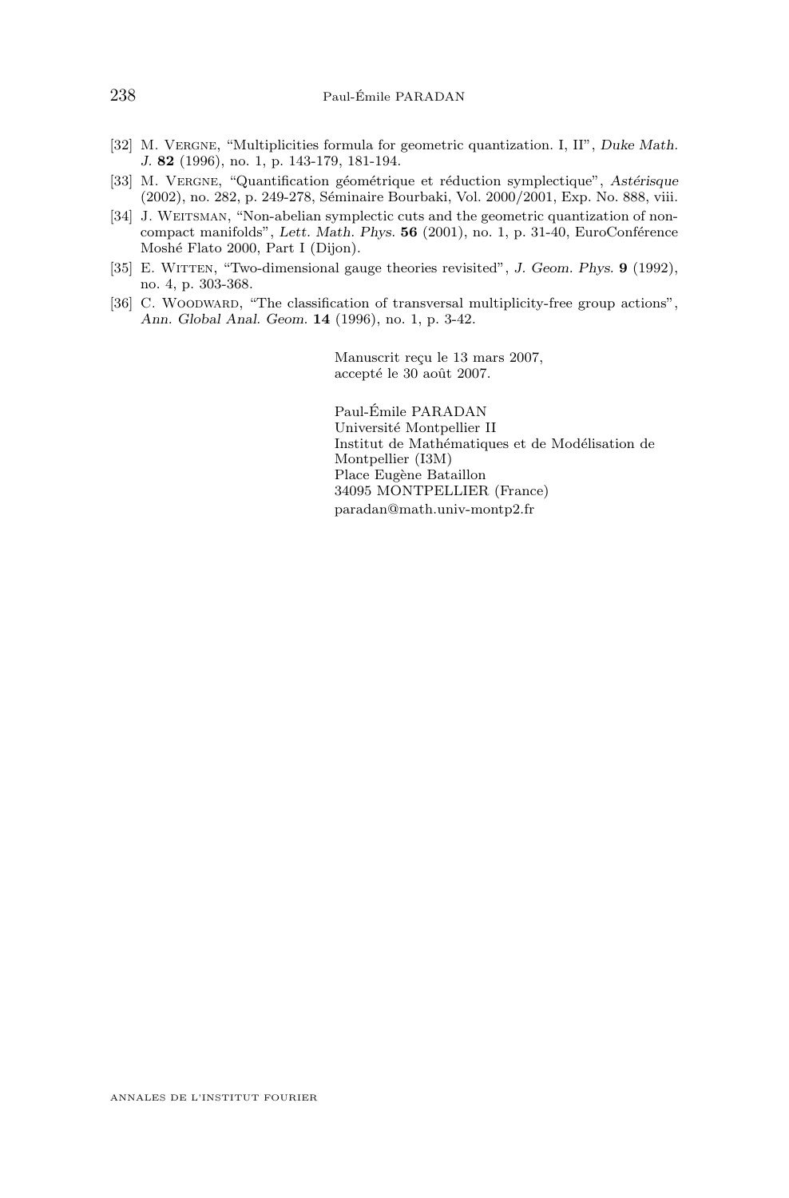[32] M. Vergne, "Multiplicities formula for geometric quantization. I, II", *Duke Math. J.* **82** (1996), no. 1, p. 143-179, 181-194.

[33] M. Vergne, "Quantification géométrique et réduction symplectique", *Astérisque* (2002), no. 282, p. 249-278, Séminaire Bourbaki, Vol. 2000/2001, Exp. No. 888, viii.

[34] J. Weitsman, "Non-abelian symplectic cuts and the geometric quantization of non-compact manifolds", *Lett. Math. Phys.* **56** (2001), no. 1, p. 31-40, EuroConférence Moshé Flato 2000, Part I (Dijon).

[35] E. Witten, "Two-dimensional gauge theories revisited", *J. Geom. Phys.* **9** (1992), no. 4, p. 303-368.

[36] C. Woodward, "The classification of transversal multiplicity-free group actions", *Ann. Global Anal. Geom.* **14** (1996), no. 1, p. 3-42.

Manuscrit reçu le 13 mars 2007,
accepté le 30 août 2007.

Paul-Émile PARADAN
Université Montpellier II
Institut de Mathématiques et de Modélisation de Montpellier (I3M)
Place Eugène Bataillon
34095 MONTPELLIER (France)
paradan@math.univ-montp2.fr